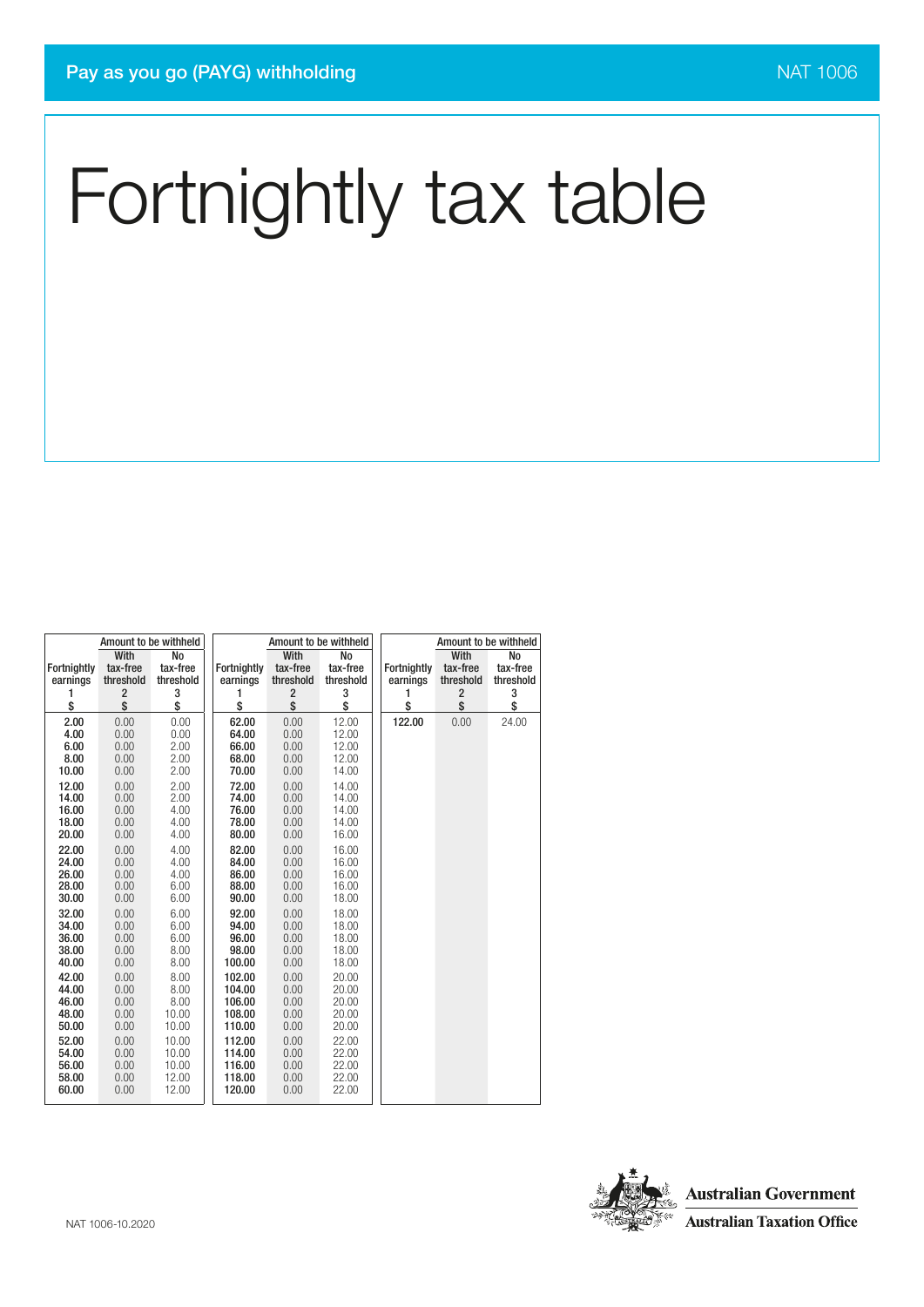Pay as you go (PAYG) withholding

NAT 1006

# Fortnightly tax table

| Fortnightly earnings | Amount to be withheld | |
|---|---|---|
| | With tax-free threshold | No tax-free threshold |
| 1 | 2 | 3 |
| $ | $ | $ |
| 2.00 | 0.00 | 0.00 |
| 4.00 | 0.00 | 0.00 |
| 6.00 | 0.00 | 2.00 |
| 8.00 | 0.00 | 2.00 |
| 10.00 | 0.00 | 2.00 |
| 12.00 | 0.00 | 2.00 |
| 14.00 | 0.00 | 2.00 |
| 16.00 | 0.00 | 4.00 |
| 18.00 | 0.00 | 4.00 |
| 20.00 | 0.00 | 4.00 |
| 22.00 | 0.00 | 4.00 |
| 24.00 | 0.00 | 4.00 |
| 26.00 | 0.00 | 4.00 |
| 28.00 | 0.00 | 6.00 |
| 30.00 | 0.00 | 6.00 |
| 32.00 | 0.00 | 6.00 |
| 34.00 | 0.00 | 6.00 |
| 36.00 | 0.00 | 6.00 |
| 38.00 | 0.00 | 8.00 |
| 40.00 | 0.00 | 8.00 |
| 42.00 | 0.00 | 8.00 |
| 44.00 | 0.00 | 8.00 |
| 46.00 | 0.00 | 8.00 |
| 48.00 | 0.00 | 10.00 |
| 50.00 | 0.00 | 10.00 |
| 52.00 | 0.00 | 10.00 |
| 54.00 | 0.00 | 10.00 |
| 56.00 | 0.00 | 10.00 |
| 58.00 | 0.00 | 12.00 |
| 60.00 | 0.00 | 12.00 |
| 62.00 | 0.00 | 12.00 |
| 64.00 | 0.00 | 12.00 |
| 66.00 | 0.00 | 12.00 |
| 68.00 | 0.00 | 12.00 |
| 70.00 | 0.00 | 14.00 |
| 72.00 | 0.00 | 14.00 |
| 74.00 | 0.00 | 14.00 |
| 76.00 | 0.00 | 14.00 |
| 78.00 | 0.00 | 14.00 |
| 80.00 | 0.00 | 16.00 |
| 82.00 | 0.00 | 16.00 |
| 84.00 | 0.00 | 16.00 |
| 86.00 | 0.00 | 16.00 |
| 88.00 | 0.00 | 16.00 |
| 90.00 | 0.00 | 18.00 |
| 92.00 | 0.00 | 18.00 |
| 94.00 | 0.00 | 18.00 |
| 96.00 | 0.00 | 18.00 |
| 98.00 | 0.00 | 18.00 |
| 100.00 | 0.00 | 18.00 |
| 102.00 | 0.00 | 20.00 |
| 104.00 | 0.00 | 20.00 |
| 106.00 | 0.00 | 20.00 |
| 108.00 | 0.00 | 20.00 |
| 110.00 | 0.00 | 20.00 |
| 112.00 | 0.00 | 22.00 |
| 114.00 | 0.00 | 22.00 |
| 116.00 | 0.00 | 22.00 |
| 118.00 | 0.00 | 22.00 |
| 120.00 | 0.00 | 22.00 |
| 122.00 | 0.00 | 24.00 |

NAT 1006-10.2020

Australian Government
Australian Taxation Office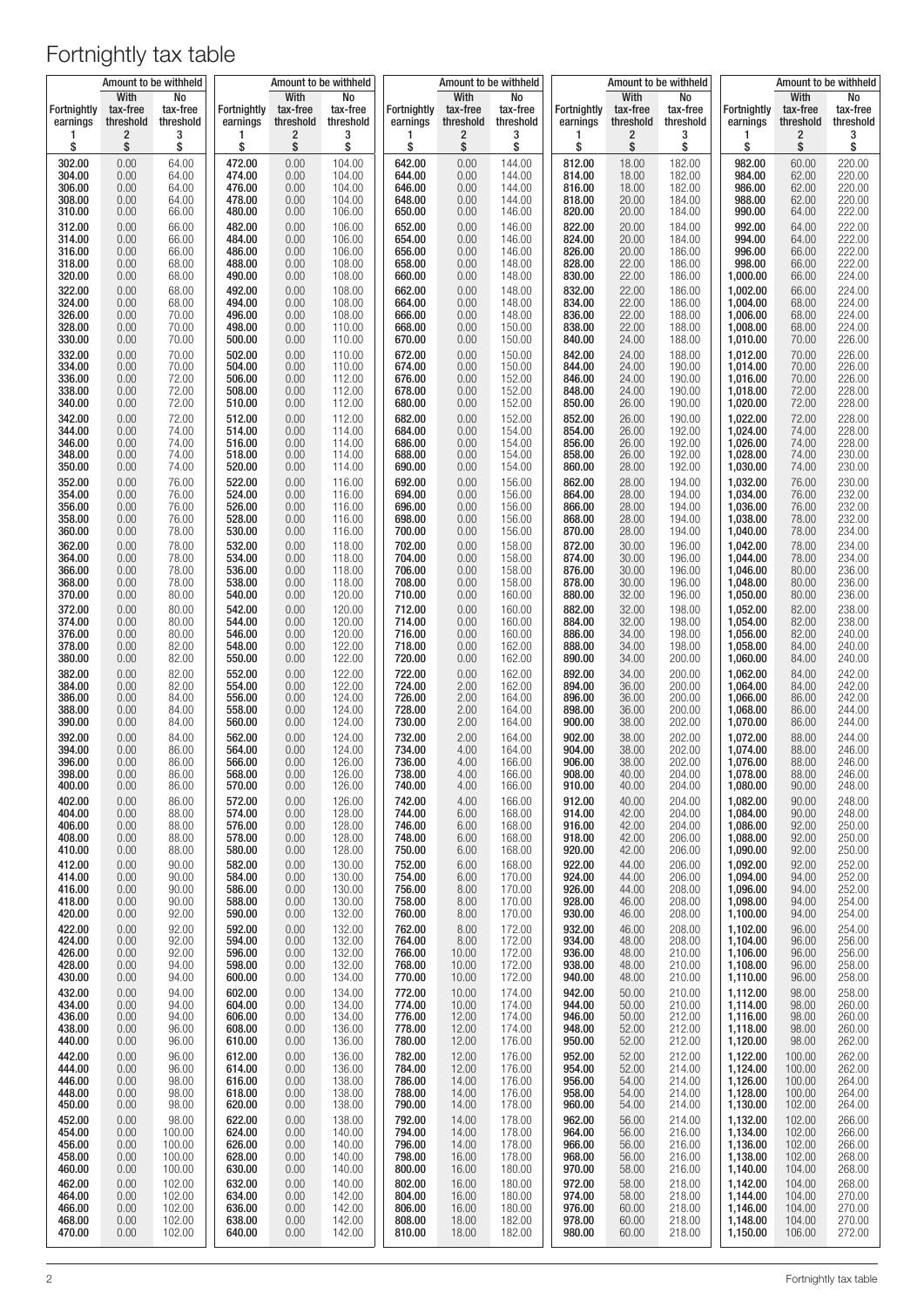# Fortnightly tax table

| Fortnightly earnings | Amount to be withheld | | Fortnightly earnings | Amount to be withheld | | Fortnightly earnings | Amount to be withheld | | Fortnightly earnings | Amount to be withheld | | Fortnightly earnings | Amount to be withheld | |
|---|---|---|---|---|---|---|---|---|---|---|---|---|---|---|
| | With tax-free threshold | No tax-free threshold | | With tax-free threshold | No tax-free threshold | | With tax-free threshold | No tax-free threshold | | With tax-free threshold | No tax-free threshold | | With tax-free threshold | No tax-free threshold |
| 1 | 2 | 3 | 1 | 2 | 3 | 1 | 2 | 3 | 1 | 2 | 3 | 1 | 2 | 3 |
| $ | $ | $ | $ | $ | $ | $ | $ | $ | $ | $ | $ | $ | $ | $ |
| 302.00 | 0.00 | 64.00 | 472.00 | 0.00 | 104.00 | 642.00 | 0.00 | 144.00 | 812.00 | 18.00 | 182.00 | 982.00 | 60.00 | 220.00 |
| 304.00 | 0.00 | 64.00 | 474.00 | 0.00 | 104.00 | 644.00 | 0.00 | 144.00 | 814.00 | 18.00 | 182.00 | 984.00 | 62.00 | 220.00 |
| 306.00 | 0.00 | 64.00 | 476.00 | 0.00 | 104.00 | 646.00 | 0.00 | 144.00 | 816.00 | 18.00 | 182.00 | 986.00 | 62.00 | 220.00 |
| 308.00 | 0.00 | 64.00 | 478.00 | 0.00 | 104.00 | 648.00 | 0.00 | 144.00 | 818.00 | 20.00 | 184.00 | 988.00 | 62.00 | 220.00 |
| 310.00 | 0.00 | 66.00 | 480.00 | 0.00 | 106.00 | 650.00 | 0.00 | 146.00 | 820.00 | 20.00 | 184.00 | 990.00 | 64.00 | 222.00 |
| 312.00 | 0.00 | 66.00 | 482.00 | 0.00 | 106.00 | 652.00 | 0.00 | 146.00 | 822.00 | 20.00 | 184.00 | 992.00 | 64.00 | 222.00 |
| 314.00 | 0.00 | 66.00 | 484.00 | 0.00 | 106.00 | 654.00 | 0.00 | 146.00 | 824.00 | 20.00 | 184.00 | 994.00 | 64.00 | 222.00 |
| 316.00 | 0.00 | 66.00 | 486.00 | 0.00 | 106.00 | 656.00 | 0.00 | 146.00 | 826.00 | 20.00 | 186.00 | 996.00 | 66.00 | 222.00 |
| 318.00 | 0.00 | 68.00 | 488.00 | 0.00 | 108.00 | 658.00 | 0.00 | 148.00 | 828.00 | 22.00 | 186.00 | 998.00 | 66.00 | 222.00 |
| 320.00 | 0.00 | 68.00 | 490.00 | 0.00 | 108.00 | 660.00 | 0.00 | 148.00 | 830.00 | 22.00 | 186.00 | 1,000.00 | 66.00 | 224.00 |
| 322.00 | 0.00 | 68.00 | 492.00 | 0.00 | 108.00 | 662.00 | 0.00 | 148.00 | 832.00 | 22.00 | 186.00 | 1,002.00 | 66.00 | 224.00 |
| 324.00 | 0.00 | 68.00 | 494.00 | 0.00 | 108.00 | 664.00 | 0.00 | 148.00 | 834.00 | 22.00 | 186.00 | 1,004.00 | 68.00 | 224.00 |
| 326.00 | 0.00 | 70.00 | 496.00 | 0.00 | 108.00 | 666.00 | 0.00 | 148.00 | 836.00 | 22.00 | 188.00 | 1,006.00 | 68.00 | 224.00 |
| 328.00 | 0.00 | 70.00 | 498.00 | 0.00 | 110.00 | 668.00 | 0.00 | 150.00 | 838.00 | 22.00 | 188.00 | 1,008.00 | 68.00 | 224.00 |
| 330.00 | 0.00 | 70.00 | 500.00 | 0.00 | 110.00 | 670.00 | 0.00 | 150.00 | 840.00 | 24.00 | 188.00 | 1,010.00 | 70.00 | 226.00 |
| 332.00 | 0.00 | 70.00 | 502.00 | 0.00 | 110.00 | 672.00 | 0.00 | 150.00 | 842.00 | 24.00 | 188.00 | 1,012.00 | 70.00 | 226.00 |
| 334.00 | 0.00 | 70.00 | 504.00 | 0.00 | 110.00 | 674.00 | 0.00 | 150.00 | 844.00 | 24.00 | 190.00 | 1,014.00 | 70.00 | 226.00 |
| 336.00 | 0.00 | 72.00 | 506.00 | 0.00 | 112.00 | 676.00 | 0.00 | 152.00 | 846.00 | 24.00 | 190.00 | 1,016.00 | 70.00 | 226.00 |
| 338.00 | 0.00 | 72.00 | 508.00 | 0.00 | 112.00 | 678.00 | 0.00 | 152.00 | 848.00 | 24.00 | 190.00 | 1,018.00 | 72.00 | 228.00 |
| 340.00 | 0.00 | 72.00 | 510.00 | 0.00 | 112.00 | 680.00 | 0.00 | 152.00 | 850.00 | 26.00 | 190.00 | 1,020.00 | 72.00 | 228.00 |
| 342.00 | 0.00 | 72.00 | 512.00 | 0.00 | 112.00 | 682.00 | 0.00 | 152.00 | 852.00 | 26.00 | 190.00 | 1,022.00 | 72.00 | 228.00 |
| 344.00 | 0.00 | 74.00 | 514.00 | 0.00 | 114.00 | 684.00 | 0.00 | 154.00 | 854.00 | 26.00 | 192.00 | 1,024.00 | 74.00 | 228.00 |
| 346.00 | 0.00 | 74.00 | 516.00 | 0.00 | 114.00 | 686.00 | 0.00 | 154.00 | 856.00 | 26.00 | 192.00 | 1,026.00 | 74.00 | 228.00 |
| 348.00 | 0.00 | 74.00 | 518.00 | 0.00 | 114.00 | 688.00 | 0.00 | 154.00 | 858.00 | 26.00 | 192.00 | 1,028.00 | 74.00 | 230.00 |
| 350.00 | 0.00 | 74.00 | 520.00 | 0.00 | 114.00 | 690.00 | 0.00 | 154.00 | 860.00 | 28.00 | 192.00 | 1,030.00 | 74.00 | 230.00 |
| 352.00 | 0.00 | 76.00 | 522.00 | 0.00 | 116.00 | 692.00 | 0.00 | 156.00 | 862.00 | 28.00 | 194.00 | 1,032.00 | 76.00 | 230.00 |
| 354.00 | 0.00 | 76.00 | 524.00 | 0.00 | 116.00 | 694.00 | 0.00 | 156.00 | 864.00 | 28.00 | 194.00 | 1,034.00 | 76.00 | 232.00 |
| 356.00 | 0.00 | 76.00 | 526.00 | 0.00 | 116.00 | 696.00 | 0.00 | 156.00 | 866.00 | 28.00 | 194.00 | 1,036.00 | 76.00 | 232.00 |
| 358.00 | 0.00 | 76.00 | 528.00 | 0.00 | 116.00 | 698.00 | 0.00 | 156.00 | 868.00 | 28.00 | 194.00 | 1,038.00 | 78.00 | 232.00 |
| 360.00 | 0.00 | 78.00 | 530.00 | 0.00 | 116.00 | 700.00 | 0.00 | 156.00 | 870.00 | 28.00 | 194.00 | 1,040.00 | 78.00 | 234.00 |
| 362.00 | 0.00 | 78.00 | 532.00 | 0.00 | 118.00 | 702.00 | 0.00 | 158.00 | 872.00 | 30.00 | 196.00 | 1,042.00 | 78.00 | 234.00 |
| 364.00 | 0.00 | 78.00 | 534.00 | 0.00 | 118.00 | 704.00 | 0.00 | 158.00 | 874.00 | 30.00 | 196.00 | 1,044.00 | 78.00 | 234.00 |
| 366.00 | 0.00 | 78.00 | 536.00 | 0.00 | 118.00 | 706.00 | 0.00 | 158.00 | 876.00 | 30.00 | 196.00 | 1,046.00 | 80.00 | 236.00 |
| 368.00 | 0.00 | 78.00 | 538.00 | 0.00 | 118.00 | 708.00 | 0.00 | 158.00 | 878.00 | 30.00 | 196.00 | 1,048.00 | 80.00 | 236.00 |
| 370.00 | 0.00 | 80.00 | 540.00 | 0.00 | 120.00 | 710.00 | 0.00 | 160.00 | 880.00 | 32.00 | 196.00 | 1,050.00 | 80.00 | 236.00 |
| 372.00 | 0.00 | 80.00 | 542.00 | 0.00 | 120.00 | 712.00 | 0.00 | 160.00 | 882.00 | 32.00 | 198.00 | 1,052.00 | 82.00 | 238.00 |
| 374.00 | 0.00 | 80.00 | 544.00 | 0.00 | 120.00 | 714.00 | 0.00 | 160.00 | 884.00 | 32.00 | 198.00 | 1,054.00 | 82.00 | 238.00 |
| 376.00 | 0.00 | 80.00 | 546.00 | 0.00 | 120.00 | 716.00 | 0.00 | 160.00 | 886.00 | 34.00 | 198.00 | 1,056.00 | 82.00 | 240.00 |
| 378.00 | 0.00 | 82.00 | 548.00 | 0.00 | 122.00 | 718.00 | 0.00 | 162.00 | 888.00 | 34.00 | 198.00 | 1,058.00 | 84.00 | 240.00 |
| 380.00 | 0.00 | 82.00 | 550.00 | 0.00 | 122.00 | 720.00 | 0.00 | 162.00 | 890.00 | 34.00 | 200.00 | 1,060.00 | 84.00 | 240.00 |
| 382.00 | 0.00 | 82.00 | 552.00 | 0.00 | 122.00 | 722.00 | 0.00 | 162.00 | 892.00 | 34.00 | 200.00 | 1,062.00 | 84.00 | 242.00 |
| 384.00 | 0.00 | 82.00 | 554.00 | 0.00 | 122.00 | 724.00 | 2.00 | 162.00 | 894.00 | 36.00 | 200.00 | 1,064.00 | 84.00 | 242.00 |
| 386.00 | 0.00 | 84.00 | 556.00 | 0.00 | 124.00 | 726.00 | 2.00 | 164.00 | 896.00 | 36.00 | 200.00 | 1,066.00 | 86.00 | 242.00 |
| 388.00 | 0.00 | 84.00 | 558.00 | 0.00 | 124.00 | 728.00 | 2.00 | 164.00 | 898.00 | 36.00 | 200.00 | 1,068.00 | 86.00 | 244.00 |
| 390.00 | 0.00 | 84.00 | 560.00 | 0.00 | 124.00 | 730.00 | 2.00 | 164.00 | 900.00 | 38.00 | 202.00 | 1,070.00 | 86.00 | 244.00 |
| 392.00 | 0.00 | 84.00 | 562.00 | 0.00 | 124.00 | 732.00 | 2.00 | 164.00 | 902.00 | 38.00 | 202.00 | 1,072.00 | 88.00 | 244.00 |
| 394.00 | 0.00 | 86.00 | 564.00 | 0.00 | 124.00 | 734.00 | 4.00 | 164.00 | 904.00 | 38.00 | 202.00 | 1,074.00 | 88.00 | 246.00 |
| 396.00 | 0.00 | 86.00 | 566.00 | 0.00 | 126.00 | 736.00 | 4.00 | 166.00 | 906.00 | 38.00 | 202.00 | 1,076.00 | 88.00 | 246.00 |
| 398.00 | 0.00 | 86.00 | 568.00 | 0.00 | 126.00 | 738.00 | 4.00 | 166.00 | 908.00 | 40.00 | 204.00 | 1,078.00 | 88.00 | 246.00 |
| 400.00 | 0.00 | 86.00 | 570.00 | 0.00 | 126.00 | 740.00 | 4.00 | 166.00 | 910.00 | 40.00 | 204.00 | 1,080.00 | 90.00 | 248.00 |
| 402.00 | 0.00 | 86.00 | 572.00 | 0.00 | 126.00 | 742.00 | 4.00 | 166.00 | 912.00 | 40.00 | 204.00 | 1,082.00 | 90.00 | 248.00 |
| 404.00 | 0.00 | 88.00 | 574.00 | 0.00 | 128.00 | 744.00 | 6.00 | 168.00 | 914.00 | 42.00 | 204.00 | 1,084.00 | 90.00 | 248.00 |
| 406.00 | 0.00 | 88.00 | 576.00 | 0.00 | 128.00 | 746.00 | 6.00 | 168.00 | 916.00 | 42.00 | 204.00 | 1,086.00 | 92.00 | 250.00 |
| 408.00 | 0.00 | 88.00 | 578.00 | 0.00 | 128.00 | 748.00 | 6.00 | 168.00 | 918.00 | 42.00 | 206.00 | 1,088.00 | 92.00 | 250.00 |
| 410.00 | 0.00 | 88.00 | 580.00 | 0.00 | 128.00 | 750.00 | 6.00 | 168.00 | 920.00 | 42.00 | 206.00 | 1,090.00 | 92.00 | 250.00 |
| 412.00 | 0.00 | 90.00 | 582.00 | 0.00 | 130.00 | 752.00 | 6.00 | 168.00 | 922.00 | 44.00 | 206.00 | 1,092.00 | 92.00 | 252.00 |
| 414.00 | 0.00 | 90.00 | 584.00 | 0.00 | 130.00 | 754.00 | 6.00 | 170.00 | 924.00 | 44.00 | 206.00 | 1,094.00 | 94.00 | 252.00 |
| 416.00 | 0.00 | 90.00 | 586.00 | 0.00 | 130.00 | 756.00 | 8.00 | 170.00 | 926.00 | 44.00 | 208.00 | 1,096.00 | 94.00 | 252.00 |
| 418.00 | 0.00 | 90.00 | 588.00 | 0.00 | 130.00 | 758.00 | 8.00 | 170.00 | 928.00 | 46.00 | 208.00 | 1,098.00 | 94.00 | 254.00 |
| 420.00 | 0.00 | 92.00 | 590.00 | 0.00 | 132.00 | 760.00 | 8.00 | 170.00 | 930.00 | 46.00 | 208.00 | 1,100.00 | 94.00 | 254.00 |
| 422.00 | 0.00 | 92.00 | 592.00 | 0.00 | 132.00 | 762.00 | 8.00 | 172.00 | 932.00 | 46.00 | 208.00 | 1,102.00 | 96.00 | 254.00 |
| 424.00 | 0.00 | 92.00 | 594.00 | 0.00 | 132.00 | 764.00 | 8.00 | 172.00 | 934.00 | 48.00 | 208.00 | 1,104.00 | 96.00 | 256.00 |
| 426.00 | 0.00 | 92.00 | 596.00 | 0.00 | 132.00 | 766.00 | 10.00 | 172.00 | 936.00 | 48.00 | 210.00 | 1,106.00 | 96.00 | 256.00 |
| 428.00 | 0.00 | 94.00 | 598.00 | 0.00 | 132.00 | 768.00 | 10.00 | 172.00 | 938.00 | 48.00 | 210.00 | 1,108.00 | 96.00 | 258.00 |
| 430.00 | 0.00 | 94.00 | 600.00 | 0.00 | 134.00 | 770.00 | 10.00 | 172.00 | 940.00 | 48.00 | 210.00 | 1,110.00 | 96.00 | 258.00 |
| 432.00 | 0.00 | 94.00 | 602.00 | 0.00 | 134.00 | 772.00 | 10.00 | 174.00 | 942.00 | 50.00 | 210.00 | 1,112.00 | 98.00 | 258.00 |
| 434.00 | 0.00 | 94.00 | 604.00 | 0.00 | 134.00 | 774.00 | 10.00 | 174.00 | 944.00 | 50.00 | 210.00 | 1,114.00 | 98.00 | 260.00 |
| 436.00 | 0.00 | 94.00 | 606.00 | 0.00 | 134.00 | 776.00 | 12.00 | 174.00 | 946.00 | 50.00 | 212.00 | 1,116.00 | 98.00 | 260.00 |
| 438.00 | 0.00 | 96.00 | 608.00 | 0.00 | 136.00 | 778.00 | 12.00 | 174.00 | 948.00 | 52.00 | 212.00 | 1,118.00 | 98.00 | 260.00 |
| 440.00 | 0.00 | 96.00 | 610.00 | 0.00 | 136.00 | 780.00 | 12.00 | 176.00 | 950.00 | 52.00 | 212.00 | 1,120.00 | 98.00 | 262.00 |
| 442.00 | 0.00 | 96.00 | 612.00 | 0.00 | 136.00 | 782.00 | 12.00 | 176.00 | 952.00 | 52.00 | 212.00 | 1,122.00 | 100.00 | 262.00 |
| 444.00 | 0.00 | 96.00 | 614.00 | 0.00 | 136.00 | 784.00 | 12.00 | 176.00 | 954.00 | 52.00 | 214.00 | 1,124.00 | 100.00 | 262.00 |
| 446.00 | 0.00 | 98.00 | 616.00 | 0.00 | 138.00 | 786.00 | 14.00 | 176.00 | 956.00 | 54.00 | 214.00 | 1,126.00 | 100.00 | 264.00 |
| 448.00 | 0.00 | 98.00 | 618.00 | 0.00 | 138.00 | 788.00 | 14.00 | 176.00 | 958.00 | 54.00 | 214.00 | 1,128.00 | 100.00 | 264.00 |
| 450.00 | 0.00 | 98.00 | 620.00 | 0.00 | 138.00 | 790.00 | 14.00 | 178.00 | 960.00 | 54.00 | 214.00 | 1,130.00 | 102.00 | 264.00 |
| 452.00 | 0.00 | 98.00 | 622.00 | 0.00 | 138.00 | 792.00 | 14.00 | 178.00 | 962.00 | 56.00 | 214.00 | 1,132.00 | 102.00 | 266.00 |
| 454.00 | 0.00 | 100.00 | 624.00 | 0.00 | 140.00 | 794.00 | 14.00 | 178.00 | 964.00 | 56.00 | 216.00 | 1,134.00 | 102.00 | 266.00 |
| 456.00 | 0.00 | 100.00 | 626.00 | 0.00 | 140.00 | 796.00 | 14.00 | 178.00 | 966.00 | 56.00 | 216.00 | 1,136.00 | 102.00 | 266.00 |
| 458.00 | 0.00 | 100.00 | 628.00 | 0.00 | 140.00 | 798.00 | 16.00 | 178.00 | 968.00 | 56.00 | 216.00 | 1,138.00 | 102.00 | 268.00 |
| 460.00 | 0.00 | 100.00 | 630.00 | 0.00 | 140.00 | 800.00 | 16.00 | 180.00 | 970.00 | 58.00 | 216.00 | 1,140.00 | 104.00 | 268.00 |
| 462.00 | 0.00 | 102.00 | 632.00 | 0.00 | 140.00 | 802.00 | 16.00 | 180.00 | 972.00 | 58.00 | 218.00 | 1,142.00 | 104.00 | 268.00 |
| 464.00 | 0.00 | 102.00 | 634.00 | 0.00 | 142.00 | 804.00 | 16.00 | 180.00 | 974.00 | 58.00 | 218.00 | 1,144.00 | 104.00 | 270.00 |
| 466.00 | 0.00 | 102.00 | 636.00 | 0.00 | 142.00 | 806.00 | 16.00 | 180.00 | 976.00 | 60.00 | 218.00 | 1,146.00 | 104.00 | 270.00 |
| 468.00 | 0.00 | 102.00 | 638.00 | 0.00 | 142.00 | 808.00 | 18.00 | 182.00 | 978.00 | 60.00 | 218.00 | 1,148.00 | 104.00 | 270.00 |
| 470.00 | 0.00 | 102.00 | 640.00 | 0.00 | 142.00 | 810.00 | 18.00 | 182.00 | 980.00 | 60.00 | 218.00 | 1,150.00 | 106.00 | 272.00 |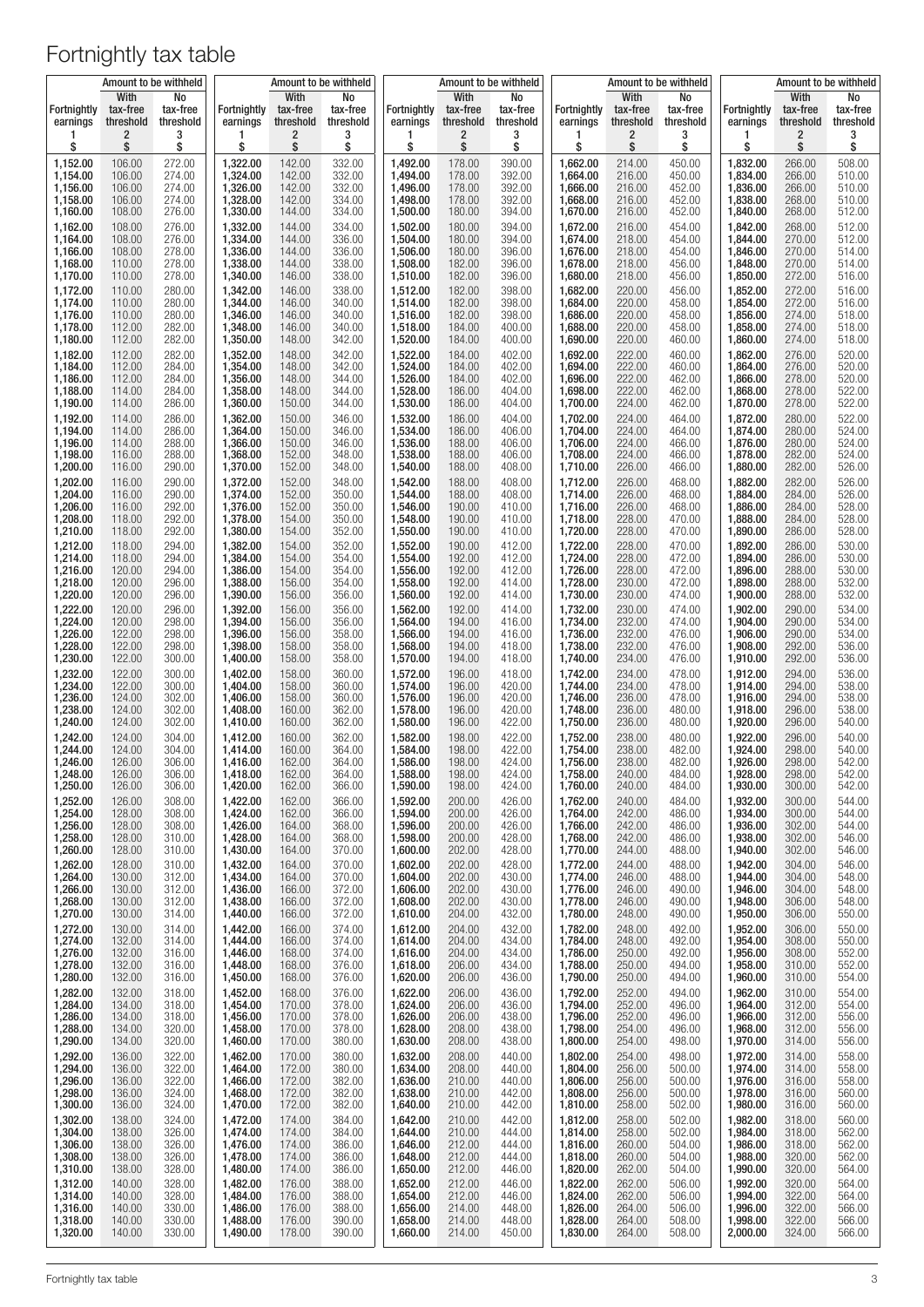# Fortnightly tax table

| | Amount to be withheld | | | Amount to be withheld | | | Amount to be withheld | | | Amount to be withheld | | | Amount to be withheld | |
|---|---|---|---|---|---|---|---|---|---|---|---|---|---|---|
| Fortnightly earnings | With tax-free threshold | No tax-free threshold | Fortnightly earnings | With tax-free threshold | No tax-free threshold | Fortnightly earnings | With tax-free threshold | No tax-free threshold | Fortnightly earnings | With tax-free threshold | No tax-free threshold | Fortnightly earnings | With tax-free threshold | No tax-free threshold |
| 1 | 2 | 3 | 1 | 2 | 3 | 1 | 2 | 3 | 1 | 2 | 3 | 1 | 2 | 3 |
| $ | $ | $ | $ | $ | $ | $ | $ | $ | $ | $ | $ | $ | $ | $ |
| 1,152.00 | 106.00 | 272.00 | 1,322.00 | 142.00 | 332.00 | 1,492.00 | 178.00 | 390.00 | 1,662.00 | 214.00 | 450.00 | 1,832.00 | 266.00 | 508.00 |
| 1,154.00 | 106.00 | 274.00 | 1,324.00 | 142.00 | 332.00 | 1,494.00 | 178.00 | 392.00 | 1,664.00 | 216.00 | 450.00 | 1,834.00 | 266.00 | 510.00 |
| 1,156.00 | 106.00 | 274.00 | 1,326.00 | 142.00 | 332.00 | 1,496.00 | 178.00 | 392.00 | 1,666.00 | 216.00 | 452.00 | 1,836.00 | 266.00 | 510.00 |
| 1,158.00 | 106.00 | 274.00 | 1,328.00 | 142.00 | 334.00 | 1,498.00 | 178.00 | 392.00 | 1,668.00 | 216.00 | 452.00 | 1,838.00 | 268.00 | 510.00 |
| 1,160.00 | 108.00 | 276.00 | 1,330.00 | 144.00 | 334.00 | 1,500.00 | 180.00 | 394.00 | 1,670.00 | 216.00 | 452.00 | 1,840.00 | 268.00 | 512.00 |
| 1,162.00 | 108.00 | 276.00 | 1,332.00 | 144.00 | 334.00 | 1,502.00 | 180.00 | 394.00 | 1,672.00 | 216.00 | 454.00 | 1,842.00 | 268.00 | 512.00 |
| 1,164.00 | 108.00 | 276.00 | 1,334.00 | 144.00 | 336.00 | 1,504.00 | 180.00 | 394.00 | 1,674.00 | 218.00 | 454.00 | 1,844.00 | 270.00 | 512.00 |
| 1,166.00 | 108.00 | 278.00 | 1,336.00 | 144.00 | 336.00 | 1,506.00 | 180.00 | 396.00 | 1,676.00 | 218.00 | 454.00 | 1,846.00 | 270.00 | 514.00 |
| 1,168.00 | 110.00 | 278.00 | 1,338.00 | 144.00 | 338.00 | 1,508.00 | 182.00 | 396.00 | 1,678.00 | 218.00 | 456.00 | 1,848.00 | 270.00 | 514.00 |
| 1,170.00 | 110.00 | 278.00 | 1,340.00 | 146.00 | 338.00 | 1,510.00 | 182.00 | 396.00 | 1,680.00 | 218.00 | 456.00 | 1,850.00 | 272.00 | 516.00 |
| 1,172.00 | 110.00 | 280.00 | 1,342.00 | 146.00 | 338.00 | 1,512.00 | 182.00 | 398.00 | 1,682.00 | 220.00 | 456.00 | 1,852.00 | 272.00 | 516.00 |
| 1,174.00 | 110.00 | 280.00 | 1,344.00 | 146.00 | 340.00 | 1,514.00 | 182.00 | 398.00 | 1,684.00 | 220.00 | 458.00 | 1,854.00 | 272.00 | 516.00 |
| 1,176.00 | 110.00 | 280.00 | 1,346.00 | 146.00 | 340.00 | 1,516.00 | 182.00 | 398.00 | 1,686.00 | 220.00 | 458.00 | 1,856.00 | 274.00 | 518.00 |
| 1,178.00 | 112.00 | 282.00 | 1,348.00 | 146.00 | 340.00 | 1,518.00 | 184.00 | 400.00 | 1,688.00 | 220.00 | 458.00 | 1,858.00 | 274.00 | 518.00 |
| 1,180.00 | 112.00 | 282.00 | 1,350.00 | 148.00 | 342.00 | 1,520.00 | 184.00 | 400.00 | 1,690.00 | 220.00 | 460.00 | 1,860.00 | 274.00 | 518.00 |
| 1,182.00 | 112.00 | 282.00 | 1,352.00 | 148.00 | 342.00 | 1,522.00 | 184.00 | 402.00 | 1,692.00 | 222.00 | 460.00 | 1,862.00 | 276.00 | 520.00 |
| 1,184.00 | 112.00 | 284.00 | 1,354.00 | 148.00 | 342.00 | 1,524.00 | 184.00 | 402.00 | 1,694.00 | 222.00 | 460.00 | 1,864.00 | 276.00 | 520.00 |
| 1,186.00 | 112.00 | 284.00 | 1,356.00 | 148.00 | 344.00 | 1,526.00 | 184.00 | 402.00 | 1,696.00 | 222.00 | 462.00 | 1,866.00 | 278.00 | 520.00 |
| 1,188.00 | 114.00 | 284.00 | 1,358.00 | 148.00 | 344.00 | 1,528.00 | 186.00 | 404.00 | 1,698.00 | 222.00 | 462.00 | 1,868.00 | 278.00 | 522.00 |
| 1,190.00 | 114.00 | 286.00 | 1,360.00 | 150.00 | 344.00 | 1,530.00 | 186.00 | 404.00 | 1,700.00 | 224.00 | 462.00 | 1,870.00 | 278.00 | 522.00 |
| 1,192.00 | 114.00 | 286.00 | 1,362.00 | 150.00 | 346.00 | 1,532.00 | 186.00 | 404.00 | 1,702.00 | 224.00 | 464.00 | 1,872.00 | 280.00 | 522.00 |
| 1,194.00 | 114.00 | 286.00 | 1,364.00 | 150.00 | 346.00 | 1,534.00 | 186.00 | 406.00 | 1,704.00 | 224.00 | 464.00 | 1,874.00 | 280.00 | 524.00 |
| 1,196.00 | 114.00 | 288.00 | 1,366.00 | 150.00 | 346.00 | 1,536.00 | 188.00 | 406.00 | 1,706.00 | 224.00 | 466.00 | 1,876.00 | 280.00 | 524.00 |
| 1,198.00 | 116.00 | 288.00 | 1,368.00 | 152.00 | 348.00 | 1,538.00 | 188.00 | 406.00 | 1,708.00 | 224.00 | 466.00 | 1,878.00 | 282.00 | 524.00 |
| 1,200.00 | 116.00 | 290.00 | 1,370.00 | 152.00 | 348.00 | 1,540.00 | 188.00 | 408.00 | 1,710.00 | 226.00 | 466.00 | 1,880.00 | 282.00 | 526.00 |
| 1,202.00 | 116.00 | 290.00 | 1,372.00 | 152.00 | 348.00 | 1,542.00 | 188.00 | 408.00 | 1,712.00 | 226.00 | 468.00 | 1,882.00 | 282.00 | 526.00 |
| 1,204.00 | 116.00 | 290.00 | 1,374.00 | 152.00 | 350.00 | 1,544.00 | 188.00 | 408.00 | 1,714.00 | 226.00 | 468.00 | 1,884.00 | 284.00 | 526.00 |
| 1,206.00 | 116.00 | 292.00 | 1,376.00 | 152.00 | 350.00 | 1,546.00 | 190.00 | 410.00 | 1,716.00 | 226.00 | 468.00 | 1,886.00 | 284.00 | 528.00 |
| 1,208.00 | 118.00 | 292.00 | 1,378.00 | 154.00 | 350.00 | 1,548.00 | 190.00 | 410.00 | 1,718.00 | 228.00 | 470.00 | 1,888.00 | 284.00 | 528.00 |
| 1,210.00 | 118.00 | 292.00 | 1,380.00 | 154.00 | 352.00 | 1,550.00 | 190.00 | 410.00 | 1,720.00 | 228.00 | 470.00 | 1,890.00 | 286.00 | 528.00 |
| 1,212.00 | 118.00 | 294.00 | 1,382.00 | 154.00 | 352.00 | 1,552.00 | 190.00 | 412.00 | 1,722.00 | 228.00 | 470.00 | 1,892.00 | 286.00 | 530.00 |
| 1,214.00 | 118.00 | 294.00 | 1,384.00 | 154.00 | 354.00 | 1,554.00 | 192.00 | 412.00 | 1,724.00 | 228.00 | 472.00 | 1,894.00 | 286.00 | 530.00 |
| 1,216.00 | 120.00 | 294.00 | 1,386.00 | 154.00 | 354.00 | 1,556.00 | 192.00 | 412.00 | 1,726.00 | 228.00 | 472.00 | 1,896.00 | 288.00 | 530.00 |
| 1,218.00 | 120.00 | 296.00 | 1,388.00 | 156.00 | 354.00 | 1,558.00 | 192.00 | 414.00 | 1,728.00 | 230.00 | 472.00 | 1,898.00 | 288.00 | 532.00 |
| 1,220.00 | 120.00 | 296.00 | 1,390.00 | 156.00 | 356.00 | 1,560.00 | 192.00 | 414.00 | 1,730.00 | 230.00 | 474.00 | 1,900.00 | 288.00 | 532.00 |
| 1,222.00 | 120.00 | 296.00 | 1,392.00 | 156.00 | 356.00 | 1,562.00 | 192.00 | 414.00 | 1,732.00 | 230.00 | 474.00 | 1,902.00 | 290.00 | 534.00 |
| 1,224.00 | 120.00 | 298.00 | 1,394.00 | 156.00 | 356.00 | 1,564.00 | 194.00 | 416.00 | 1,734.00 | 232.00 | 474.00 | 1,904.00 | 290.00 | 534.00 |
| 1,226.00 | 122.00 | 298.00 | 1,396.00 | 156.00 | 358.00 | 1,566.00 | 194.00 | 416.00 | 1,736.00 | 232.00 | 476.00 | 1,906.00 | 290.00 | 534.00 |
| 1,228.00 | 122.00 | 298.00 | 1,398.00 | 158.00 | 358.00 | 1,568.00 | 194.00 | 418.00 | 1,738.00 | 232.00 | 476.00 | 1,908.00 | 292.00 | 536.00 |
| 1,230.00 | 122.00 | 300.00 | 1,400.00 | 158.00 | 358.00 | 1,570.00 | 194.00 | 418.00 | 1,740.00 | 234.00 | 476.00 | 1,910.00 | 292.00 | 536.00 |
| 1,232.00 | 122.00 | 300.00 | 1,402.00 | 158.00 | 360.00 | 1,572.00 | 196.00 | 418.00 | 1,742.00 | 234.00 | 478.00 | 1,912.00 | 294.00 | 536.00 |
| 1,234.00 | 122.00 | 300.00 | 1,404.00 | 158.00 | 360.00 | 1,574.00 | 196.00 | 420.00 | 1,744.00 | 234.00 | 478.00 | 1,914.00 | 294.00 | 538.00 |
| 1,236.00 | 124.00 | 302.00 | 1,406.00 | 158.00 | 360.00 | 1,576.00 | 196.00 | 420.00 | 1,746.00 | 236.00 | 478.00 | 1,916.00 | 294.00 | 538.00 |
| 1,238.00 | 124.00 | 302.00 | 1,408.00 | 160.00 | 362.00 | 1,578.00 | 196.00 | 420.00 | 1,748.00 | 236.00 | 480.00 | 1,918.00 | 296.00 | 538.00 |
| 1,240.00 | 124.00 | 302.00 | 1,410.00 | 160.00 | 362.00 | 1,580.00 | 196.00 | 422.00 | 1,750.00 | 236.00 | 480.00 | 1,920.00 | 296.00 | 540.00 |
| 1,242.00 | 124.00 | 304.00 | 1,412.00 | 160.00 | 362.00 | 1,582.00 | 198.00 | 422.00 | 1,752.00 | 238.00 | 480.00 | 1,922.00 | 296.00 | 540.00 |
| 1,244.00 | 124.00 | 304.00 | 1,414.00 | 160.00 | 364.00 | 1,584.00 | 198.00 | 422.00 | 1,754.00 | 238.00 | 482.00 | 1,924.00 | 298.00 | 540.00 |
| 1,246.00 | 126.00 | 306.00 | 1,416.00 | 162.00 | 364.00 | 1,586.00 | 198.00 | 424.00 | 1,756.00 | 238.00 | 482.00 | 1,926.00 | 298.00 | 542.00 |
| 1,248.00 | 126.00 | 306.00 | 1,418.00 | 162.00 | 364.00 | 1,588.00 | 198.00 | 424.00 | 1,758.00 | 240.00 | 484.00 | 1,928.00 | 298.00 | 542.00 |
| 1,250.00 | 126.00 | 306.00 | 1,420.00 | 162.00 | 366.00 | 1,590.00 | 198.00 | 424.00 | 1,760.00 | 240.00 | 484.00 | 1,930.00 | 300.00 | 542.00 |
| 1,252.00 | 126.00 | 308.00 | 1,422.00 | 162.00 | 366.00 | 1,592.00 | 200.00 | 426.00 | 1,762.00 | 240.00 | 484.00 | 1,932.00 | 300.00 | 544.00 |
| 1,254.00 | 128.00 | 308.00 | 1,424.00 | 162.00 | 366.00 | 1,594.00 | 200.00 | 426.00 | 1,764.00 | 242.00 | 486.00 | 1,934.00 | 300.00 | 544.00 |
| 1,256.00 | 128.00 | 308.00 | 1,426.00 | 164.00 | 368.00 | 1,596.00 | 200.00 | 426.00 | 1,766.00 | 242.00 | 486.00 | 1,936.00 | 302.00 | 544.00 |
| 1,258.00 | 128.00 | 310.00 | 1,428.00 | 164.00 | 368.00 | 1,598.00 | 200.00 | 428.00 | 1,768.00 | 242.00 | 486.00 | 1,938.00 | 302.00 | 546.00 |
| 1,260.00 | 128.00 | 310.00 | 1,430.00 | 164.00 | 370.00 | 1,600.00 | 202.00 | 428.00 | 1,770.00 | 244.00 | 488.00 | 1,940.00 | 302.00 | 546.00 |
| 1,262.00 | 128.00 | 310.00 | 1,432.00 | 164.00 | 370.00 | 1,602.00 | 202.00 | 428.00 | 1,772.00 | 244.00 | 488.00 | 1,942.00 | 304.00 | 546.00 |
| 1,264.00 | 130.00 | 312.00 | 1,434.00 | 164.00 | 370.00 | 1,604.00 | 202.00 | 430.00 | 1,774.00 | 246.00 | 488.00 | 1,944.00 | 304.00 | 548.00 |
| 1,266.00 | 130.00 | 312.00 | 1,436.00 | 166.00 | 372.00 | 1,606.00 | 202.00 | 430.00 | 1,776.00 | 246.00 | 490.00 | 1,946.00 | 304.00 | 548.00 |
| 1,268.00 | 130.00 | 312.00 | 1,438.00 | 166.00 | 372.00 | 1,608.00 | 202.00 | 430.00 | 1,778.00 | 246.00 | 490.00 | 1,948.00 | 306.00 | 548.00 |
| 1,270.00 | 130.00 | 314.00 | 1,440.00 | 166.00 | 372.00 | 1,610.00 | 204.00 | 432.00 | 1,780.00 | 248.00 | 490.00 | 1,950.00 | 306.00 | 550.00 |
| 1,272.00 | 130.00 | 314.00 | 1,442.00 | 166.00 | 374.00 | 1,612.00 | 204.00 | 432.00 | 1,782.00 | 248.00 | 492.00 | 1,952.00 | 306.00 | 550.00 |
| 1,274.00 | 132.00 | 314.00 | 1,444.00 | 166.00 | 374.00 | 1,614.00 | 204.00 | 434.00 | 1,784.00 | 248.00 | 492.00 | 1,954.00 | 308.00 | 550.00 |
| 1,276.00 | 132.00 | 316.00 | 1,446.00 | 168.00 | 374.00 | 1,616.00 | 204.00 | 434.00 | 1,786.00 | 250.00 | 492.00 | 1,956.00 | 308.00 | 552.00 |
| 1,278.00 | 132.00 | 316.00 | 1,448.00 | 168.00 | 376.00 | 1,618.00 | 206.00 | 434.00 | 1,788.00 | 250.00 | 494.00 | 1,958.00 | 310.00 | 552.00 |
| 1,280.00 | 132.00 | 316.00 | 1,450.00 | 168.00 | 376.00 | 1,620.00 | 206.00 | 436.00 | 1,790.00 | 250.00 | 494.00 | 1,960.00 | 310.00 | 554.00 |
| 1,282.00 | 132.00 | 318.00 | 1,452.00 | 168.00 | 376.00 | 1,622.00 | 206.00 | 436.00 | 1,792.00 | 252.00 | 494.00 | 1,962.00 | 310.00 | 554.00 |
| 1,284.00 | 134.00 | 318.00 | 1,454.00 | 170.00 | 378.00 | 1,624.00 | 206.00 | 436.00 | 1,794.00 | 252.00 | 496.00 | 1,964.00 | 312.00 | 554.00 |
| 1,286.00 | 134.00 | 318.00 | 1,456.00 | 170.00 | 378.00 | 1,626.00 | 206.00 | 438.00 | 1,796.00 | 252.00 | 496.00 | 1,966.00 | 312.00 | 556.00 |
| 1,288.00 | 134.00 | 320.00 | 1,458.00 | 170.00 | 378.00 | 1,628.00 | 208.00 | 438.00 | 1,798.00 | 254.00 | 496.00 | 1,968.00 | 312.00 | 556.00 |
| 1,290.00 | 134.00 | 320.00 | 1,460.00 | 170.00 | 380.00 | 1,630.00 | 208.00 | 438.00 | 1,800.00 | 254.00 | 498.00 | 1,970.00 | 314.00 | 556.00 |
| 1,292.00 | 136.00 | 322.00 | 1,462.00 | 170.00 | 380.00 | 1,632.00 | 208.00 | 440.00 | 1,802.00 | 254.00 | 498.00 | 1,972.00 | 314.00 | 558.00 |
| 1,294.00 | 136.00 | 322.00 | 1,464.00 | 172.00 | 380.00 | 1,634.00 | 208.00 | 440.00 | 1,804.00 | 256.00 | 500.00 | 1,974.00 | 314.00 | 558.00 |
| 1,296.00 | 136.00 | 322.00 | 1,466.00 | 172.00 | 382.00 | 1,636.00 | 210.00 | 440.00 | 1,806.00 | 256.00 | 500.00 | 1,976.00 | 316.00 | 558.00 |
| 1,298.00 | 136.00 | 324.00 | 1,468.00 | 172.00 | 382.00 | 1,638.00 | 210.00 | 442.00 | 1,808.00 | 256.00 | 500.00 | 1,978.00 | 316.00 | 560.00 |
| 1,300.00 | 136.00 | 324.00 | 1,470.00 | 172.00 | 382.00 | 1,640.00 | 210.00 | 442.00 | 1,810.00 | 258.00 | 502.00 | 1,980.00 | 316.00 | 560.00 |
| 1,302.00 | 138.00 | 324.00 | 1,472.00 | 174.00 | 384.00 | 1,642.00 | 210.00 | 442.00 | 1,812.00 | 258.00 | 502.00 | 1,982.00 | 318.00 | 560.00 |
| 1,304.00 | 138.00 | 326.00 | 1,474.00 | 174.00 | 384.00 | 1,644.00 | 210.00 | 444.00 | 1,814.00 | 258.00 | 502.00 | 1,984.00 | 318.00 | 562.00 |
| 1,306.00 | 138.00 | 326.00 | 1,476.00 | 174.00 | 386.00 | 1,646.00 | 212.00 | 444.00 | 1,816.00 | 260.00 | 504.00 | 1,986.00 | 318.00 | 562.00 |
| 1,308.00 | 138.00 | 326.00 | 1,478.00 | 174.00 | 386.00 | 1,648.00 | 212.00 | 444.00 | 1,818.00 | 260.00 | 504.00 | 1,988.00 | 320.00 | 562.00 |
| 1,310.00 | 138.00 | 328.00 | 1,480.00 | 174.00 | 386.00 | 1,650.00 | 212.00 | 446.00 | 1,820.00 | 262.00 | 504.00 | 1,990.00 | 320.00 | 564.00 |
| 1,312.00 | 140.00 | 328.00 | 1,482.00 | 176.00 | 388.00 | 1,652.00 | 212.00 | 446.00 | 1,822.00 | 262.00 | 506.00 | 1,992.00 | 320.00 | 564.00 |
| 1,314.00 | 140.00 | 328.00 | 1,484.00 | 176.00 | 388.00 | 1,654.00 | 212.00 | 446.00 | 1,824.00 | 262.00 | 506.00 | 1,994.00 | 322.00 | 564.00 |
| 1,316.00 | 140.00 | 330.00 | 1,486.00 | 176.00 | 388.00 | 1,656.00 | 214.00 | 448.00 | 1,826.00 | 264.00 | 506.00 | 1,996.00 | 322.00 | 566.00 |
| 1,318.00 | 140.00 | 330.00 | 1,488.00 | 176.00 | 390.00 | 1,658.00 | 214.00 | 448.00 | 1,828.00 | 264.00 | 508.00 | 1,998.00 | 322.00 | 566.00 |
| 1,320.00 | 140.00 | 330.00 | 1,490.00 | 178.00 | 390.00 | 1,660.00 | 214.00 | 450.00 | 1,830.00 | 264.00 | 508.00 | 2,000.00 | 324.00 | 566.00 |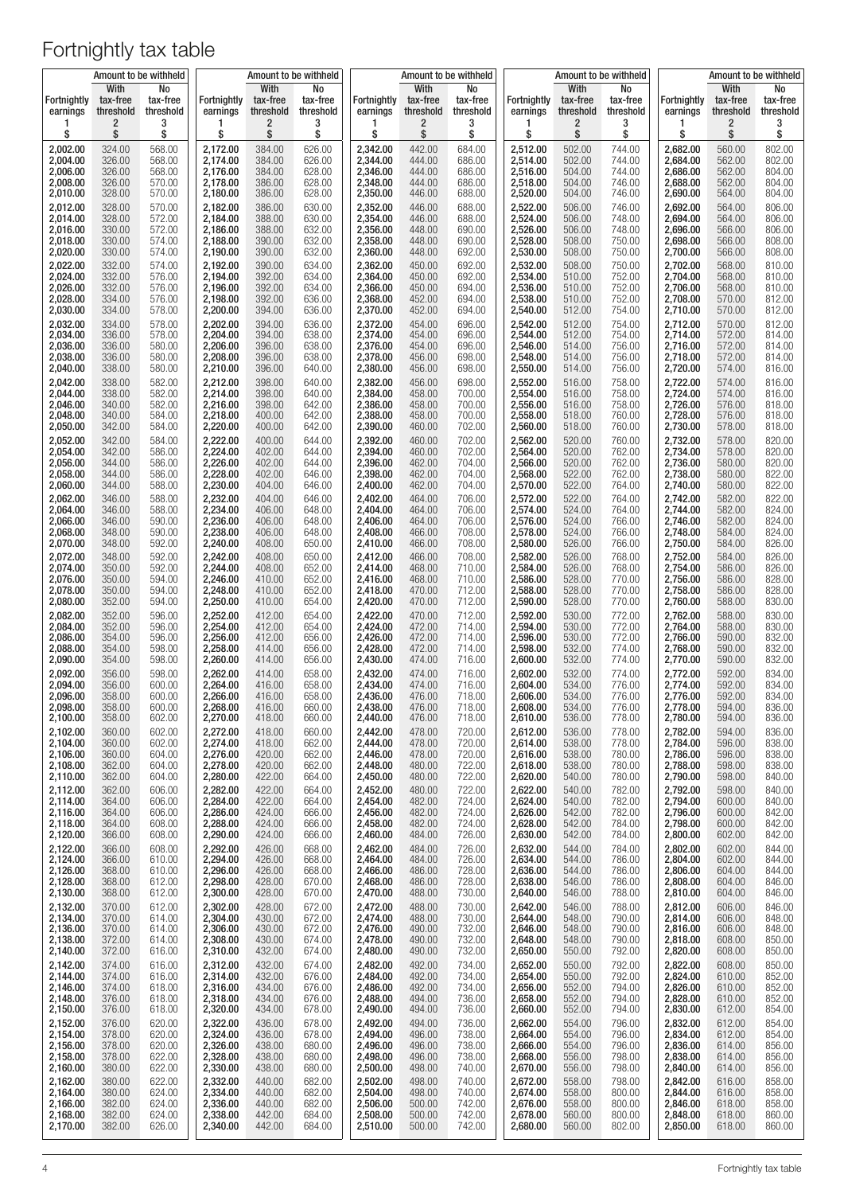# Fortnightly tax table

| Fortnightly earnings | Amount to be withheld | |
|---|---|---|
| | With tax-free threshold | No tax-free threshold |
| 1 | 2 | 3 |
| $ | $ | $ |
| 2,002.00 | 324.00 | 568.00 |
| 2,004.00 | 326.00 | 568.00 |
| 2,006.00 | 326.00 | 568.00 |
| 2,008.00 | 326.00 | 570.00 |
| 2,010.00 | 328.00 | 570.00 |
| 2,012.00 | 328.00 | 570.00 |
| 2,014.00 | 328.00 | 572.00 |
| 2,016.00 | 330.00 | 572.00 |
| 2,018.00 | 330.00 | 574.00 |
| 2,020.00 | 330.00 | 574.00 |
| 2,022.00 | 332.00 | 574.00 |
| 2,024.00 | 332.00 | 576.00 |
| 2,026.00 | 332.00 | 576.00 |
| 2,028.00 | 334.00 | 576.00 |
| 2,030.00 | 334.00 | 578.00 |
| 2,032.00 | 334.00 | 578.00 |
| 2,034.00 | 336.00 | 578.00 |
| 2,036.00 | 336.00 | 580.00 |
| 2,038.00 | 336.00 | 580.00 |
| 2,040.00 | 338.00 | 580.00 |
| 2,042.00 | 338.00 | 582.00 |
| 2,044.00 | 338.00 | 582.00 |
| 2,046.00 | 340.00 | 582.00 |
| 2,048.00 | 340.00 | 584.00 |
| 2,050.00 | 342.00 | 584.00 |
| 2,052.00 | 342.00 | 584.00 |
| 2,054.00 | 342.00 | 586.00 |
| 2,056.00 | 344.00 | 586.00 |
| 2,058.00 | 344.00 | 586.00 |
| 2,060.00 | 344.00 | 588.00 |
| 2,062.00 | 346.00 | 588.00 |
| 2,064.00 | 346.00 | 588.00 |
| 2,066.00 | 346.00 | 590.00 |
| 2,068.00 | 348.00 | 590.00 |
| 2,070.00 | 348.00 | 592.00 |
| 2,072.00 | 348.00 | 592.00 |
| 2,074.00 | 350.00 | 592.00 |
| 2,076.00 | 350.00 | 594.00 |
| 2,078.00 | 350.00 | 594.00 |
| 2,080.00 | 352.00 | 594.00 |
| 2,082.00 | 352.00 | 596.00 |
| 2,084.00 | 352.00 | 596.00 |
| 2,086.00 | 354.00 | 596.00 |
| 2,088.00 | 354.00 | 598.00 |
| 2,090.00 | 354.00 | 598.00 |
| 2,092.00 | 356.00 | 598.00 |
| 2,094.00 | 356.00 | 600.00 |
| 2,096.00 | 358.00 | 600.00 |
| 2,098.00 | 358.00 | 600.00 |
| 2,100.00 | 358.00 | 602.00 |
| 2,102.00 | 360.00 | 602.00 |
| 2,104.00 | 360.00 | 602.00 |
| 2,106.00 | 360.00 | 604.00 |
| 2,108.00 | 362.00 | 604.00 |
| 2,110.00 | 362.00 | 604.00 |
| 2,112.00 | 362.00 | 606.00 |
| 2,114.00 | 364.00 | 606.00 |
| 2,116.00 | 364.00 | 606.00 |
| 2,118.00 | 364.00 | 608.00 |
| 2,120.00 | 366.00 | 608.00 |
| 2,122.00 | 366.00 | 608.00 |
| 2,124.00 | 366.00 | 610.00 |
| 2,126.00 | 368.00 | 610.00 |
| 2,128.00 | 368.00 | 612.00 |
| 2,130.00 | 368.00 | 612.00 |
| 2,132.00 | 370.00 | 612.00 |
| 2,134.00 | 370.00 | 614.00 |
| 2,136.00 | 370.00 | 614.00 |
| 2,138.00 | 372.00 | 614.00 |
| 2,140.00 | 372.00 | 616.00 |
| 2,142.00 | 374.00 | 616.00 |
| 2,144.00 | 374.00 | 616.00 |
| 2,146.00 | 374.00 | 618.00 |
| 2,148.00 | 376.00 | 618.00 |
| 2,150.00 | 376.00 | 618.00 |
| 2,152.00 | 376.00 | 620.00 |
| 2,154.00 | 378.00 | 620.00 |
| 2,156.00 | 378.00 | 620.00 |
| 2,158.00 | 378.00 | 622.00 |
| 2,160.00 | 380.00 | 622.00 |
| 2,162.00 | 380.00 | 622.00 |
| 2,164.00 | 380.00 | 624.00 |
| 2,166.00 | 382.00 | 624.00 |
| 2,168.00 | 382.00 | 624.00 |
| 2,170.00 | 382.00 | 626.00 |
| 2,172.00 | 384.00 | 626.00 |
| 2,174.00 | 384.00 | 626.00 |
| 2,176.00 | 384.00 | 628.00 |
| 2,178.00 | 386.00 | 628.00 |
| 2,180.00 | 386.00 | 628.00 |
| 2,182.00 | 386.00 | 630.00 |
| 2,184.00 | 388.00 | 630.00 |
| 2,186.00 | 388.00 | 632.00 |
| 2,188.00 | 390.00 | 632.00 |
| 2,190.00 | 390.00 | 632.00 |
| 2,192.00 | 390.00 | 634.00 |
| 2,194.00 | 392.00 | 634.00 |
| 2,196.00 | 392.00 | 634.00 |
| 2,198.00 | 392.00 | 636.00 |
| 2,200.00 | 394.00 | 636.00 |
| 2,202.00 | 394.00 | 636.00 |
| 2,204.00 | 394.00 | 638.00 |
| 2,206.00 | 396.00 | 638.00 |
| 2,208.00 | 396.00 | 638.00 |
| 2,210.00 | 396.00 | 640.00 |
| 2,212.00 | 398.00 | 640.00 |
| 2,214.00 | 398.00 | 640.00 |
| 2,216.00 | 398.00 | 642.00 |
| 2,218.00 | 400.00 | 642.00 |
| 2,220.00 | 400.00 | 642.00 |
| 2,222.00 | 400.00 | 644.00 |
| 2,224.00 | 402.00 | 644.00 |
| 2,226.00 | 402.00 | 644.00 |
| 2,228.00 | 402.00 | 646.00 |
| 2,230.00 | 404.00 | 646.00 |
| 2,232.00 | 404.00 | 646.00 |
| 2,234.00 | 406.00 | 648.00 |
| 2,236.00 | 406.00 | 648.00 |
| 2,238.00 | 406.00 | 648.00 |
| 2,240.00 | 408.00 | 650.00 |
| 2,242.00 | 408.00 | 650.00 |
| 2,244.00 | 408.00 | 652.00 |
| 2,246.00 | 410.00 | 652.00 |
| 2,248.00 | 410.00 | 652.00 |
| 2,250.00 | 410.00 | 654.00 |
| 2,252.00 | 412.00 | 654.00 |
| 2,254.00 | 412.00 | 654.00 |
| 2,256.00 | 412.00 | 656.00 |
| 2,258.00 | 414.00 | 656.00 |
| 2,260.00 | 414.00 | 656.00 |
| 2,262.00 | 414.00 | 658.00 |
| 2,264.00 | 416.00 | 658.00 |
| 2,266.00 | 416.00 | 658.00 |
| 2,268.00 | 416.00 | 660.00 |
| 2,270.00 | 418.00 | 660.00 |
| 2,272.00 | 418.00 | 660.00 |
| 2,274.00 | 418.00 | 662.00 |
| 2,276.00 | 420.00 | 662.00 |
| 2,278.00 | 420.00 | 662.00 |
| 2,280.00 | 422.00 | 664.00 |
| 2,282.00 | 422.00 | 664.00 |
| 2,284.00 | 422.00 | 664.00 |
| 2,286.00 | 424.00 | 666.00 |
| 2,288.00 | 424.00 | 666.00 |
| 2,290.00 | 424.00 | 666.00 |
| 2,292.00 | 426.00 | 668.00 |
| 2,294.00 | 426.00 | 668.00 |
| 2,296.00 | 426.00 | 668.00 |
| 2,298.00 | 428.00 | 670.00 |
| 2,300.00 | 428.00 | 670.00 |
| 2,302.00 | 428.00 | 672.00 |
| 2,304.00 | 430.00 | 672.00 |
| 2,306.00 | 430.00 | 672.00 |
| 2,308.00 | 430.00 | 674.00 |
| 2,310.00 | 432.00 | 674.00 |
| 2,312.00 | 432.00 | 674.00 |
| 2,314.00 | 432.00 | 676.00 |
| 2,316.00 | 434.00 | 676.00 |
| 2,318.00 | 434.00 | 676.00 |
| 2,320.00 | 434.00 | 678.00 |
| 2,322.00 | 436.00 | 678.00 |
| 2,324.00 | 436.00 | 678.00 |
| 2,326.00 | 438.00 | 680.00 |
| 2,328.00 | 438.00 | 680.00 |
| 2,330.00 | 438.00 | 680.00 |
| 2,332.00 | 440.00 | 682.00 |
| 2,334.00 | 440.00 | 682.00 |
| 2,336.00 | 440.00 | 682.00 |
| 2,338.00 | 442.00 | 684.00 |
| 2,340.00 | 442.00 | 684.00 |
| 2,342.00 | 442.00 | 684.00 |
| 2,344.00 | 444.00 | 686.00 |
| 2,346.00 | 444.00 | 686.00 |
| 2,348.00 | 444.00 | 686.00 |
| 2,350.00 | 446.00 | 688.00 |
| 2,352.00 | 446.00 | 688.00 |
| 2,354.00 | 446.00 | 688.00 |
| 2,356.00 | 448.00 | 690.00 |
| 2,358.00 | 448.00 | 690.00 |
| 2,360.00 | 448.00 | 692.00 |
| 2,362.00 | 450.00 | 692.00 |
| 2,364.00 | 450.00 | 692.00 |
| 2,366.00 | 450.00 | 694.00 |
| 2,368.00 | 452.00 | 694.00 |
| 2,370.00 | 452.00 | 694.00 |
| 2,372.00 | 454.00 | 696.00 |
| 2,374.00 | 454.00 | 696.00 |
| 2,376.00 | 454.00 | 696.00 |
| 2,378.00 | 456.00 | 698.00 |
| 2,380.00 | 456.00 | 698.00 |
| 2,382.00 | 456.00 | 698.00 |
| 2,384.00 | 458.00 | 700.00 |
| 2,386.00 | 458.00 | 700.00 |
| 2,388.00 | 458.00 | 700.00 |
| 2,390.00 | 460.00 | 702.00 |
| 2,392.00 | 460.00 | 702.00 |
| 2,394.00 | 460.00 | 702.00 |
| 2,396.00 | 462.00 | 704.00 |
| 2,398.00 | 462.00 | 704.00 |
| 2,400.00 | 462.00 | 704.00 |
| 2,402.00 | 464.00 | 706.00 |
| 2,404.00 | 464.00 | 706.00 |
| 2,406.00 | 464.00 | 706.00 |
| 2,408.00 | 466.00 | 708.00 |
| 2,410.00 | 466.00 | 708.00 |
| 2,412.00 | 466.00 | 708.00 |
| 2,414.00 | 468.00 | 710.00 |
| 2,416.00 | 468.00 | 710.00 |
| 2,418.00 | 470.00 | 712.00 |
| 2,420.00 | 470.00 | 712.00 |
| 2,422.00 | 470.00 | 712.00 |
| 2,424.00 | 472.00 | 714.00 |
| 2,426.00 | 472.00 | 714.00 |
| 2,428.00 | 472.00 | 714.00 |
| 2,430.00 | 474.00 | 716.00 |
| 2,432.00 | 474.00 | 716.00 |
| 2,434.00 | 474.00 | 716.00 |
| 2,436.00 | 476.00 | 718.00 |
| 2,438.00 | 476.00 | 718.00 |
| 2,440.00 | 476.00 | 718.00 |
| 2,442.00 | 478.00 | 720.00 |
| 2,444.00 | 478.00 | 720.00 |
| 2,446.00 | 478.00 | 720.00 |
| 2,448.00 | 480.00 | 722.00 |
| 2,450.00 | 480.00 | 722.00 |
| 2,452.00 | 480.00 | 722.00 |
| 2,454.00 | 482.00 | 724.00 |
| 2,456.00 | 482.00 | 724.00 |
| 2,458.00 | 482.00 | 724.00 |
| 2,460.00 | 484.00 | 726.00 |
| 2,462.00 | 484.00 | 726.00 |
| 2,464.00 | 484.00 | 726.00 |
| 2,466.00 | 486.00 | 728.00 |
| 2,468.00 | 486.00 | 728.00 |
| 2,470.00 | 488.00 | 730.00 |
| 2,472.00 | 488.00 | 730.00 |
| 2,474.00 | 488.00 | 730.00 |
| 2,476.00 | 490.00 | 732.00 |
| 2,478.00 | 490.00 | 732.00 |
| 2,480.00 | 490.00 | 732.00 |
| 2,482.00 | 492.00 | 734.00 |
| 2,484.00 | 492.00 | 734.00 |
| 2,486.00 | 492.00 | 734.00 |
| 2,488.00 | 494.00 | 736.00 |
| 2,490.00 | 494.00 | 736.00 |
| 2,492.00 | 494.00 | 736.00 |
| 2,494.00 | 496.00 | 738.00 |
| 2,496.00 | 496.00 | 738.00 |
| 2,498.00 | 496.00 | 738.00 |
| 2,500.00 | 498.00 | 740.00 |
| 2,502.00 | 498.00 | 740.00 |
| 2,504.00 | 498.00 | 740.00 |
| 2,506.00 | 500.00 | 742.00 |
| 2,508.00 | 500.00 | 742.00 |
| 2,510.00 | 500.00 | 742.00 |
| 2,512.00 | 502.00 | 744.00 |
| 2,514.00 | 502.00 | 744.00 |
| 2,516.00 | 504.00 | 744.00 |
| 2,518.00 | 504.00 | 746.00 |
| 2,520.00 | 504.00 | 746.00 |
| 2,522.00 | 506.00 | 746.00 |
| 2,524.00 | 506.00 | 748.00 |
| 2,526.00 | 506.00 | 748.00 |
| 2,528.00 | 508.00 | 750.00 |
| 2,530.00 | 508.00 | 750.00 |
| 2,532.00 | 508.00 | 750.00 |
| 2,534.00 | 510.00 | 752.00 |
| 2,536.00 | 510.00 | 752.00 |
| 2,538.00 | 510.00 | 752.00 |
| 2,540.00 | 512.00 | 754.00 |
| 2,542.00 | 512.00 | 754.00 |
| 2,544.00 | 512.00 | 754.00 |
| 2,546.00 | 514.00 | 756.00 |
| 2,548.00 | 514.00 | 756.00 |
| 2,550.00 | 514.00 | 756.00 |
| 2,552.00 | 516.00 | 758.00 |
| 2,554.00 | 516.00 | 758.00 |
| 2,556.00 | 516.00 | 758.00 |
| 2,558.00 | 518.00 | 760.00 |
| 2,560.00 | 518.00 | 760.00 |
| 2,562.00 | 520.00 | 760.00 |
| 2,564.00 | 520.00 | 762.00 |
| 2,566.00 | 520.00 | 762.00 |
| 2,568.00 | 522.00 | 762.00 |
| 2,570.00 | 522.00 | 764.00 |
| 2,572.00 | 522.00 | 764.00 |
| 2,574.00 | 524.00 | 764.00 |
| 2,576.00 | 524.00 | 766.00 |
| 2,578.00 | 524.00 | 766.00 |
| 2,580.00 | 526.00 | 766.00 |
| 2,582.00 | 526.00 | 768.00 |
| 2,584.00 | 526.00 | 768.00 |
| 2,586.00 | 528.00 | 770.00 |
| 2,588.00 | 528.00 | 770.00 |
| 2,590.00 | 528.00 | 770.00 |
| 2,592.00 | 530.00 | 772.00 |
| 2,594.00 | 530.00 | 772.00 |
| 2,596.00 | 530.00 | 772.00 |
| 2,598.00 | 532.00 | 774.00 |
| 2,600.00 | 532.00 | 774.00 |
| 2,602.00 | 532.00 | 774.00 |
| 2,604.00 | 534.00 | 776.00 |
| 2,606.00 | 534.00 | 776.00 |
| 2,608.00 | 534.00 | 776.00 |
| 2,610.00 | 536.00 | 778.00 |
| 2,612.00 | 536.00 | 778.00 |
| 2,614.00 | 538.00 | 778.00 |
| 2,616.00 | 538.00 | 780.00 |
| 2,618.00 | 538.00 | 780.00 |
| 2,620.00 | 540.00 | 780.00 |
| 2,622.00 | 540.00 | 782.00 |
| 2,624.00 | 540.00 | 782.00 |
| 2,626.00 | 542.00 | 782.00 |
| 2,628.00 | 542.00 | 784.00 |
| 2,630.00 | 542.00 | 784.00 |
| 2,632.00 | 544.00 | 784.00 |
| 2,634.00 | 544.00 | 786.00 |
| 2,636.00 | 544.00 | 786.00 |
| 2,638.00 | 546.00 | 786.00 |
| 2,640.00 | 546.00 | 788.00 |
| 2,642.00 | 546.00 | 788.00 |
| 2,644.00 | 548.00 | 790.00 |
| 2,646.00 | 548.00 | 790.00 |
| 2,648.00 | 548.00 | 790.00 |
| 2,650.00 | 550.00 | 792.00 |
| 2,652.00 | 550.00 | 792.00 |
| 2,654.00 | 550.00 | 792.00 |
| 2,656.00 | 552.00 | 794.00 |
| 2,658.00 | 552.00 | 794.00 |
| 2,660.00 | 552.00 | 794.00 |
| 2,662.00 | 554.00 | 796.00 |
| 2,664.00 | 554.00 | 796.00 |
| 2,666.00 | 554.00 | 796.00 |
| 2,668.00 | 556.00 | 798.00 |
| 2,670.00 | 556.00 | 798.00 |
| 2,672.00 | 558.00 | 798.00 |
| 2,674.00 | 558.00 | 800.00 |
| 2,676.00 | 558.00 | 800.00 |
| 2,678.00 | 560.00 | 800.00 |
| 2,680.00 | 560.00 | 802.00 |
| 2,682.00 | 560.00 | 802.00 |
| 2,684.00 | 562.00 | 802.00 |
| 2,686.00 | 562.00 | 804.00 |
| 2,688.00 | 562.00 | 804.00 |
| 2,690.00 | 564.00 | 804.00 |
| 2,692.00 | 564.00 | 806.00 |
| 2,694.00 | 564.00 | 806.00 |
| 2,696.00 | 566.00 | 806.00 |
| 2,698.00 | 566.00 | 808.00 |
| 2,700.00 | 566.00 | 808.00 |
| 2,702.00 | 568.00 | 810.00 |
| 2,704.00 | 568.00 | 810.00 |
| 2,706.00 | 568.00 | 810.00 |
| 2,708.00 | 570.00 | 812.00 |
| 2,710.00 | 570.00 | 812.00 |
| 2,712.00 | 570.00 | 812.00 |
| 2,714.00 | 572.00 | 814.00 |
| 2,716.00 | 572.00 | 814.00 |
| 2,718.00 | 572.00 | 814.00 |
| 2,720.00 | 574.00 | 816.00 |
| 2,722.00 | 574.00 | 816.00 |
| 2,724.00 | 574.00 | 816.00 |
| 2,726.00 | 576.00 | 818.00 |
| 2,728.00 | 576.00 | 818.00 |
| 2,730.00 | 578.00 | 818.00 |
| 2,732.00 | 578.00 | 820.00 |
| 2,734.00 | 578.00 | 820.00 |
| 2,736.00 | 580.00 | 820.00 |
| 2,738.00 | 580.00 | 822.00 |
| 2,740.00 | 580.00 | 822.00 |
| 2,742.00 | 582.00 | 822.00 |
| 2,744.00 | 582.00 | 824.00 |
| 2,746.00 | 582.00 | 824.00 |
| 2,748.00 | 584.00 | 824.00 |
| 2,750.00 | 584.00 | 826.00 |
| 2,752.00 | 584.00 | 826.00 |
| 2,754.00 | 586.00 | 826.00 |
| 2,756.00 | 586.00 | 828.00 |
| 2,758.00 | 586.00 | 828.00 |
| 2,760.00 | 588.00 | 830.00 |
| 2,762.00 | 588.00 | 830.00 |
| 2,764.00 | 588.00 | 830.00 |
| 2,766.00 | 590.00 | 832.00 |
| 2,768.00 | 590.00 | 832.00 |
| 2,770.00 | 590.00 | 832.00 |
| 2,772.00 | 592.00 | 834.00 |
| 2,774.00 | 592.00 | 834.00 |
| 2,776.00 | 592.00 | 834.00 |
| 2,778.00 | 594.00 | 836.00 |
| 2,780.00 | 594.00 | 836.00 |
| 2,782.00 | 594.00 | 836.00 |
| 2,784.00 | 596.00 | 838.00 |
| 2,786.00 | 596.00 | 838.00 |
| 2,788.00 | 598.00 | 838.00 |
| 2,790.00 | 598.00 | 840.00 |
| 2,792.00 | 598.00 | 840.00 |
| 2,794.00 | 600.00 | 840.00 |
| 2,796.00 | 600.00 | 842.00 |
| 2,798.00 | 600.00 | 842.00 |
| 2,800.00 | 602.00 | 842.00 |
| 2,802.00 | 602.00 | 844.00 |
| 2,804.00 | 602.00 | 844.00 |
| 2,806.00 | 604.00 | 844.00 |
| 2,808.00 | 604.00 | 846.00 |
| 2,810.00 | 604.00 | 846.00 |
| 2,812.00 | 606.00 | 846.00 |
| 2,814.00 | 606.00 | 848.00 |
| 2,816.00 | 606.00 | 848.00 |
| 2,818.00 | 608.00 | 850.00 |
| 2,820.00 | 608.00 | 850.00 |
| 2,822.00 | 608.00 | 850.00 |
| 2,824.00 | 610.00 | 852.00 |
| 2,826.00 | 610.00 | 852.00 |
| 2,828.00 | 610.00 | 852.00 |
| 2,830.00 | 612.00 | 854.00 |
| 2,832.00 | 612.00 | 854.00 |
| 2,834.00 | 612.00 | 854.00 |
| 2,836.00 | 614.00 | 856.00 |
| 2,838.00 | 614.00 | 856.00 |
| 2,840.00 | 614.00 | 856.00 |
| 2,842.00 | 616.00 | 858.00 |
| 2,844.00 | 616.00 | 858.00 |
| 2,846.00 | 618.00 | 858.00 |
| 2,848.00 | 618.00 | 860.00 |
| 2,850.00 | 618.00 | 860.00 |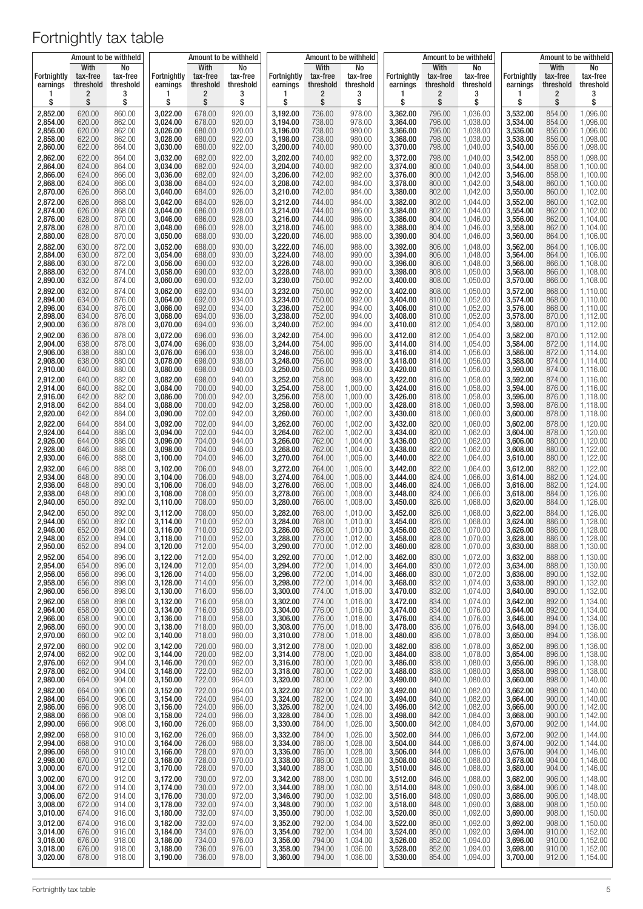# Fortnightly tax table

| Fortnightly earnings | Amount to be withheld | | Fortnightly earnings | Amount to be withheld | | Fortnightly earnings | Amount to be withheld | | Fortnightly earnings | Amount to be withheld | | Fortnightly earnings | Amount to be withheld | |
|---|---|---|---|---|---|---|---|---|---|---|---|---|---|---|
| | With tax-free threshold | No tax-free threshold | | With tax-free threshold | No tax-free threshold | | With tax-free threshold | No tax-free threshold | | With tax-free threshold | No tax-free threshold | | With tax-free threshold | No tax-free threshold |
| 1 | 2 | 3 | 1 | 2 | 3 | 1 | 2 | 3 | 1 | 2 | 3 | 1 | 2 | 3 |
| $ | $ | $ | $ | $ | $ | $ | $ | $ | $ | $ | $ | $ | $ | $ |
| 2,852.00 | 620.00 | 860.00 | 3,022.00 | 678.00 | 920.00 | 3,192.00 | 736.00 | 978.00 | 3,362.00 | 796.00 | 1,036.00 | 3,532.00 | 854.00 | 1,096.00 |
| 2,854.00 | 620.00 | 862.00 | 3,024.00 | 678.00 | 920.00 | 3,194.00 | 738.00 | 978.00 | 3,364.00 | 796.00 | 1,036.00 | 3,534.00 | 854.00 | 1,096.00 |
| 2,856.00 | 620.00 | 862.00 | 3,026.00 | 680.00 | 920.00 | 3,196.00 | 738.00 | 980.00 | 3,366.00 | 796.00 | 1,038.00 | 3,536.00 | 856.00 | 1,096.00 |
| 2,858.00 | 622.00 | 862.00 | 3,028.00 | 680.00 | 922.00 | 3,198.00 | 738.00 | 980.00 | 3,368.00 | 798.00 | 1,038.00 | 3,538.00 | 856.00 | 1,098.00 |
| 2,860.00 | 622.00 | 864.00 | 3,030.00 | 680.00 | 922.00 | 3,200.00 | 740.00 | 980.00 | 3,370.00 | 798.00 | 1,040.00 | 3,540.00 | 856.00 | 1,098.00 |
| 2,862.00 | 622.00 | 864.00 | 3,032.00 | 682.00 | 922.00 | 3,202.00 | 740.00 | 982.00 | 3,372.00 | 798.00 | 1,040.00 | 3,542.00 | 858.00 | 1,098.00 |
| 2,864.00 | 624.00 | 864.00 | 3,034.00 | 682.00 | 924.00 | 3,204.00 | 740.00 | 982.00 | 3,374.00 | 800.00 | 1,040.00 | 3,544.00 | 858.00 | 1,100.00 |
| 2,866.00 | 624.00 | 866.00 | 3,036.00 | 682.00 | 924.00 | 3,206.00 | 742.00 | 982.00 | 3,376.00 | 800.00 | 1,042.00 | 3,546.00 | 858.00 | 1,100.00 |
| 2,868.00 | 624.00 | 866.00 | 3,038.00 | 684.00 | 924.00 | 3,208.00 | 742.00 | 984.00 | 3,378.00 | 800.00 | 1,042.00 | 3,548.00 | 860.00 | 1,100.00 |
| 2,870.00 | 626.00 | 868.00 | 3,040.00 | 684.00 | 926.00 | 3,210.00 | 742.00 | 984.00 | 3,380.00 | 802.00 | 1,042.00 | 3,550.00 | 860.00 | 1,102.00 |
| 2,872.00 | 626.00 | 868.00 | 3,042.00 | 684.00 | 926.00 | 3,212.00 | 744.00 | 984.00 | 3,382.00 | 802.00 | 1,044.00 | 3,552.00 | 860.00 | 1,102.00 |
| 2,874.00 | 626.00 | 868.00 | 3,044.00 | 686.00 | 928.00 | 3,214.00 | 744.00 | 986.00 | 3,384.00 | 802.00 | 1,044.00 | 3,554.00 | 862.00 | 1,102.00 |
| 2,876.00 | 628.00 | 870.00 | 3,046.00 | 686.00 | 928.00 | 3,216.00 | 744.00 | 986.00 | 3,386.00 | 804.00 | 1,046.00 | 3,556.00 | 862.00 | 1,104.00 |
| 2,878.00 | 628.00 | 870.00 | 3,048.00 | 686.00 | 928.00 | 3,218.00 | 746.00 | 988.00 | 3,388.00 | 804.00 | 1,046.00 | 3,558.00 | 862.00 | 1,104.00 |
| 2,880.00 | 628.00 | 870.00 | 3,050.00 | 688.00 | 930.00 | 3,220.00 | 746.00 | 988.00 | 3,390.00 | 804.00 | 1,046.00 | 3,560.00 | 864.00 | 1,106.00 |
| 2,882.00 | 630.00 | 872.00 | 3,052.00 | 688.00 | 930.00 | 3,222.00 | 746.00 | 988.00 | 3,392.00 | 806.00 | 1,048.00 | 3,562.00 | 864.00 | 1,106.00 |
| 2,884.00 | 630.00 | 872.00 | 3,054.00 | 688.00 | 930.00 | 3,224.00 | 748.00 | 990.00 | 3,394.00 | 806.00 | 1,048.00 | 3,564.00 | 864.00 | 1,106.00 |
| 2,886.00 | 630.00 | 872.00 | 3,056.00 | 690.00 | 932.00 | 3,226.00 | 748.00 | 990.00 | 3,396.00 | 806.00 | 1,048.00 | 3,566.00 | 866.00 | 1,108.00 |
| 2,888.00 | 632.00 | 874.00 | 3,058.00 | 690.00 | 932.00 | 3,228.00 | 748.00 | 990.00 | 3,398.00 | 808.00 | 1,050.00 | 3,568.00 | 866.00 | 1,108.00 |
| 2,890.00 | 632.00 | 874.00 | 3,060.00 | 690.00 | 932.00 | 3,230.00 | 750.00 | 992.00 | 3,400.00 | 808.00 | 1,050.00 | 3,570.00 | 866.00 | 1,108.00 |
| 2,892.00 | 632.00 | 874.00 | 3,062.00 | 692.00 | 934.00 | 3,232.00 | 750.00 | 992.00 | 3,402.00 | 808.00 | 1,050.00 | 3,572.00 | 868.00 | 1,110.00 |
| 2,894.00 | 634.00 | 876.00 | 3,064.00 | 692.00 | 934.00 | 3,234.00 | 750.00 | 992.00 | 3,404.00 | 810.00 | 1,052.00 | 3,574.00 | 868.00 | 1,110.00 |
| 2,896.00 | 634.00 | 876.00 | 3,066.00 | 692.00 | 934.00 | 3,236.00 | 752.00 | 994.00 | 3,406.00 | 810.00 | 1,052.00 | 3,576.00 | 868.00 | 1,110.00 |
| 2,898.00 | 634.00 | 876.00 | 3,068.00 | 694.00 | 936.00 | 3,238.00 | 752.00 | 994.00 | 3,408.00 | 810.00 | 1,052.00 | 3,578.00 | 870.00 | 1,112.00 |
| 2,900.00 | 636.00 | 878.00 | 3,070.00 | 694.00 | 936.00 | 3,240.00 | 752.00 | 994.00 | 3,410.00 | 812.00 | 1,054.00 | 3,580.00 | 870.00 | 1,112.00 |
| 2,902.00 | 636.00 | 878.00 | 3,072.00 | 696.00 | 936.00 | 3,242.00 | 754.00 | 996.00 | 3,412.00 | 812.00 | 1,054.00 | 3,582.00 | 870.00 | 1,112.00 |
| 2,904.00 | 638.00 | 878.00 | 3,074.00 | 696.00 | 938.00 | 3,244.00 | 754.00 | 996.00 | 3,414.00 | 814.00 | 1,054.00 | 3,584.00 | 872.00 | 1,114.00 |
| 2,906.00 | 638.00 | 880.00 | 3,076.00 | 696.00 | 938.00 | 3,246.00 | 756.00 | 996.00 | 3,416.00 | 814.00 | 1,056.00 | 3,586.00 | 872.00 | 1,114.00 |
| 2,908.00 | 638.00 | 880.00 | 3,078.00 | 698.00 | 938.00 | 3,248.00 | 756.00 | 998.00 | 3,418.00 | 814.00 | 1,056.00 | 3,588.00 | 874.00 | 1,114.00 |
| 2,910.00 | 640.00 | 880.00 | 3,080.00 | 698.00 | 940.00 | 3,250.00 | 756.00 | 998.00 | 3,420.00 | 816.00 | 1,056.00 | 3,590.00 | 874.00 | 1,116.00 |
| 2,912.00 | 640.00 | 882.00 | 3,082.00 | 698.00 | 940.00 | 3,252.00 | 758.00 | 998.00 | 3,422.00 | 816.00 | 1,058.00 | 3,592.00 | 874.00 | 1,116.00 |
| 2,914.00 | 640.00 | 882.00 | 3,084.00 | 700.00 | 940.00 | 3,254.00 | 758.00 | 1,000.00 | 3,424.00 | 816.00 | 1,058.00 | 3,594.00 | 876.00 | 1,116.00 |
| 2,916.00 | 642.00 | 882.00 | 3,086.00 | 700.00 | 942.00 | 3,256.00 | 758.00 | 1,000.00 | 3,426.00 | 818.00 | 1,058.00 | 3,596.00 | 876.00 | 1,118.00 |
| 2,918.00 | 642.00 | 884.00 | 3,088.00 | 700.00 | 942.00 | 3,258.00 | 760.00 | 1,000.00 | 3,428.00 | 818.00 | 1,060.00 | 3,598.00 | 876.00 | 1,118.00 |
| 2,920.00 | 642.00 | 884.00 | 3,090.00 | 702.00 | 942.00 | 3,260.00 | 760.00 | 1,002.00 | 3,430.00 | 818.00 | 1,060.00 | 3,600.00 | 878.00 | 1,118.00 |
| 2,922.00 | 644.00 | 884.00 | 3,092.00 | 702.00 | 944.00 | 3,262.00 | 760.00 | 1,002.00 | 3,432.00 | 820.00 | 1,060.00 | 3,602.00 | 878.00 | 1,120.00 |
| 2,924.00 | 644.00 | 886.00 | 3,094.00 | 702.00 | 944.00 | 3,264.00 | 762.00 | 1,002.00 | 3,434.00 | 820.00 | 1,062.00 | 3,604.00 | 878.00 | 1,120.00 |
| 2,926.00 | 644.00 | 886.00 | 3,096.00 | 704.00 | 944.00 | 3,266.00 | 762.00 | 1,004.00 | 3,436.00 | 820.00 | 1,062.00 | 3,606.00 | 880.00 | 1,120.00 |
| 2,928.00 | 646.00 | 888.00 | 3,098.00 | 704.00 | 946.00 | 3,268.00 | 762.00 | 1,004.00 | 3,438.00 | 822.00 | 1,062.00 | 3,608.00 | 880.00 | 1,122.00 |
| 2,930.00 | 646.00 | 888.00 | 3,100.00 | 704.00 | 946.00 | 3,270.00 | 764.00 | 1,006.00 | 3,440.00 | 822.00 | 1,064.00 | 3,610.00 | 880.00 | 1,122.00 |
| 2,932.00 | 646.00 | 888.00 | 3,102.00 | 706.00 | 948.00 | 3,272.00 | 764.00 | 1,006.00 | 3,442.00 | 822.00 | 1,064.00 | 3,612.00 | 882.00 | 1,122.00 |
| 2,934.00 | 648.00 | 890.00 | 3,104.00 | 706.00 | 948.00 | 3,274.00 | 764.00 | 1,006.00 | 3,444.00 | 824.00 | 1,066.00 | 3,614.00 | 882.00 | 1,124.00 |
| 2,936.00 | 648.00 | 890.00 | 3,106.00 | 706.00 | 948.00 | 3,276.00 | 766.00 | 1,008.00 | 3,446.00 | 824.00 | 1,066.00 | 3,616.00 | 882.00 | 1,124.00 |
| 2,938.00 | 648.00 | 890.00 | 3,108.00 | 708.00 | 950.00 | 3,278.00 | 766.00 | 1,008.00 | 3,448.00 | 824.00 | 1,066.00 | 3,618.00 | 884.00 | 1,126.00 |
| 2,940.00 | 650.00 | 892.00 | 3,110.00 | 708.00 | 950.00 | 3,280.00 | 766.00 | 1,008.00 | 3,450.00 | 826.00 | 1,068.00 | 3,620.00 | 884.00 | 1,126.00 |
| 2,942.00 | 650.00 | 892.00 | 3,112.00 | 708.00 | 950.00 | 3,282.00 | 768.00 | 1,010.00 | 3,452.00 | 826.00 | 1,068.00 | 3,622.00 | 884.00 | 1,126.00 |
| 2,944.00 | 650.00 | 892.00 | 3,114.00 | 710.00 | 952.00 | 3,284.00 | 768.00 | 1,010.00 | 3,454.00 | 826.00 | 1,068.00 | 3,624.00 | 886.00 | 1,128.00 |
| 2,946.00 | 652.00 | 894.00 | 3,116.00 | 710.00 | 952.00 | 3,286.00 | 768.00 | 1,010.00 | 3,456.00 | 828.00 | 1,070.00 | 3,626.00 | 886.00 | 1,128.00 |
| 2,948.00 | 652.00 | 894.00 | 3,118.00 | 710.00 | 952.00 | 3,288.00 | 770.00 | 1,012.00 | 3,458.00 | 828.00 | 1,070.00 | 3,628.00 | 886.00 | 1,128.00 |
| 2,950.00 | 652.00 | 894.00 | 3,120.00 | 712.00 | 954.00 | 3,290.00 | 770.00 | 1,012.00 | 3,460.00 | 828.00 | 1,070.00 | 3,630.00 | 888.00 | 1,130.00 |
| 2,952.00 | 654.00 | 896.00 | 3,122.00 | 712.00 | 954.00 | 3,292.00 | 770.00 | 1,012.00 | 3,462.00 | 830.00 | 1,072.00 | 3,632.00 | 888.00 | 1,130.00 |
| 2,954.00 | 654.00 | 896.00 | 3,124.00 | 712.00 | 954.00 | 3,294.00 | 772.00 | 1,014.00 | 3,464.00 | 830.00 | 1,072.00 | 3,634.00 | 888.00 | 1,130.00 |
| 2,956.00 | 656.00 | 896.00 | 3,126.00 | 714.00 | 956.00 | 3,296.00 | 772.00 | 1,014.00 | 3,466.00 | 830.00 | 1,072.00 | 3,636.00 | 890.00 | 1,132.00 |
| 2,958.00 | 656.00 | 898.00 | 3,128.00 | 714.00 | 956.00 | 3,298.00 | 772.00 | 1,014.00 | 3,468.00 | 832.00 | 1,074.00 | 3,638.00 | 890.00 | 1,132.00 |
| 2,960.00 | 656.00 | 898.00 | 3,130.00 | 716.00 | 956.00 | 3,300.00 | 774.00 | 1,016.00 | 3,470.00 | 832.00 | 1,074.00 | 3,640.00 | 890.00 | 1,132.00 |
| 2,962.00 | 658.00 | 898.00 | 3,132.00 | 716.00 | 958.00 | 3,302.00 | 774.00 | 1,016.00 | 3,472.00 | 834.00 | 1,074.00 | 3,642.00 | 892.00 | 1,134.00 |
| 2,964.00 | 658.00 | 900.00 | 3,134.00 | 716.00 | 958.00 | 3,304.00 | 776.00 | 1,016.00 | 3,474.00 | 834.00 | 1,076.00 | 3,644.00 | 892.00 | 1,134.00 |
| 2,966.00 | 658.00 | 900.00 | 3,136.00 | 718.00 | 958.00 | 3,306.00 | 776.00 | 1,018.00 | 3,476.00 | 834.00 | 1,076.00 | 3,646.00 | 894.00 | 1,134.00 |
| 2,968.00 | 660.00 | 900.00 | 3,138.00 | 718.00 | 960.00 | 3,308.00 | 776.00 | 1,018.00 | 3,478.00 | 836.00 | 1,076.00 | 3,648.00 | 894.00 | 1,136.00 |
| 2,970.00 | 660.00 | 902.00 | 3,140.00 | 718.00 | 960.00 | 3,310.00 | 778.00 | 1,018.00 | 3,480.00 | 836.00 | 1,078.00 | 3,650.00 | 894.00 | 1,136.00 |
| 2,972.00 | 660.00 | 902.00 | 3,142.00 | 720.00 | 960.00 | 3,312.00 | 778.00 | 1,020.00 | 3,482.00 | 836.00 | 1,078.00 | 3,652.00 | 896.00 | 1,136.00 |
| 2,974.00 | 662.00 | 902.00 | 3,144.00 | 720.00 | 962.00 | 3,314.00 | 778.00 | 1,020.00 | 3,484.00 | 838.00 | 1,078.00 | 3,654.00 | 896.00 | 1,138.00 |
| 2,976.00 | 662.00 | 904.00 | 3,146.00 | 720.00 | 962.00 | 3,316.00 | 780.00 | 1,020.00 | 3,486.00 | 838.00 | 1,080.00 | 3,656.00 | 896.00 | 1,138.00 |
| 2,978.00 | 662.00 | 904.00 | 3,148.00 | 722.00 | 962.00 | 3,318.00 | 780.00 | 1,022.00 | 3,488.00 | 838.00 | 1,080.00 | 3,658.00 | 898.00 | 1,138.00 |
| 2,980.00 | 664.00 | 904.00 | 3,150.00 | 722.00 | 964.00 | 3,320.00 | 780.00 | 1,022.00 | 3,490.00 | 840.00 | 1,080.00 | 3,660.00 | 898.00 | 1,140.00 |
| 2,982.00 | 664.00 | 906.00 | 3,152.00 | 722.00 | 964.00 | 3,322.00 | 782.00 | 1,022.00 | 3,492.00 | 840.00 | 1,082.00 | 3,662.00 | 898.00 | 1,140.00 |
| 2,984.00 | 664.00 | 906.00 | 3,154.00 | 724.00 | 964.00 | 3,324.00 | 782.00 | 1,024.00 | 3,494.00 | 840.00 | 1,082.00 | 3,664.00 | 900.00 | 1,140.00 |
| 2,986.00 | 666.00 | 908.00 | 3,156.00 | 724.00 | 966.00 | 3,326.00 | 782.00 | 1,024.00 | 3,496.00 | 842.00 | 1,082.00 | 3,666.00 | 900.00 | 1,142.00 |
| 2,988.00 | 666.00 | 908.00 | 3,158.00 | 724.00 | 966.00 | 3,328.00 | 784.00 | 1,026.00 | 3,498.00 | 842.00 | 1,084.00 | 3,668.00 | 900.00 | 1,142.00 |
| 2,990.00 | 666.00 | 908.00 | 3,160.00 | 726.00 | 968.00 | 3,330.00 | 784.00 | 1,026.00 | 3,500.00 | 842.00 | 1,084.00 | 3,670.00 | 902.00 | 1,144.00 |
| 2,992.00 | 668.00 | 910.00 | 3,162.00 | 726.00 | 968.00 | 3,332.00 | 784.00 | 1,026.00 | 3,502.00 | 844.00 | 1,086.00 | 3,672.00 | 902.00 | 1,144.00 |
| 2,994.00 | 668.00 | 910.00 | 3,164.00 | 726.00 | 968.00 | 3,334.00 | 786.00 | 1,028.00 | 3,504.00 | 844.00 | 1,086.00 | 3,674.00 | 902.00 | 1,144.00 |
| 2,996.00 | 668.00 | 910.00 | 3,166.00 | 728.00 | 970.00 | 3,336.00 | 786.00 | 1,028.00 | 3,506.00 | 844.00 | 1,086.00 | 3,676.00 | 904.00 | 1,146.00 |
| 2,998.00 | 670.00 | 912.00 | 3,168.00 | 728.00 | 970.00 | 3,338.00 | 786.00 | 1,028.00 | 3,508.00 | 846.00 | 1,088.00 | 3,678.00 | 904.00 | 1,146.00 |
| 3,000.00 | 670.00 | 912.00 | 3,170.00 | 728.00 | 970.00 | 3,340.00 | 788.00 | 1,030.00 | 3,510.00 | 846.00 | 1,088.00 | 3,680.00 | 904.00 | 1,146.00 |
| 3,002.00 | 670.00 | 912.00 | 3,172.00 | 730.00 | 972.00 | 3,342.00 | 788.00 | 1,030.00 | 3,512.00 | 846.00 | 1,088.00 | 3,682.00 | 906.00 | 1,148.00 |
| 3,004.00 | 672.00 | 914.00 | 3,174.00 | 730.00 | 972.00 | 3,344.00 | 788.00 | 1,030.00 | 3,514.00 | 848.00 | 1,090.00 | 3,684.00 | 906.00 | 1,148.00 |
| 3,006.00 | 672.00 | 914.00 | 3,176.00 | 730.00 | 972.00 | 3,346.00 | 790.00 | 1,032.00 | 3,516.00 | 848.00 | 1,090.00 | 3,686.00 | 906.00 | 1,148.00 |
| 3,008.00 | 672.00 | 914.00 | 3,178.00 | 732.00 | 974.00 | 3,348.00 | 790.00 | 1,032.00 | 3,518.00 | 848.00 | 1,090.00 | 3,688.00 | 908.00 | 1,150.00 |
| 3,010.00 | 674.00 | 916.00 | 3,180.00 | 732.00 | 974.00 | 3,350.00 | 790.00 | 1,032.00 | 3,520.00 | 850.00 | 1,092.00 | 3,690.00 | 908.00 | 1,150.00 |
| 3,012.00 | 674.00 | 916.00 | 3,182.00 | 732.00 | 974.00 | 3,352.00 | 792.00 | 1,034.00 | 3,522.00 | 850.00 | 1,092.00 | 3,692.00 | 908.00 | 1,150.00 |
| 3,014.00 | 676.00 | 916.00 | 3,184.00 | 734.00 | 976.00 | 3,354.00 | 792.00 | 1,034.00 | 3,524.00 | 850.00 | 1,092.00 | 3,694.00 | 910.00 | 1,152.00 |
| 3,016.00 | 676.00 | 918.00 | 3,186.00 | 734.00 | 976.00 | 3,356.00 | 794.00 | 1,034.00 | 3,526.00 | 852.00 | 1,094.00 | 3,696.00 | 910.00 | 1,152.00 |
| 3,018.00 | 676.00 | 918.00 | 3,188.00 | 736.00 | 976.00 | 3,358.00 | 794.00 | 1,036.00 | 3,528.00 | 852.00 | 1,094.00 | 3,698.00 | 910.00 | 1,152.00 |
| 3,020.00 | 678.00 | 918.00 | 3,190.00 | 736.00 | 978.00 | 3,360.00 | 794.00 | 1,036.00 | 3,530.00 | 854.00 | 1,094.00 | 3,700.00 | 912.00 | 1,154.00 |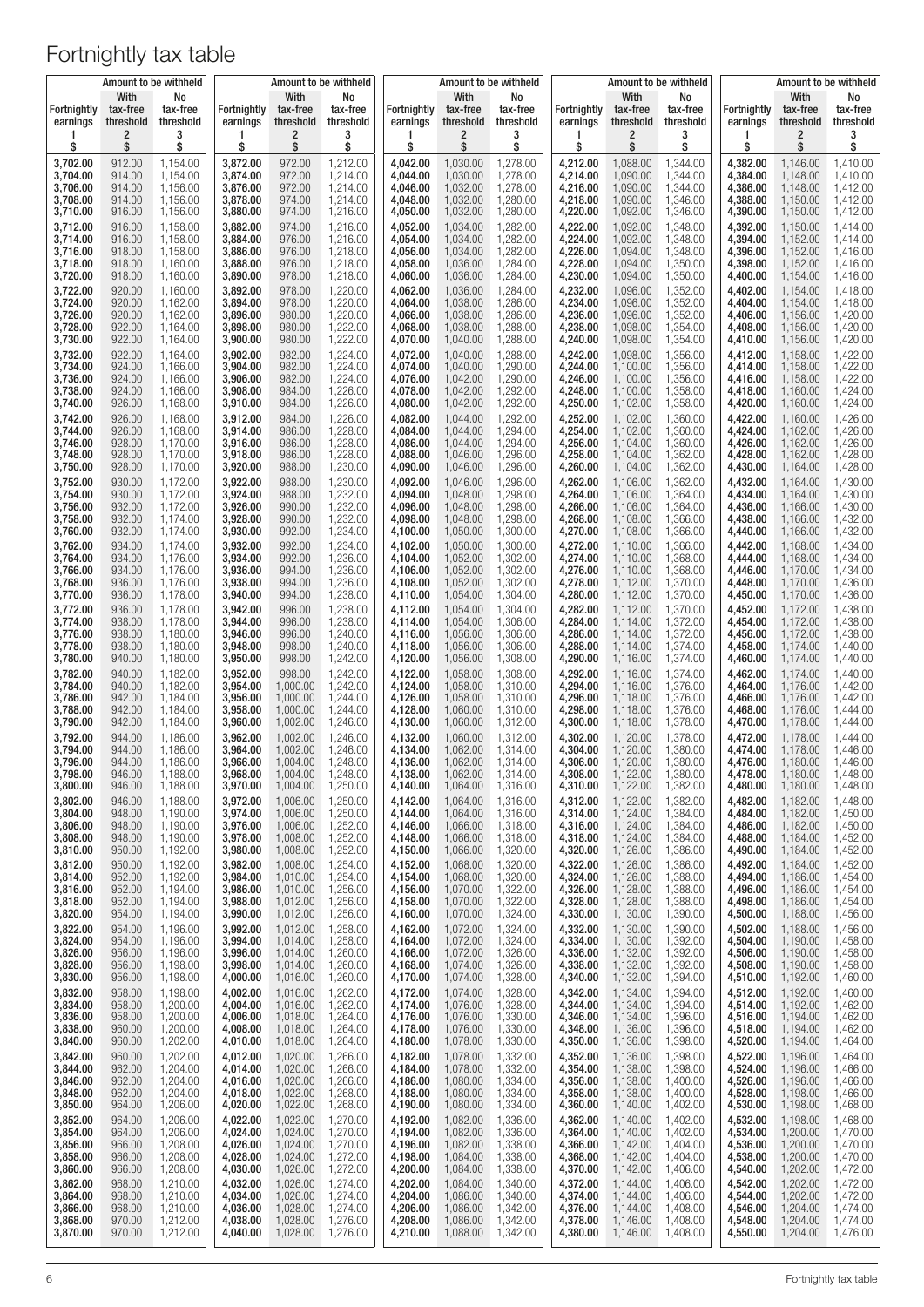# Fortnightly tax table

| Fortnightly earnings | Amount to be withheld | |
|---|---|---|
| | With tax-free threshold | No tax-free threshold |
| 1 | 2 | 3 |
| $ | $ | $ |
| 3,702.00 | 912.00 | 1,154.00 |
| 3,704.00 | 914.00 | 1,154.00 |
| 3,706.00 | 914.00 | 1,156.00 |
| 3,708.00 | 914.00 | 1,156.00 |
| 3,710.00 | 916.00 | 1,156.00 |
| 3,712.00 | 916.00 | 1,158.00 |
| 3,714.00 | 916.00 | 1,158.00 |
| 3,716.00 | 918.00 | 1,158.00 |
| 3,718.00 | 918.00 | 1,160.00 |
| 3,720.00 | 918.00 | 1,160.00 |
| 3,722.00 | 920.00 | 1,160.00 |
| 3,724.00 | 920.00 | 1,162.00 |
| 3,726.00 | 920.00 | 1,162.00 |
| 3,728.00 | 922.00 | 1,164.00 |
| 3,730.00 | 922.00 | 1,164.00 |
| 3,732.00 | 922.00 | 1,164.00 |
| 3,734.00 | 924.00 | 1,166.00 |
| 3,736.00 | 924.00 | 1,166.00 |
| 3,738.00 | 924.00 | 1,166.00 |
| 3,740.00 | 926.00 | 1,168.00 |
| 3,742.00 | 926.00 | 1,168.00 |
| 3,744.00 | 926.00 | 1,168.00 |
| 3,746.00 | 928.00 | 1,170.00 |
| 3,748.00 | 928.00 | 1,170.00 |
| 3,750.00 | 928.00 | 1,170.00 |
| 3,752.00 | 930.00 | 1,172.00 |
| 3,754.00 | 930.00 | 1,172.00 |
| 3,756.00 | 932.00 | 1,172.00 |
| 3,758.00 | 932.00 | 1,174.00 |
| 3,760.00 | 932.00 | 1,174.00 |
| 3,762.00 | 934.00 | 1,174.00 |
| 3,764.00 | 934.00 | 1,176.00 |
| 3,766.00 | 934.00 | 1,176.00 |
| 3,768.00 | 936.00 | 1,176.00 |
| 3,770.00 | 936.00 | 1,178.00 |
| 3,772.00 | 936.00 | 1,178.00 |
| 3,774.00 | 938.00 | 1,178.00 |
| 3,776.00 | 938.00 | 1,180.00 |
| 3,778.00 | 938.00 | 1,180.00 |
| 3,780.00 | 940.00 | 1,180.00 |
| 3,782.00 | 940.00 | 1,182.00 |
| 3,784.00 | 940.00 | 1,182.00 |
| 3,786.00 | 942.00 | 1,184.00 |
| 3,788.00 | 942.00 | 1,184.00 |
| 3,790.00 | 942.00 | 1,184.00 |
| 3,792.00 | 944.00 | 1,186.00 |
| 3,794.00 | 944.00 | 1,186.00 |
| 3,796.00 | 944.00 | 1,186.00 |
| 3,798.00 | 946.00 | 1,188.00 |
| 3,800.00 | 946.00 | 1,188.00 |
| 3,802.00 | 946.00 | 1,188.00 |
| 3,804.00 | 948.00 | 1,190.00 |
| 3,806.00 | 948.00 | 1,190.00 |
| 3,808.00 | 948.00 | 1,190.00 |
| 3,810.00 | 950.00 | 1,192.00 |
| 3,812.00 | 950.00 | 1,192.00 |
| 3,814.00 | 952.00 | 1,192.00 |
| 3,816.00 | 952.00 | 1,194.00 |
| 3,818.00 | 952.00 | 1,194.00 |
| 3,820.00 | 954.00 | 1,194.00 |
| 3,822.00 | 954.00 | 1,196.00 |
| 3,824.00 | 954.00 | 1,196.00 |
| 3,826.00 | 956.00 | 1,196.00 |
| 3,828.00 | 956.00 | 1,198.00 |
| 3,830.00 | 956.00 | 1,198.00 |
| 3,832.00 | 958.00 | 1,198.00 |
| 3,834.00 | 958.00 | 1,200.00 |
| 3,836.00 | 958.00 | 1,200.00 |
| 3,838.00 | 960.00 | 1,200.00 |
| 3,840.00 | 960.00 | 1,202.00 |
| 3,842.00 | 960.00 | 1,202.00 |
| 3,844.00 | 962.00 | 1,204.00 |
| 3,846.00 | 962.00 | 1,204.00 |
| 3,848.00 | 962.00 | 1,204.00 |
| 3,850.00 | 964.00 | 1,206.00 |
| 3,852.00 | 964.00 | 1,206.00 |
| 3,854.00 | 964.00 | 1,206.00 |
| 3,856.00 | 966.00 | 1,208.00 |
| 3,858.00 | 966.00 | 1,208.00 |
| 3,860.00 | 966.00 | 1,208.00 |
| 3,862.00 | 968.00 | 1,210.00 |
| 3,864.00 | 968.00 | 1,210.00 |
| 3,866.00 | 968.00 | 1,210.00 |
| 3,868.00 | 970.00 | 1,212.00 |
| 3,870.00 | 970.00 | 1,212.00 |
| 3,872.00 | 972.00 | 1,212.00 |
| 3,874.00 | 972.00 | 1,214.00 |
| 3,876.00 | 972.00 | 1,214.00 |
| 3,878.00 | 974.00 | 1,214.00 |
| 3,880.00 | 974.00 | 1,216.00 |
| 3,882.00 | 974.00 | 1,216.00 |
| 3,884.00 | 976.00 | 1,216.00 |
| 3,886.00 | 976.00 | 1,218.00 |
| 3,888.00 | 976.00 | 1,218.00 |
| 3,890.00 | 978.00 | 1,218.00 |
| 3,892.00 | 978.00 | 1,220.00 |
| 3,894.00 | 978.00 | 1,220.00 |
| 3,896.00 | 980.00 | 1,220.00 |
| 3,898.00 | 980.00 | 1,222.00 |
| 3,900.00 | 980.00 | 1,222.00 |
| 3,902.00 | 982.00 | 1,224.00 |
| 3,904.00 | 982.00 | 1,224.00 |
| 3,906.00 | 982.00 | 1,224.00 |
| 3,908.00 | 984.00 | 1,226.00 |
| 3,910.00 | 984.00 | 1,226.00 |
| 3,912.00 | 984.00 | 1,226.00 |
| 3,914.00 | 986.00 | 1,228.00 |
| 3,916.00 | 986.00 | 1,228.00 |
| 3,918.00 | 986.00 | 1,228.00 |
| 3,920.00 | 988.00 | 1,230.00 |
| 3,922.00 | 988.00 | 1,230.00 |
| 3,924.00 | 988.00 | 1,232.00 |
| 3,926.00 | 990.00 | 1,232.00 |
| 3,928.00 | 990.00 | 1,232.00 |
| 3,930.00 | 992.00 | 1,234.00 |
| 3,932.00 | 992.00 | 1,234.00 |
| 3,934.00 | 992.00 | 1,236.00 |
| 3,936.00 | 994.00 | 1,236.00 |
| 3,938.00 | 994.00 | 1,236.00 |
| 3,940.00 | 994.00 | 1,238.00 |
| 3,942.00 | 996.00 | 1,238.00 |
| 3,944.00 | 996.00 | 1,238.00 |
| 3,946.00 | 996.00 | 1,240.00 |
| 3,948.00 | 998.00 | 1,240.00 |
| 3,950.00 | 998.00 | 1,242.00 |
| 3,952.00 | 998.00 | 1,242.00 |
| 3,954.00 | 1,000.00 | 1,242.00 |
| 3,956.00 | 1,000.00 | 1,244.00 |
| 3,958.00 | 1,000.00 | 1,244.00 |
| 3,960.00 | 1,002.00 | 1,246.00 |
| 3,962.00 | 1,002.00 | 1,246.00 |
| 3,964.00 | 1,002.00 | 1,246.00 |
| 3,966.00 | 1,004.00 | 1,248.00 |
| 3,968.00 | 1,004.00 | 1,248.00 |
| 3,970.00 | 1,004.00 | 1,250.00 |
| 3,972.00 | 1,006.00 | 1,250.00 |
| 3,974.00 | 1,006.00 | 1,250.00 |
| 3,976.00 | 1,006.00 | 1,252.00 |
| 3,978.00 | 1,008.00 | 1,252.00 |
| 3,980.00 | 1,008.00 | 1,252.00 |
| 3,982.00 | 1,008.00 | 1,254.00 |
| 3,984.00 | 1,010.00 | 1,254.00 |
| 3,986.00 | 1,010.00 | 1,256.00 |
| 3,988.00 | 1,012.00 | 1,256.00 |
| 3,990.00 | 1,012.00 | 1,256.00 |
| 3,992.00 | 1,012.00 | 1,258.00 |
| 3,994.00 | 1,014.00 | 1,258.00 |
| 3,996.00 | 1,014.00 | 1,260.00 |
| 3,998.00 | 1,014.00 | 1,260.00 |
| 4,000.00 | 1,016.00 | 1,260.00 |
| 4,002.00 | 1,016.00 | 1,262.00 |
| 4,004.00 | 1,016.00 | 1,262.00 |
| 4,006.00 | 1,018.00 | 1,264.00 |
| 4,008.00 | 1,018.00 | 1,264.00 |
| 4,010.00 | 1,018.00 | 1,264.00 |
| 4,012.00 | 1,020.00 | 1,266.00 |
| 4,014.00 | 1,020.00 | 1,266.00 |
| 4,016.00 | 1,020.00 | 1,266.00 |
| 4,018.00 | 1,022.00 | 1,268.00 |
| 4,020.00 | 1,022.00 | 1,268.00 |
| 4,022.00 | 1,022.00 | 1,270.00 |
| 4,024.00 | 1,024.00 | 1,270.00 |
| 4,026.00 | 1,024.00 | 1,270.00 |
| 4,028.00 | 1,024.00 | 1,272.00 |
| 4,030.00 | 1,026.00 | 1,272.00 |
| 4,032.00 | 1,026.00 | 1,274.00 |
| 4,034.00 | 1,026.00 | 1,274.00 |
| 4,036.00 | 1,028.00 | 1,274.00 |
| 4,038.00 | 1,028.00 | 1,276.00 |
| 4,040.00 | 1,028.00 | 1,276.00 |
| 4,042.00 | 1,030.00 | 1,278.00 |
| 4,044.00 | 1,030.00 | 1,278.00 |
| 4,046.00 | 1,032.00 | 1,278.00 |
| 4,048.00 | 1,032.00 | 1,280.00 |
| 4,050.00 | 1,032.00 | 1,280.00 |
| 4,052.00 | 1,034.00 | 1,282.00 |
| 4,054.00 | 1,034.00 | 1,282.00 |
| 4,056.00 | 1,034.00 | 1,282.00 |
| 4,058.00 | 1,036.00 | 1,284.00 |
| 4,060.00 | 1,036.00 | 1,284.00 |
| 4,062.00 | 1,036.00 | 1,284.00 |
| 4,064.00 | 1,038.00 | 1,286.00 |
| 4,066.00 | 1,038.00 | 1,286.00 |
| 4,068.00 | 1,038.00 | 1,288.00 |
| 4,070.00 | 1,040.00 | 1,288.00 |
| 4,072.00 | 1,040.00 | 1,288.00 |
| 4,074.00 | 1,040.00 | 1,290.00 |
| 4,076.00 | 1,042.00 | 1,290.00 |
| 4,078.00 | 1,042.00 | 1,292.00 |
| 4,080.00 | 1,042.00 | 1,292.00 |
| 4,082.00 | 1,044.00 | 1,292.00 |
| 4,084.00 | 1,044.00 | 1,294.00 |
| 4,086.00 | 1,044.00 | 1,294.00 |
| 4,088.00 | 1,046.00 | 1,296.00 |
| 4,090.00 | 1,046.00 | 1,296.00 |
| 4,092.00 | 1,046.00 | 1,296.00 |
| 4,094.00 | 1,048.00 | 1,298.00 |
| 4,096.00 | 1,048.00 | 1,298.00 |
| 4,098.00 | 1,048.00 | 1,298.00 |
| 4,100.00 | 1,050.00 | 1,300.00 |
| 4,102.00 | 1,050.00 | 1,300.00 |
| 4,104.00 | 1,052.00 | 1,302.00 |
| 4,106.00 | 1,052.00 | 1,302.00 |
| 4,108.00 | 1,052.00 | 1,302.00 |
| 4,110.00 | 1,054.00 | 1,304.00 |
| 4,112.00 | 1,054.00 | 1,304.00 |
| 4,114.00 | 1,054.00 | 1,306.00 |
| 4,116.00 | 1,056.00 | 1,306.00 |
| 4,118.00 | 1,056.00 | 1,306.00 |
| 4,120.00 | 1,056.00 | 1,308.00 |
| 4,122.00 | 1,058.00 | 1,308.00 |
| 4,124.00 | 1,058.00 | 1,310.00 |
| 4,126.00 | 1,058.00 | 1,310.00 |
| 4,128.00 | 1,060.00 | 1,310.00 |
| 4,130.00 | 1,060.00 | 1,312.00 |
| 4,132.00 | 1,060.00 | 1,312.00 |
| 4,134.00 | 1,062.00 | 1,314.00 |
| 4,136.00 | 1,062.00 | 1,314.00 |
| 4,138.00 | 1,062.00 | 1,314.00 |
| 4,140.00 | 1,064.00 | 1,316.00 |
| 4,142.00 | 1,064.00 | 1,316.00 |
| 4,144.00 | 1,064.00 | 1,316.00 |
| 4,146.00 | 1,066.00 | 1,318.00 |
| 4,148.00 | 1,066.00 | 1,318.00 |
| 4,150.00 | 1,066.00 | 1,320.00 |
| 4,152.00 | 1,068.00 | 1,320.00 |
| 4,154.00 | 1,068.00 | 1,320.00 |
| 4,156.00 | 1,070.00 | 1,322.00 |
| 4,158.00 | 1,070.00 | 1,322.00 |
| 4,160.00 | 1,070.00 | 1,324.00 |
| 4,162.00 | 1,072.00 | 1,324.00 |
| 4,164.00 | 1,072.00 | 1,324.00 |
| 4,166.00 | 1,072.00 | 1,326.00 |
| 4,168.00 | 1,074.00 | 1,326.00 |
| 4,170.00 | 1,074.00 | 1,328.00 |
| 4,172.00 | 1,074.00 | 1,328.00 |
| 4,174.00 | 1,076.00 | 1,328.00 |
| 4,176.00 | 1,076.00 | 1,330.00 |
| 4,178.00 | 1,076.00 | 1,330.00 |
| 4,180.00 | 1,078.00 | 1,330.00 |
| 4,182.00 | 1,078.00 | 1,332.00 |
| 4,184.00 | 1,078.00 | 1,332.00 |
| 4,186.00 | 1,080.00 | 1,334.00 |
| 4,188.00 | 1,080.00 | 1,334.00 |
| 4,190.00 | 1,080.00 | 1,334.00 |
| 4,192.00 | 1,082.00 | 1,336.00 |
| 4,194.00 | 1,082.00 | 1,336.00 |
| 4,196.00 | 1,082.00 | 1,338.00 |
| 4,198.00 | 1,084.00 | 1,338.00 |
| 4,200.00 | 1,084.00 | 1,338.00 |
| 4,202.00 | 1,084.00 | 1,340.00 |
| 4,204.00 | 1,086.00 | 1,340.00 |
| 4,206.00 | 1,086.00 | 1,342.00 |
| 4,208.00 | 1,086.00 | 1,342.00 |
| 4,210.00 | 1,088.00 | 1,342.00 |
| 4,212.00 | 1,088.00 | 1,344.00 |
| 4,214.00 | 1,090.00 | 1,344.00 |
| 4,216.00 | 1,090.00 | 1,344.00 |
| 4,218.00 | 1,090.00 | 1,346.00 |
| 4,220.00 | 1,092.00 | 1,346.00 |
| 4,222.00 | 1,092.00 | 1,348.00 |
| 4,224.00 | 1,092.00 | 1,348.00 |
| 4,226.00 | 1,094.00 | 1,348.00 |
| 4,228.00 | 1,094.00 | 1,350.00 |
| 4,230.00 | 1,094.00 | 1,350.00 |
| 4,232.00 | 1,096.00 | 1,352.00 |
| 4,234.00 | 1,096.00 | 1,352.00 |
| 4,236.00 | 1,096.00 | 1,352.00 |
| 4,238.00 | 1,098.00 | 1,354.00 |
| 4,240.00 | 1,098.00 | 1,354.00 |
| 4,242.00 | 1,098.00 | 1,356.00 |
| 4,244.00 | 1,100.00 | 1,356.00 |
| 4,246.00 | 1,100.00 | 1,356.00 |
| 4,248.00 | 1,100.00 | 1,358.00 |
| 4,250.00 | 1,102.00 | 1,358.00 |
| 4,252.00 | 1,102.00 | 1,360.00 |
| 4,254.00 | 1,102.00 | 1,360.00 |
| 4,256.00 | 1,104.00 | 1,360.00 |
| 4,258.00 | 1,104.00 | 1,362.00 |
| 4,260.00 | 1,104.00 | 1,362.00 |
| 4,262.00 | 1,106.00 | 1,362.00 |
| 4,264.00 | 1,106.00 | 1,364.00 |
| 4,266.00 | 1,106.00 | 1,364.00 |
| 4,268.00 | 1,108.00 | 1,366.00 |
| 4,270.00 | 1,108.00 | 1,366.00 |
| 4,272.00 | 1,110.00 | 1,366.00 |
| 4,274.00 | 1,110.00 | 1,368.00 |
| 4,276.00 | 1,110.00 | 1,368.00 |
| 4,278.00 | 1,112.00 | 1,370.00 |
| 4,280.00 | 1,112.00 | 1,370.00 |
| 4,282.00 | 1,112.00 | 1,370.00 |
| 4,284.00 | 1,114.00 | 1,372.00 |
| 4,286.00 | 1,114.00 | 1,372.00 |
| 4,288.00 | 1,114.00 | 1,374.00 |
| 4,290.00 | 1,116.00 | 1,374.00 |
| 4,292.00 | 1,116.00 | 1,374.00 |
| 4,294.00 | 1,116.00 | 1,376.00 |
| 4,296.00 | 1,118.00 | 1,376.00 |
| 4,298.00 | 1,118.00 | 1,376.00 |
| 4,300.00 | 1,118.00 | 1,378.00 |
| 4,302.00 | 1,120.00 | 1,378.00 |
| 4,304.00 | 1,120.00 | 1,380.00 |
| 4,306.00 | 1,120.00 | 1,380.00 |
| 4,308.00 | 1,122.00 | 1,380.00 |
| 4,310.00 | 1,122.00 | 1,382.00 |
| 4,312.00 | 1,122.00 | 1,382.00 |
| 4,314.00 | 1,124.00 | 1,384.00 |
| 4,316.00 | 1,124.00 | 1,384.00 |
| 4,318.00 | 1,124.00 | 1,384.00 |
| 4,320.00 | 1,126.00 | 1,386.00 |
| 4,322.00 | 1,126.00 | 1,386.00 |
| 4,324.00 | 1,126.00 | 1,388.00 |
| 4,326.00 | 1,128.00 | 1,388.00 |
| 4,328.00 | 1,128.00 | 1,388.00 |
| 4,330.00 | 1,130.00 | 1,390.00 |
| 4,332.00 | 1,130.00 | 1,390.00 |
| 4,334.00 | 1,130.00 | 1,392.00 |
| 4,336.00 | 1,132.00 | 1,392.00 |
| 4,338.00 | 1,132.00 | 1,392.00 |
| 4,340.00 | 1,132.00 | 1,394.00 |
| 4,342.00 | 1,134.00 | 1,394.00 |
| 4,344.00 | 1,134.00 | 1,394.00 |
| 4,346.00 | 1,134.00 | 1,396.00 |
| 4,348.00 | 1,136.00 | 1,396.00 |
| 4,350.00 | 1,136.00 | 1,398.00 |
| 4,352.00 | 1,136.00 | 1,398.00 |
| 4,354.00 | 1,138.00 | 1,398.00 |
| 4,356.00 | 1,138.00 | 1,400.00 |
| 4,358.00 | 1,138.00 | 1,400.00 |
| 4,360.00 | 1,140.00 | 1,402.00 |
| 4,362.00 | 1,140.00 | 1,402.00 |
| 4,364.00 | 1,140.00 | 1,402.00 |
| 4,366.00 | 1,142.00 | 1,404.00 |
| 4,368.00 | 1,142.00 | 1,404.00 |
| 4,370.00 | 1,142.00 | 1,406.00 |
| 4,372.00 | 1,144.00 | 1,406.00 |
| 4,374.00 | 1,144.00 | 1,406.00 |
| 4,376.00 | 1,144.00 | 1,408.00 |
| 4,378.00 | 1,146.00 | 1,408.00 |
| 4,380.00 | 1,146.00 | 1,408.00 |
| 4,382.00 | 1,146.00 | 1,410.00 |
| 4,384.00 | 1,148.00 | 1,410.00 |
| 4,386.00 | 1,148.00 | 1,412.00 |
| 4,388.00 | 1,150.00 | 1,412.00 |
| 4,390.00 | 1,150.00 | 1,412.00 |
| 4,392.00 | 1,150.00 | 1,414.00 |
| 4,394.00 | 1,152.00 | 1,414.00 |
| 4,396.00 | 1,152.00 | 1,416.00 |
| 4,398.00 | 1,152.00 | 1,416.00 |
| 4,400.00 | 1,154.00 | 1,416.00 |
| 4,402.00 | 1,154.00 | 1,418.00 |
| 4,404.00 | 1,154.00 | 1,418.00 |
| 4,406.00 | 1,156.00 | 1,420.00 |
| 4,408.00 | 1,156.00 | 1,420.00 |
| 4,410.00 | 1,156.00 | 1,420.00 |
| 4,412.00 | 1,158.00 | 1,422.00 |
| 4,414.00 | 1,158.00 | 1,422.00 |
| 4,416.00 | 1,158.00 | 1,422.00 |
| 4,418.00 | 1,160.00 | 1,424.00 |
| 4,420.00 | 1,160.00 | 1,424.00 |
| 4,422.00 | 1,160.00 | 1,426.00 |
| 4,424.00 | 1,162.00 | 1,426.00 |
| 4,426.00 | 1,162.00 | 1,426.00 |
| 4,428.00 | 1,162.00 | 1,428.00 |
| 4,430.00 | 1,164.00 | 1,428.00 |
| 4,432.00 | 1,164.00 | 1,430.00 |
| 4,434.00 | 1,164.00 | 1,430.00 |
| 4,436.00 | 1,166.00 | 1,430.00 |
| 4,438.00 | 1,166.00 | 1,432.00 |
| 4,440.00 | 1,166.00 | 1,432.00 |
| 4,442.00 | 1,168.00 | 1,434.00 |
| 4,444.00 | 1,168.00 | 1,434.00 |
| 4,446.00 | 1,170.00 | 1,434.00 |
| 4,448.00 | 1,170.00 | 1,436.00 |
| 4,450.00 | 1,170.00 | 1,436.00 |
| 4,452.00 | 1,172.00 | 1,438.00 |
| 4,454.00 | 1,172.00 | 1,438.00 |
| 4,456.00 | 1,172.00 | 1,438.00 |
| 4,458.00 | 1,174.00 | 1,440.00 |
| 4,460.00 | 1,174.00 | 1,440.00 |
| 4,462.00 | 1,174.00 | 1,440.00 |
| 4,464.00 | 1,176.00 | 1,442.00 |
| 4,466.00 | 1,176.00 | 1,442.00 |
| 4,468.00 | 1,176.00 | 1,444.00 |
| 4,470.00 | 1,178.00 | 1,444.00 |
| 4,472.00 | 1,178.00 | 1,444.00 |
| 4,474.00 | 1,178.00 | 1,446.00 |
| 4,476.00 | 1,180.00 | 1,446.00 |
| 4,478.00 | 1,180.00 | 1,448.00 |
| 4,480.00 | 1,180.00 | 1,448.00 |
| 4,482.00 | 1,182.00 | 1,448.00 |
| 4,484.00 | 1,182.00 | 1,450.00 |
| 4,486.00 | 1,182.00 | 1,450.00 |
| 4,488.00 | 1,184.00 | 1,452.00 |
| 4,490.00 | 1,184.00 | 1,452.00 |
| 4,492.00 | 1,184.00 | 1,452.00 |
| 4,494.00 | 1,186.00 | 1,454.00 |
| 4,496.00 | 1,186.00 | 1,454.00 |
| 4,498.00 | 1,186.00 | 1,454.00 |
| 4,500.00 | 1,188.00 | 1,456.00 |
| 4,502.00 | 1,188.00 | 1,456.00 |
| 4,504.00 | 1,190.00 | 1,458.00 |
| 4,506.00 | 1,190.00 | 1,458.00 |
| 4,508.00 | 1,190.00 | 1,458.00 |
| 4,510.00 | 1,192.00 | 1,460.00 |
| 4,512.00 | 1,192.00 | 1,460.00 |
| 4,514.00 | 1,192.00 | 1,462.00 |
| 4,516.00 | 1,194.00 | 1,462.00 |
| 4,518.00 | 1,194.00 | 1,462.00 |
| 4,520.00 | 1,194.00 | 1,464.00 |
| 4,522.00 | 1,196.00 | 1,464.00 |
| 4,524.00 | 1,196.00 | 1,466.00 |
| 4,526.00 | 1,196.00 | 1,466.00 |
| 4,528.00 | 1,198.00 | 1,466.00 |
| 4,530.00 | 1,198.00 | 1,468.00 |
| 4,532.00 | 1,198.00 | 1,468.00 |
| 4,534.00 | 1,200.00 | 1,470.00 |
| 4,536.00 | 1,200.00 | 1,470.00 |
| 4,538.00 | 1,200.00 | 1,470.00 |
| 4,540.00 | 1,202.00 | 1,472.00 |
| 4,542.00 | 1,202.00 | 1,472.00 |
| 4,544.00 | 1,202.00 | 1,472.00 |
| 4,546.00 | 1,204.00 | 1,474.00 |
| 4,548.00 | 1,204.00 | 1,474.00 |
| 4,550.00 | 1,204.00 | 1,476.00 |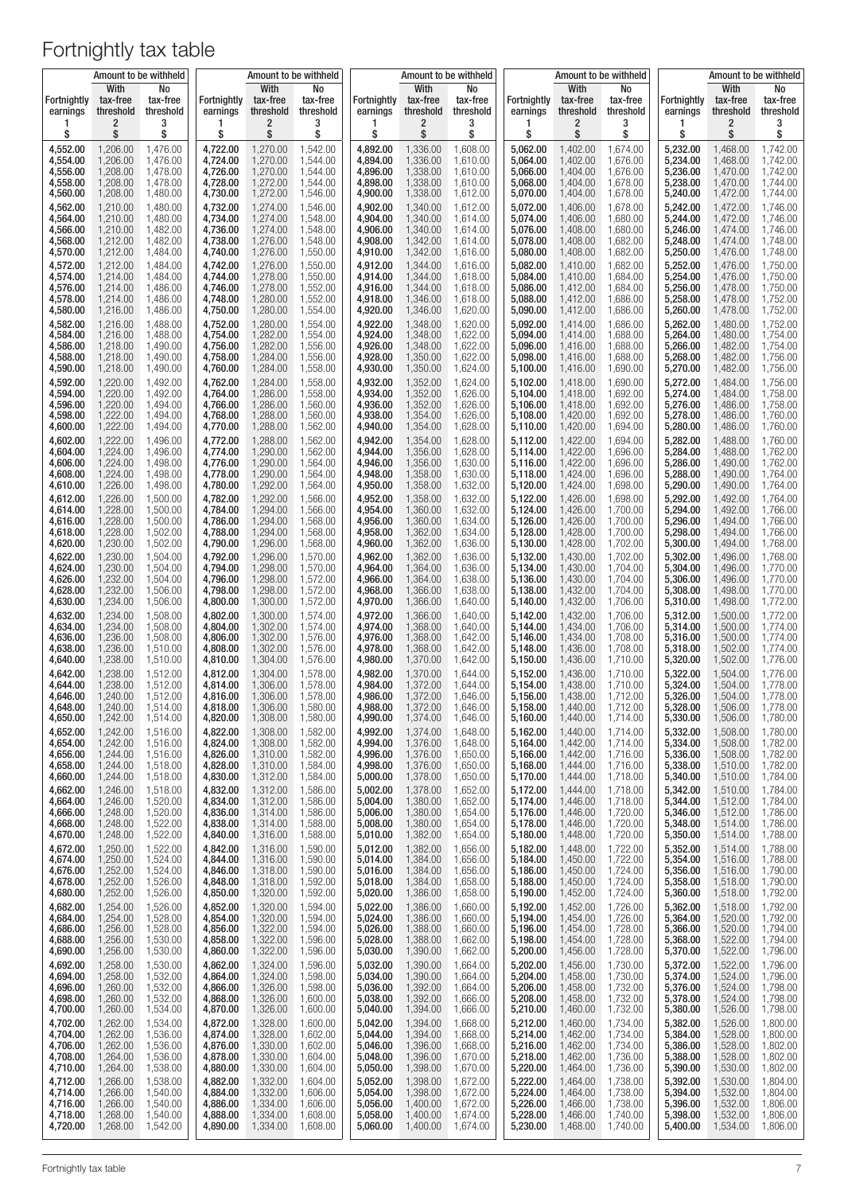# Fortnightly tax table

| Fortnightly earnings 1 $ | Amount to be withheld: With tax-free threshold 2 $ | Amount to be withheld: No tax-free threshold 3 $ | Fortnightly earnings 1 $ | Amount to be withheld: With tax-free threshold 2 $ | Amount to be withheld: No tax-free threshold 3 $ | Fortnightly earnings 1 $ | Amount to be withheld: With tax-free threshold 2 $ | Amount to be withheld: No tax-free threshold 3 $ | Fortnightly earnings 1 $ | Amount to be withheld: With tax-free threshold 2 $ | Amount to be withheld: No tax-free threshold 3 $ | Fortnightly earnings 1 $ | Amount to be withheld: With tax-free threshold 2 $ | Amount to be withheld: No tax-free threshold 3 $ |
|---|---|---|---|---|---|---|---|---|---|---|---|---|---|---|
| 4,552.00 | 1,206.00 | 1,476.00 | 4,722.00 | 1,270.00 | 1,542.00 | 4,892.00 | 1,336.00 | 1,608.00 | 5,062.00 | 1,402.00 | 1,674.00 | 5,232.00 | 1,468.00 | 1,742.00 |
| 4,554.00 | 1,206.00 | 1,476.00 | 4,724.00 | 1,270.00 | 1,544.00 | 4,894.00 | 1,336.00 | 1,610.00 | 5,064.00 | 1,402.00 | 1,676.00 | 5,234.00 | 1,468.00 | 1,742.00 |
| 4,556.00 | 1,208.00 | 1,478.00 | 4,726.00 | 1,270.00 | 1,544.00 | 4,896.00 | 1,338.00 | 1,610.00 | 5,066.00 | 1,404.00 | 1,676.00 | 5,236.00 | 1,470.00 | 1,742.00 |
| 4,558.00 | 1,208.00 | 1,478.00 | 4,728.00 | 1,272.00 | 1,544.00 | 4,898.00 | 1,338.00 | 1,610.00 | 5,068.00 | 1,404.00 | 1,678.00 | 5,238.00 | 1,470.00 | 1,744.00 |
| 4,560.00 | 1,208.00 | 1,480.00 | 4,730.00 | 1,272.00 | 1,546.00 | 4,900.00 | 1,338.00 | 1,612.00 | 5,070.00 | 1,404.00 | 1,678.00 | 5,240.00 | 1,472.00 | 1,744.00 |
| 4,562.00 | 1,210.00 | 1,480.00 | 4,732.00 | 1,274.00 | 1,546.00 | 4,902.00 | 1,340.00 | 1,612.00 | 5,072.00 | 1,406.00 | 1,678.00 | 5,242.00 | 1,472.00 | 1,746.00 |
| 4,564.00 | 1,210.00 | 1,480.00 | 4,734.00 | 1,274.00 | 1,548.00 | 4,904.00 | 1,340.00 | 1,614.00 | 5,074.00 | 1,406.00 | 1,680.00 | 5,244.00 | 1,472.00 | 1,746.00 |
| 4,566.00 | 1,210.00 | 1,482.00 | 4,736.00 | 1,276.00 | 1,548.00 | 4,906.00 | 1,340.00 | 1,614.00 | 5,076.00 | 1,408.00 | 1,680.00 | 5,246.00 | 1,474.00 | 1,746.00 |
| 4,568.00 | 1,212.00 | 1,482.00 | 4,738.00 | 1,276.00 | 1,548.00 | 4,908.00 | 1,342.00 | 1,614.00 | 5,078.00 | 1,408.00 | 1,682.00 | 5,248.00 | 1,474.00 | 1,748.00 |
| 4,570.00 | 1,212.00 | 1,484.00 | 4,740.00 | 1,276.00 | 1,550.00 | 4,910.00 | 1,342.00 | 1,616.00 | 5,080.00 | 1,408.00 | 1,682.00 | 5,250.00 | 1,476.00 | 1,748.00 |
| 4,572.00 | 1,212.00 | 1,484.00 | 4,742.00 | 1,276.00 | 1,550.00 | 4,912.00 | 1,344.00 | 1,616.00 | 5,082.00 | 1,410.00 | 1,682.00 | 5,252.00 | 1,476.00 | 1,750.00 |
| 4,574.00 | 1,214.00 | 1,484.00 | 4,744.00 | 1,278.00 | 1,550.00 | 4,914.00 | 1,344.00 | 1,618.00 | 5,084.00 | 1,410.00 | 1,684.00 | 5,254.00 | 1,476.00 | 1,750.00 |
| 4,576.00 | 1,214.00 | 1,486.00 | 4,746.00 | 1,278.00 | 1,552.00 | 4,916.00 | 1,344.00 | 1,618.00 | 5,086.00 | 1,412.00 | 1,684.00 | 5,256.00 | 1,478.00 | 1,750.00 |
| 4,578.00 | 1,214.00 | 1,486.00 | 4,748.00 | 1,280.00 | 1,552.00 | 4,918.00 | 1,346.00 | 1,618.00 | 5,088.00 | 1,412.00 | 1,684.00 | 5,258.00 | 1,478.00 | 1,752.00 |
| 4,580.00 | 1,216.00 | 1,486.00 | 4,750.00 | 1,280.00 | 1,554.00 | 4,920.00 | 1,346.00 | 1,620.00 | 5,090.00 | 1,412.00 | 1,686.00 | 5,260.00 | 1,478.00 | 1,752.00 |
| 4,582.00 | 1,216.00 | 1,488.00 | 4,752.00 | 1,280.00 | 1,554.00 | 4,922.00 | 1,348.00 | 1,620.00 | 5,092.00 | 1,414.00 | 1,686.00 | 5,262.00 | 1,480.00 | 1,752.00 |
| 4,584.00 | 1,216.00 | 1,488.00 | 4,754.00 | 1,282.00 | 1,554.00 | 4,924.00 | 1,348.00 | 1,622.00 | 5,094.00 | 1,414.00 | 1,688.00 | 5,264.00 | 1,480.00 | 1,754.00 |
| 4,586.00 | 1,218.00 | 1,490.00 | 4,756.00 | 1,282.00 | 1,556.00 | 4,926.00 | 1,348.00 | 1,622.00 | 5,096.00 | 1,416.00 | 1,688.00 | 5,266.00 | 1,482.00 | 1,754.00 |
| 4,588.00 | 1,218.00 | 1,490.00 | 4,758.00 | 1,284.00 | 1,556.00 | 4,928.00 | 1,350.00 | 1,622.00 | 5,098.00 | 1,416.00 | 1,688.00 | 5,268.00 | 1,482.00 | 1,756.00 |
| 4,590.00 | 1,218.00 | 1,490.00 | 4,760.00 | 1,284.00 | 1,558.00 | 4,930.00 | 1,350.00 | 1,624.00 | 5,100.00 | 1,416.00 | 1,690.00 | 5,270.00 | 1,482.00 | 1,756.00 |
| 4,592.00 | 1,220.00 | 1,492.00 | 4,762.00 | 1,284.00 | 1,558.00 | 4,932.00 | 1,352.00 | 1,624.00 | 5,102.00 | 1,418.00 | 1,690.00 | 5,272.00 | 1,484.00 | 1,756.00 |
| 4,594.00 | 1,220.00 | 1,492.00 | 4,764.00 | 1,286.00 | 1,558.00 | 4,934.00 | 1,352.00 | 1,626.00 | 5,104.00 | 1,418.00 | 1,692.00 | 5,274.00 | 1,484.00 | 1,758.00 |
| 4,596.00 | 1,220.00 | 1,494.00 | 4,766.00 | 1,286.00 | 1,560.00 | 4,936.00 | 1,352.00 | 1,626.00 | 5,106.00 | 1,418.00 | 1,692.00 | 5,276.00 | 1,486.00 | 1,758.00 |
| 4,598.00 | 1,222.00 | 1,494.00 | 4,768.00 | 1,288.00 | 1,560.00 | 4,938.00 | 1,354.00 | 1,626.00 | 5,108.00 | 1,420.00 | 1,692.00 | 5,278.00 | 1,486.00 | 1,760.00 |
| 4,600.00 | 1,222.00 | 1,494.00 | 4,770.00 | 1,288.00 | 1,562.00 | 4,940.00 | 1,354.00 | 1,628.00 | 5,110.00 | 1,420.00 | 1,694.00 | 5,280.00 | 1,486.00 | 1,760.00 |
| 4,602.00 | 1,222.00 | 1,496.00 | 4,772.00 | 1,288.00 | 1,562.00 | 4,942.00 | 1,354.00 | 1,628.00 | 5,112.00 | 1,422.00 | 1,694.00 | 5,282.00 | 1,488.00 | 1,760.00 |
| 4,604.00 | 1,224.00 | 1,496.00 | 4,774.00 | 1,290.00 | 1,562.00 | 4,944.00 | 1,356.00 | 1,628.00 | 5,114.00 | 1,422.00 | 1,696.00 | 5,284.00 | 1,488.00 | 1,762.00 |
| 4,606.00 | 1,224.00 | 1,498.00 | 4,776.00 | 1,290.00 | 1,564.00 | 4,946.00 | 1,356.00 | 1,630.00 | 5,116.00 | 1,422.00 | 1,696.00 | 5,286.00 | 1,490.00 | 1,762.00 |
| 4,608.00 | 1,224.00 | 1,498.00 | 4,778.00 | 1,290.00 | 1,564.00 | 4,948.00 | 1,358.00 | 1,630.00 | 5,118.00 | 1,424.00 | 1,696.00 | 5,288.00 | 1,490.00 | 1,764.00 |
| 4,610.00 | 1,226.00 | 1,498.00 | 4,780.00 | 1,292.00 | 1,564.00 | 4,950.00 | 1,358.00 | 1,632.00 | 5,120.00 | 1,424.00 | 1,698.00 | 5,290.00 | 1,490.00 | 1,764.00 |
| 4,612.00 | 1,226.00 | 1,500.00 | 4,782.00 | 1,292.00 | 1,566.00 | 4,952.00 | 1,358.00 | 1,632.00 | 5,122.00 | 1,426.00 | 1,698.00 | 5,292.00 | 1,492.00 | 1,764.00 |
| 4,614.00 | 1,228.00 | 1,500.00 | 4,784.00 | 1,294.00 | 1,566.00 | 4,954.00 | 1,360.00 | 1,632.00 | 5,124.00 | 1,426.00 | 1,700.00 | 5,294.00 | 1,492.00 | 1,766.00 |
| 4,616.00 | 1,228.00 | 1,500.00 | 4,786.00 | 1,294.00 | 1,568.00 | 4,956.00 | 1,360.00 | 1,634.00 | 5,126.00 | 1,426.00 | 1,700.00 | 5,296.00 | 1,494.00 | 1,766.00 |
| 4,618.00 | 1,228.00 | 1,502.00 | 4,788.00 | 1,294.00 | 1,568.00 | 4,958.00 | 1,362.00 | 1,634.00 | 5,128.00 | 1,428.00 | 1,700.00 | 5,298.00 | 1,494.00 | 1,766.00 |
| 4,620.00 | 1,230.00 | 1,502.00 | 4,790.00 | 1,296.00 | 1,568.00 | 4,960.00 | 1,362.00 | 1,636.00 | 5,130.00 | 1,428.00 | 1,702.00 | 5,300.00 | 1,494.00 | 1,768.00 |
| 4,622.00 | 1,230.00 | 1,504.00 | 4,792.00 | 1,296.00 | 1,570.00 | 4,962.00 | 1,362.00 | 1,636.00 | 5,132.00 | 1,430.00 | 1,702.00 | 5,302.00 | 1,496.00 | 1,768.00 |
| 4,624.00 | 1,230.00 | 1,504.00 | 4,794.00 | 1,298.00 | 1,570.00 | 4,964.00 | 1,364.00 | 1,636.00 | 5,134.00 | 1,430.00 | 1,704.00 | 5,304.00 | 1,496.00 | 1,770.00 |
| 4,626.00 | 1,232.00 | 1,504.00 | 4,796.00 | 1,298.00 | 1,572.00 | 4,966.00 | 1,364.00 | 1,638.00 | 5,136.00 | 1,430.00 | 1,704.00 | 5,306.00 | 1,496.00 | 1,770.00 |
| 4,628.00 | 1,232.00 | 1,506.00 | 4,798.00 | 1,298.00 | 1,572.00 | 4,968.00 | 1,366.00 | 1,638.00 | 5,138.00 | 1,432.00 | 1,704.00 | 5,308.00 | 1,498.00 | 1,770.00 |
| 4,630.00 | 1,234.00 | 1,506.00 | 4,800.00 | 1,300.00 | 1,572.00 | 4,970.00 | 1,366.00 | 1,640.00 | 5,140.00 | 1,432.00 | 1,706.00 | 5,310.00 | 1,498.00 | 1,772.00 |
| 4,632.00 | 1,234.00 | 1,508.00 | 4,802.00 | 1,300.00 | 1,574.00 | 4,972.00 | 1,366.00 | 1,640.00 | 5,142.00 | 1,432.00 | 1,706.00 | 5,312.00 | 1,500.00 | 1,772.00 |
| 4,634.00 | 1,234.00 | 1,508.00 | 4,804.00 | 1,302.00 | 1,574.00 | 4,974.00 | 1,368.00 | 1,640.00 | 5,144.00 | 1,434.00 | 1,706.00 | 5,314.00 | 1,500.00 | 1,774.00 |
| 4,636.00 | 1,236.00 | 1,508.00 | 4,806.00 | 1,302.00 | 1,576.00 | 4,976.00 | 1,368.00 | 1,642.00 | 5,146.00 | 1,434.00 | 1,708.00 | 5,316.00 | 1,500.00 | 1,774.00 |
| 4,638.00 | 1,236.00 | 1,510.00 | 4,808.00 | 1,302.00 | 1,576.00 | 4,978.00 | 1,368.00 | 1,642.00 | 5,148.00 | 1,436.00 | 1,708.00 | 5,318.00 | 1,502.00 | 1,774.00 |
| 4,640.00 | 1,238.00 | 1,510.00 | 4,810.00 | 1,304.00 | 1,576.00 | 4,980.00 | 1,370.00 | 1,642.00 | 5,150.00 | 1,436.00 | 1,710.00 | 5,320.00 | 1,502.00 | 1,776.00 |
| 4,642.00 | 1,238.00 | 1,512.00 | 4,812.00 | 1,304.00 | 1,578.00 | 4,982.00 | 1,370.00 | 1,644.00 | 5,152.00 | 1,436.00 | 1,710.00 | 5,322.00 | 1,504.00 | 1,776.00 |
| 4,644.00 | 1,238.00 | 1,512.00 | 4,814.00 | 1,306.00 | 1,578.00 | 4,984.00 | 1,372.00 | 1,644.00 | 5,154.00 | 1,438.00 | 1,710.00 | 5,324.00 | 1,504.00 | 1,778.00 |
| 4,646.00 | 1,240.00 | 1,512.00 | 4,816.00 | 1,306.00 | 1,578.00 | 4,986.00 | 1,372.00 | 1,646.00 | 5,156.00 | 1,438.00 | 1,712.00 | 5,326.00 | 1,504.00 | 1,778.00 |
| 4,648.00 | 1,240.00 | 1,514.00 | 4,818.00 | 1,306.00 | 1,580.00 | 4,988.00 | 1,372.00 | 1,646.00 | 5,158.00 | 1,440.00 | 1,712.00 | 5,328.00 | 1,506.00 | 1,778.00 |
| 4,650.00 | 1,242.00 | 1,514.00 | 4,820.00 | 1,308.00 | 1,580.00 | 4,990.00 | 1,374.00 | 1,646.00 | 5,160.00 | 1,440.00 | 1,714.00 | 5,330.00 | 1,506.00 | 1,780.00 |
| 4,652.00 | 1,242.00 | 1,516.00 | 4,822.00 | 1,308.00 | 1,582.00 | 4,992.00 | 1,374.00 | 1,648.00 | 5,162.00 | 1,440.00 | 1,714.00 | 5,332.00 | 1,508.00 | 1,780.00 |
| 4,654.00 | 1,242.00 | 1,516.00 | 4,824.00 | 1,308.00 | 1,582.00 | 4,994.00 | 1,376.00 | 1,648.00 | 5,164.00 | 1,442.00 | 1,714.00 | 5,334.00 | 1,508.00 | 1,782.00 |
| 4,656.00 | 1,244.00 | 1,516.00 | 4,826.00 | 1,310.00 | 1,582.00 | 4,996.00 | 1,376.00 | 1,650.00 | 5,166.00 | 1,442.00 | 1,716.00 | 5,336.00 | 1,508.00 | 1,782.00 |
| 4,658.00 | 1,244.00 | 1,518.00 | 4,828.00 | 1,310.00 | 1,584.00 | 4,998.00 | 1,376.00 | 1,650.00 | 5,168.00 | 1,444.00 | 1,716.00 | 5,338.00 | 1,510.00 | 1,782.00 |
| 4,660.00 | 1,244.00 | 1,518.00 | 4,830.00 | 1,312.00 | 1,584.00 | 5,000.00 | 1,378.00 | 1,650.00 | 5,170.00 | 1,444.00 | 1,718.00 | 5,340.00 | 1,510.00 | 1,784.00 |
| 4,662.00 | 1,246.00 | 1,518.00 | 4,832.00 | 1,312.00 | 1,586.00 | 5,002.00 | 1,378.00 | 1,652.00 | 5,172.00 | 1,444.00 | 1,718.00 | 5,342.00 | 1,510.00 | 1,784.00 |
| 4,664.00 | 1,246.00 | 1,520.00 | 4,834.00 | 1,312.00 | 1,586.00 | 5,004.00 | 1,380.00 | 1,652.00 | 5,174.00 | 1,446.00 | 1,718.00 | 5,344.00 | 1,512.00 | 1,784.00 |
| 4,666.00 | 1,248.00 | 1,520.00 | 4,836.00 | 1,314.00 | 1,586.00 | 5,006.00 | 1,380.00 | 1,654.00 | 5,176.00 | 1,446.00 | 1,720.00 | 5,346.00 | 1,512.00 | 1,786.00 |
| 4,668.00 | 1,248.00 | 1,522.00 | 4,838.00 | 1,314.00 | 1,588.00 | 5,008.00 | 1,380.00 | 1,654.00 | 5,178.00 | 1,446.00 | 1,720.00 | 5,348.00 | 1,514.00 | 1,786.00 |
| 4,670.00 | 1,248.00 | 1,522.00 | 4,840.00 | 1,316.00 | 1,588.00 | 5,010.00 | 1,382.00 | 1,654.00 | 5,180.00 | 1,448.00 | 1,720.00 | 5,350.00 | 1,514.00 | 1,788.00 |
| 4,672.00 | 1,250.00 | 1,522.00 | 4,842.00 | 1,316.00 | 1,590.00 | 5,012.00 | 1,382.00 | 1,656.00 | 5,182.00 | 1,448.00 | 1,722.00 | 5,352.00 | 1,514.00 | 1,788.00 |
| 4,674.00 | 1,250.00 | 1,524.00 | 4,844.00 | 1,316.00 | 1,590.00 | 5,014.00 | 1,384.00 | 1,656.00 | 5,184.00 | 1,450.00 | 1,722.00 | 5,354.00 | 1,516.00 | 1,788.00 |
| 4,676.00 | 1,252.00 | 1,524.00 | 4,846.00 | 1,318.00 | 1,590.00 | 5,016.00 | 1,384.00 | 1,656.00 | 5,186.00 | 1,450.00 | 1,724.00 | 5,356.00 | 1,516.00 | 1,790.00 |
| 4,678.00 | 1,252.00 | 1,526.00 | 4,848.00 | 1,318.00 | 1,592.00 | 5,018.00 | 1,384.00 | 1,658.00 | 5,188.00 | 1,450.00 | 1,724.00 | 5,358.00 | 1,518.00 | 1,790.00 |
| 4,680.00 | 1,252.00 | 1,526.00 | 4,850.00 | 1,320.00 | 1,592.00 | 5,020.00 | 1,386.00 | 1,658.00 | 5,190.00 | 1,452.00 | 1,724.00 | 5,360.00 | 1,518.00 | 1,792.00 |
| 4,682.00 | 1,254.00 | 1,526.00 | 4,852.00 | 1,320.00 | 1,594.00 | 5,022.00 | 1,386.00 | 1,660.00 | 5,192.00 | 1,452.00 | 1,726.00 | 5,362.00 | 1,518.00 | 1,792.00 |
| 4,684.00 | 1,254.00 | 1,528.00 | 4,854.00 | 1,320.00 | 1,594.00 | 5,024.00 | 1,386.00 | 1,660.00 | 5,194.00 | 1,454.00 | 1,726.00 | 5,364.00 | 1,520.00 | 1,792.00 |
| 4,686.00 | 1,256.00 | 1,528.00 | 4,856.00 | 1,322.00 | 1,594.00 | 5,026.00 | 1,388.00 | 1,660.00 | 5,196.00 | 1,454.00 | 1,728.00 | 5,366.00 | 1,520.00 | 1,794.00 |
| 4,688.00 | 1,256.00 | 1,530.00 | 4,858.00 | 1,322.00 | 1,596.00 | 5,028.00 | 1,388.00 | 1,662.00 | 5,198.00 | 1,454.00 | 1,728.00 | 5,368.00 | 1,522.00 | 1,794.00 |
| 4,690.00 | 1,256.00 | 1,530.00 | 4,860.00 | 1,322.00 | 1,596.00 | 5,030.00 | 1,390.00 | 1,662.00 | 5,200.00 | 1,456.00 | 1,728.00 | 5,370.00 | 1,522.00 | 1,796.00 |
| 4,692.00 | 1,258.00 | 1,530.00 | 4,862.00 | 1,324.00 | 1,596.00 | 5,032.00 | 1,390.00 | 1,664.00 | 5,202.00 | 1,456.00 | 1,730.00 | 5,372.00 | 1,522.00 | 1,796.00 |
| 4,694.00 | 1,258.00 | 1,532.00 | 4,864.00 | 1,324.00 | 1,598.00 | 5,034.00 | 1,390.00 | 1,664.00 | 5,204.00 | 1,458.00 | 1,730.00 | 5,374.00 | 1,524.00 | 1,796.00 |
| 4,696.00 | 1,260.00 | 1,532.00 | 4,866.00 | 1,326.00 | 1,598.00 | 5,036.00 | 1,392.00 | 1,664.00 | 5,206.00 | 1,458.00 | 1,732.00 | 5,376.00 | 1,524.00 | 1,798.00 |
| 4,698.00 | 1,260.00 | 1,532.00 | 4,868.00 | 1,326.00 | 1,600.00 | 5,038.00 | 1,392.00 | 1,666.00 | 5,208.00 | 1,458.00 | 1,732.00 | 5,378.00 | 1,524.00 | 1,798.00 |
| 4,700.00 | 1,260.00 | 1,534.00 | 4,870.00 | 1,326.00 | 1,600.00 | 5,040.00 | 1,394.00 | 1,666.00 | 5,210.00 | 1,460.00 | 1,732.00 | 5,380.00 | 1,526.00 | 1,798.00 |
| 4,702.00 | 1,262.00 | 1,534.00 | 4,872.00 | 1,328.00 | 1,600.00 | 5,042.00 | 1,394.00 | 1,668.00 | 5,212.00 | 1,460.00 | 1,734.00 | 5,382.00 | 1,526.00 | 1,800.00 |
| 4,704.00 | 1,262.00 | 1,536.00 | 4,874.00 | 1,328.00 | 1,602.00 | 5,044.00 | 1,394.00 | 1,668.00 | 5,214.00 | 1,462.00 | 1,734.00 | 5,384.00 | 1,528.00 | 1,800.00 |
| 4,706.00 | 1,262.00 | 1,536.00 | 4,876.00 | 1,330.00 | 1,602.00 | 5,046.00 | 1,396.00 | 1,668.00 | 5,216.00 | 1,462.00 | 1,734.00 | 5,386.00 | 1,528.00 | 1,802.00 |
| 4,708.00 | 1,264.00 | 1,536.00 | 4,878.00 | 1,330.00 | 1,604.00 | 5,048.00 | 1,396.00 | 1,670.00 | 5,218.00 | 1,462.00 | 1,736.00 | 5,388.00 | 1,528.00 | 1,802.00 |
| 4,710.00 | 1,264.00 | 1,538.00 | 4,880.00 | 1,330.00 | 1,604.00 | 5,050.00 | 1,398.00 | 1,670.00 | 5,220.00 | 1,464.00 | 1,736.00 | 5,390.00 | 1,530.00 | 1,802.00 |
| 4,712.00 | 1,266.00 | 1,538.00 | 4,882.00 | 1,332.00 | 1,604.00 | 5,052.00 | 1,398.00 | 1,672.00 | 5,222.00 | 1,464.00 | 1,738.00 | 5,392.00 | 1,530.00 | 1,804.00 |
| 4,714.00 | 1,266.00 | 1,540.00 | 4,884.00 | 1,332.00 | 1,606.00 | 5,054.00 | 1,398.00 | 1,672.00 | 5,224.00 | 1,464.00 | 1,738.00 | 5,394.00 | 1,532.00 | 1,804.00 |
| 4,716.00 | 1,266.00 | 1,540.00 | 4,886.00 | 1,334.00 | 1,606.00 | 5,056.00 | 1,400.00 | 1,672.00 | 5,226.00 | 1,466.00 | 1,738.00 | 5,396.00 | 1,532.00 | 1,806.00 |
| 4,718.00 | 1,268.00 | 1,540.00 | 4,888.00 | 1,334.00 | 1,608.00 | 5,058.00 | 1,400.00 | 1,674.00 | 5,228.00 | 1,466.00 | 1,740.00 | 5,398.00 | 1,532.00 | 1,806.00 |
| 4,720.00 | 1,268.00 | 1,542.00 | 4,890.00 | 1,334.00 | 1,608.00 | 5,060.00 | 1,400.00 | 1,674.00 | 5,230.00 | 1,468.00 | 1,740.00 | 5,400.00 | 1,534.00 | 1,806.00 |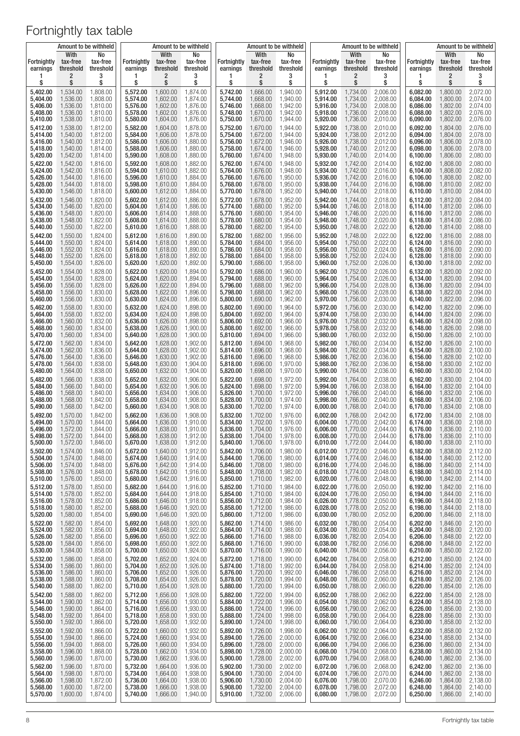# Fortnightly tax table

| Fortnightly earnings | Amount to be withheld: With tax-free threshold | Amount to be withheld: No tax-free threshold |
|---|---|---|
| 1 | 2 | 3 |
| $ | $ | $ |
| 5,402.00 | 1,534.00 | 1,808.00 |
| 5,404.00 | 1,536.00 | 1,808.00 |
| 5,406.00 | 1,536.00 | 1,810.00 |
| 5,408.00 | 1,536.00 | 1,810.00 |
| 5,410.00 | 1,538.00 | 1,810.00 |
| 5,412.00 | 1,538.00 | 1,812.00 |
| 5,414.00 | 1,540.00 | 1,812.00 |
| 5,416.00 | 1,540.00 | 1,812.00 |
| 5,418.00 | 1,540.00 | 1,814.00 |
| 5,420.00 | 1,542.00 | 1,814.00 |
| 5,422.00 | 1,542.00 | 1,816.00 |
| 5,424.00 | 1,542.00 | 1,816.00 |
| 5,426.00 | 1,544.00 | 1,816.00 |
| 5,428.00 | 1,544.00 | 1,818.00 |
| 5,430.00 | 1,546.00 | 1,818.00 |
| 5,432.00 | 1,546.00 | 1,820.00 |
| 5,434.00 | 1,546.00 | 1,820.00 |
| 5,436.00 | 1,548.00 | 1,820.00 |
| 5,438.00 | 1,548.00 | 1,822.00 |
| 5,440.00 | 1,550.00 | 1,822.00 |
| 5,442.00 | 1,550.00 | 1,824.00 |
| 5,444.00 | 1,550.00 | 1,824.00 |
| 5,446.00 | 1,552.00 | 1,824.00 |
| 5,448.00 | 1,552.00 | 1,826.00 |
| 5,450.00 | 1,554.00 | 1,826.00 |
| 5,452.00 | 1,554.00 | 1,828.00 |
| 5,454.00 | 1,554.00 | 1,828.00 |
| 5,456.00 | 1,556.00 | 1,828.00 |
| 5,458.00 | 1,556.00 | 1,830.00 |
| 5,460.00 | 1,556.00 | 1,830.00 |
| 5,462.00 | 1,558.00 | 1,830.00 |
| 5,464.00 | 1,558.00 | 1,832.00 |
| 5,466.00 | 1,560.00 | 1,832.00 |
| 5,468.00 | 1,560.00 | 1,834.00 |
| 5,470.00 | 1,560.00 | 1,834.00 |
| 5,472.00 | 1,562.00 | 1,834.00 |
| 5,474.00 | 1,562.00 | 1,836.00 |
| 5,476.00 | 1,564.00 | 1,836.00 |
| 5,478.00 | 1,564.00 | 1,838.00 |
| 5,480.00 | 1,564.00 | 1,838.00 |
| 5,482.00 | 1,566.00 | 1,838.00 |
| 5,484.00 | 1,566.00 | 1,840.00 |
| 5,486.00 | 1,568.00 | 1,840.00 |
| 5,488.00 | 1,568.00 | 1,842.00 |
| 5,490.00 | 1,568.00 | 1,842.00 |
| 5,492.00 | 1,570.00 | 1,842.00 |
| 5,494.00 | 1,570.00 | 1,844.00 |
| 5,496.00 | 1,572.00 | 1,844.00 |
| 5,498.00 | 1,572.00 | 1,844.00 |
| 5,500.00 | 1,572.00 | 1,846.00 |
| 5,502.00 | 1,574.00 | 1,846.00 |
| 5,504.00 | 1,574.00 | 1,848.00 |
| 5,506.00 | 1,574.00 | 1,848.00 |
| 5,508.00 | 1,576.00 | 1,848.00 |
| 5,510.00 | 1,576.00 | 1,850.00 |
| 5,512.00 | 1,578.00 | 1,850.00 |
| 5,514.00 | 1,578.00 | 1,852.00 |
| 5,516.00 | 1,578.00 | 1,852.00 |
| 5,518.00 | 1,580.00 | 1,852.00 |
| 5,520.00 | 1,580.00 | 1,854.00 |
| 5,522.00 | 1,582.00 | 1,854.00 |
| 5,524.00 | 1,582.00 | 1,856.00 |
| 5,526.00 | 1,582.00 | 1,856.00 |
| 5,528.00 | 1,584.00 | 1,856.00 |
| 5,530.00 | 1,584.00 | 1,858.00 |
| 5,532.00 | 1,586.00 | 1,858.00 |
| 5,534.00 | 1,586.00 | 1,860.00 |
| 5,536.00 | 1,586.00 | 1,860.00 |
| 5,538.00 | 1,588.00 | 1,860.00 |
| 5,540.00 | 1,588.00 | 1,862.00 |
| 5,542.00 | 1,588.00 | 1,862.00 |
| 5,544.00 | 1,590.00 | 1,862.00 |
| 5,546.00 | 1,590.00 | 1,864.00 |
| 5,548.00 | 1,592.00 | 1,864.00 |
| 5,550.00 | 1,592.00 | 1,866.00 |
| 5,552.00 | 1,592.00 | 1,866.00 |
| 5,554.00 | 1,594.00 | 1,866.00 |
| 5,556.00 | 1,594.00 | 1,868.00 |
| 5,558.00 | 1,596.00 | 1,868.00 |
| 5,560.00 | 1,596.00 | 1,870.00 |
| 5,562.00 | 1,596.00 | 1,870.00 |
| 5,564.00 | 1,598.00 | 1,870.00 |
| 5,566.00 | 1,598.00 | 1,872.00 |
| 5,568.00 | 1,600.00 | 1,872.00 |
| 5,570.00 | 1,600.00 | 1,874.00 |
| 5,572.00 | 1,600.00 | 1,874.00 |
| 5,574.00 | 1,602.00 | 1,874.00 |
| 5,576.00 | 1,602.00 | 1,876.00 |
| 5,578.00 | 1,602.00 | 1,876.00 |
| 5,580.00 | 1,604.00 | 1,876.00 |
| 5,582.00 | 1,604.00 | 1,878.00 |
| 5,584.00 | 1,606.00 | 1,878.00 |
| 5,586.00 | 1,606.00 | 1,880.00 |
| 5,588.00 | 1,606.00 | 1,880.00 |
| 5,590.00 | 1,608.00 | 1,880.00 |
| 5,592.00 | 1,608.00 | 1,882.00 |
| 5,594.00 | 1,610.00 | 1,882.00 |
| 5,596.00 | 1,610.00 | 1,884.00 |
| 5,598.00 | 1,610.00 | 1,884.00 |
| 5,600.00 | 1,612.00 | 1,884.00 |
| 5,602.00 | 1,612.00 | 1,886.00 |
| 5,604.00 | 1,614.00 | 1,886.00 |
| 5,606.00 | 1,614.00 | 1,888.00 |
| 5,608.00 | 1,614.00 | 1,888.00 |
| 5,610.00 | 1,616.00 | 1,888.00 |
| 5,612.00 | 1,616.00 | 1,890.00 |
| 5,614.00 | 1,618.00 | 1,890.00 |
| 5,616.00 | 1,618.00 | 1,890.00 |
| 5,618.00 | 1,618.00 | 1,892.00 |
| 5,620.00 | 1,620.00 | 1,892.00 |
| 5,622.00 | 1,620.00 | 1,894.00 |
| 5,624.00 | 1,620.00 | 1,894.00 |
| 5,626.00 | 1,622.00 | 1,894.00 |
| 5,628.00 | 1,622.00 | 1,896.00 |
| 5,630.00 | 1,624.00 | 1,896.00 |
| 5,632.00 | 1,624.00 | 1,898.00 |
| 5,634.00 | 1,624.00 | 1,898.00 |
| 5,636.00 | 1,626.00 | 1,898.00 |
| 5,638.00 | 1,626.00 | 1,900.00 |
| 5,640.00 | 1,628.00 | 1,900.00 |
| 5,642.00 | 1,628.00 | 1,902.00 |
| 5,644.00 | 1,628.00 | 1,902.00 |
| 5,646.00 | 1,630.00 | 1,902.00 |
| 5,648.00 | 1,630.00 | 1,904.00 |
| 5,650.00 | 1,632.00 | 1,904.00 |
| 5,652.00 | 1,632.00 | 1,906.00 |
| 5,654.00 | 1,632.00 | 1,906.00 |
| 5,656.00 | 1,634.00 | 1,906.00 |
| 5,658.00 | 1,634.00 | 1,908.00 |
| 5,660.00 | 1,634.00 | 1,908.00 |
| 5,662.00 | 1,636.00 | 1,908.00 |
| 5,664.00 | 1,636.00 | 1,910.00 |
| 5,666.00 | 1,638.00 | 1,910.00 |
| 5,668.00 | 1,638.00 | 1,912.00 |
| 5,670.00 | 1,638.00 | 1,912.00 |
| 5,672.00 | 1,640.00 | 1,912.00 |
| 5,674.00 | 1,640.00 | 1,914.00 |
| 5,676.00 | 1,642.00 | 1,914.00 |
| 5,678.00 | 1,642.00 | 1,916.00 |
| 5,680.00 | 1,642.00 | 1,916.00 |
| 5,682.00 | 1,644.00 | 1,916.00 |
| 5,684.00 | 1,644.00 | 1,918.00 |
| 5,686.00 | 1,646.00 | 1,918.00 |
| 5,688.00 | 1,646.00 | 1,920.00 |
| 5,690.00 | 1,646.00 | 1,920.00 |
| 5,692.00 | 1,648.00 | 1,920.00 |
| 5,694.00 | 1,648.00 | 1,922.00 |
| 5,696.00 | 1,650.00 | 1,922.00 |
| 5,698.00 | 1,650.00 | 1,922.00 |
| 5,700.00 | 1,650.00 | 1,924.00 |
| 5,702.00 | 1,652.00 | 1,924.00 |
| 5,704.00 | 1,652.00 | 1,926.00 |
| 5,706.00 | 1,652.00 | 1,926.00 |
| 5,708.00 | 1,654.00 | 1,926.00 |
| 5,710.00 | 1,654.00 | 1,928.00 |
| 5,712.00 | 1,656.00 | 1,928.00 |
| 5,714.00 | 1,656.00 | 1,930.00 |
| 5,716.00 | 1,656.00 | 1,930.00 |
| 5,718.00 | 1,658.00 | 1,930.00 |
| 5,720.00 | 1,658.00 | 1,932.00 |
| 5,722.00 | 1,660.00 | 1,932.00 |
| 5,724.00 | 1,660.00 | 1,934.00 |
| 5,726.00 | 1,660.00 | 1,934.00 |
| 5,728.00 | 1,662.00 | 1,934.00 |
| 5,730.00 | 1,662.00 | 1,936.00 |
| 5,732.00 | 1,664.00 | 1,936.00 |
| 5,734.00 | 1,664.00 | 1,938.00 |
| 5,736.00 | 1,664.00 | 1,938.00 |
| 5,738.00 | 1,666.00 | 1,938.00 |
| 5,740.00 | 1,666.00 | 1,940.00 |
| 5,742.00 | 1,666.00 | 1,940.00 |
| 5,744.00 | 1,668.00 | 1,940.00 |
| 5,746.00 | 1,668.00 | 1,942.00 |
| 5,748.00 | 1,670.00 | 1,942.00 |
| 5,750.00 | 1,670.00 | 1,944.00 |
| 5,752.00 | 1,670.00 | 1,944.00 |
| 5,754.00 | 1,672.00 | 1,944.00 |
| 5,756.00 | 1,672.00 | 1,946.00 |
| 5,758.00 | 1,674.00 | 1,946.00 |
| 5,760.00 | 1,674.00 | 1,948.00 |
| 5,762.00 | 1,674.00 | 1,948.00 |
| 5,764.00 | 1,676.00 | 1,948.00 |
| 5,766.00 | 1,676.00 | 1,950.00 |
| 5,768.00 | 1,678.00 | 1,950.00 |
| 5,770.00 | 1,678.00 | 1,952.00 |
| 5,772.00 | 1,678.00 | 1,952.00 |
| 5,774.00 | 1,680.00 | 1,952.00 |
| 5,776.00 | 1,680.00 | 1,954.00 |
| 5,778.00 | 1,680.00 | 1,954.00 |
| 5,780.00 | 1,682.00 | 1,954.00 |
| 5,782.00 | 1,682.00 | 1,956.00 |
| 5,784.00 | 1,684.00 | 1,956.00 |
| 5,786.00 | 1,684.00 | 1,958.00 |
| 5,788.00 | 1,684.00 | 1,958.00 |
| 5,790.00 | 1,686.00 | 1,958.00 |
| 5,792.00 | 1,686.00 | 1,960.00 |
| 5,794.00 | 1,688.00 | 1,960.00 |
| 5,796.00 | 1,688.00 | 1,962.00 |
| 5,798.00 | 1,688.00 | 1,962.00 |
| 5,800.00 | 1,690.00 | 1,962.00 |
| 5,802.00 | 1,690.00 | 1,964.00 |
| 5,804.00 | 1,692.00 | 1,964.00 |
| 5,806.00 | 1,692.00 | 1,966.00 |
| 5,808.00 | 1,692.00 | 1,966.00 |
| 5,810.00 | 1,694.00 | 1,966.00 |
| 5,812.00 | 1,694.00 | 1,968.00 |
| 5,814.00 | 1,696.00 | 1,968.00 |
| 5,816.00 | 1,696.00 | 1,968.00 |
| 5,818.00 | 1,696.00 | 1,970.00 |
| 5,820.00 | 1,698.00 | 1,970.00 |
| 5,822.00 | 1,698.00 | 1,972.00 |
| 5,824.00 | 1,698.00 | 1,972.00 |
| 5,826.00 | 1,700.00 | 1,972.00 |
| 5,828.00 | 1,700.00 | 1,974.00 |
| 5,830.00 | 1,702.00 | 1,974.00 |
| 5,832.00 | 1,702.00 | 1,976.00 |
| 5,834.00 | 1,702.00 | 1,976.00 |
| 5,836.00 | 1,704.00 | 1,976.00 |
| 5,838.00 | 1,704.00 | 1,978.00 |
| 5,840.00 | 1,706.00 | 1,978.00 |
| 5,842.00 | 1,706.00 | 1,980.00 |
| 5,844.00 | 1,706.00 | 1,980.00 |
| 5,846.00 | 1,708.00 | 1,980.00 |
| 5,848.00 | 1,708.00 | 1,982.00 |
| 5,850.00 | 1,710.00 | 1,982.00 |
| 5,852.00 | 1,710.00 | 1,984.00 |
| 5,854.00 | 1,710.00 | 1,984.00 |
| 5,856.00 | 1,712.00 | 1,984.00 |
| 5,858.00 | 1,712.00 | 1,986.00 |
| 5,860.00 | 1,712.00 | 1,986.00 |
| 5,862.00 | 1,714.00 | 1,986.00 |
| 5,864.00 | 1,714.00 | 1,988.00 |
| 5,866.00 | 1,716.00 | 1,988.00 |
| 5,868.00 | 1,716.00 | 1,990.00 |
| 5,870.00 | 1,716.00 | 1,990.00 |
| 5,872.00 | 1,718.00 | 1,990.00 |
| 5,874.00 | 1,718.00 | 1,992.00 |
| 5,876.00 | 1,720.00 | 1,992.00 |
| 5,878.00 | 1,720.00 | 1,994.00 |
| 5,880.00 | 1,720.00 | 1,994.00 |
| 5,882.00 | 1,722.00 | 1,994.00 |
| 5,884.00 | 1,722.00 | 1,996.00 |
| 5,886.00 | 1,724.00 | 1,996.00 |
| 5,888.00 | 1,724.00 | 1,998.00 |
| 5,890.00 | 1,724.00 | 1,998.00 |
| 5,892.00 | 1,726.00 | 1,998.00 |
| 5,894.00 | 1,726.00 | 2,000.00 |
| 5,896.00 | 1,728.00 | 2,000.00 |
| 5,898.00 | 1,728.00 | 2,000.00 |
| 5,900.00 | 1,728.00 | 2,002.00 |
| 5,902.00 | 1,730.00 | 2,002.00 |
| 5,904.00 | 1,730.00 | 2,004.00 |
| 5,906.00 | 1,730.00 | 2,004.00 |
| 5,908.00 | 1,732.00 | 2,004.00 |
| 5,910.00 | 1,732.00 | 2,006.00 |
| 5,912.00 | 1,734.00 | 2,006.00 |
| 5,914.00 | 1,734.00 | 2,008.00 |
| 5,916.00 | 1,734.00 | 2,008.00 |
| 5,918.00 | 1,736.00 | 2,008.00 |
| 5,920.00 | 1,736.00 | 2,010.00 |
| 5,922.00 | 1,738.00 | 2,010.00 |
| 5,924.00 | 1,738.00 | 2,012.00 |
| 5,926.00 | 1,738.00 | 2,012.00 |
| 5,928.00 | 1,740.00 | 2,012.00 |
| 5,930.00 | 1,740.00 | 2,014.00 |
| 5,932.00 | 1,742.00 | 2,014.00 |
| 5,934.00 | 1,742.00 | 2,016.00 |
| 5,936.00 | 1,742.00 | 2,016.00 |
| 5,938.00 | 1,744.00 | 2,016.00 |
| 5,940.00 | 1,744.00 | 2,018.00 |
| 5,942.00 | 1,744.00 | 2,018.00 |
| 5,944.00 | 1,746.00 | 2,018.00 |
| 5,946.00 | 1,746.00 | 2,020.00 |
| 5,948.00 | 1,748.00 | 2,020.00 |
| 5,950.00 | 1,748.00 | 2,022.00 |
| 5,952.00 | 1,748.00 | 2,022.00 |
| 5,954.00 | 1,750.00 | 2,022.00 |
| 5,956.00 | 1,750.00 | 2,024.00 |
| 5,958.00 | 1,752.00 | 2,024.00 |
| 5,960.00 | 1,752.00 | 2,026.00 |
| 5,962.00 | 1,752.00 | 2,026.00 |
| 5,964.00 | 1,754.00 | 2,026.00 |
| 5,966.00 | 1,754.00 | 2,028.00 |
| 5,968.00 | 1,756.00 | 2,028.00 |
| 5,970.00 | 1,756.00 | 2,030.00 |
| 5,972.00 | 1,756.00 | 2,030.00 |
| 5,974.00 | 1,758.00 | 2,030.00 |
| 5,976.00 | 1,758.00 | 2,032.00 |
| 5,978.00 | 1,758.00 | 2,032.00 |
| 5,980.00 | 1,760.00 | 2,032.00 |
| 5,982.00 | 1,760.00 | 2,034.00 |
| 5,984.00 | 1,762.00 | 2,034.00 |
| 5,986.00 | 1,762.00 | 2,036.00 |
| 5,988.00 | 1,762.00 | 2,036.00 |
| 5,990.00 | 1,764.00 | 2,036.00 |
| 5,992.00 | 1,764.00 | 2,038.00 |
| 5,994.00 | 1,766.00 | 2,038.00 |
| 5,996.00 | 1,766.00 | 2,040.00 |
| 5,998.00 | 1,766.00 | 2,040.00 |
| 6,000.00 | 1,768.00 | 2,040.00 |
| 6,002.00 | 1,768.00 | 2,042.00 |
| 6,004.00 | 1,770.00 | 2,042.00 |
| 6,006.00 | 1,770.00 | 2,044.00 |
| 6,008.00 | 1,770.00 | 2,044.00 |
| 6,010.00 | 1,772.00 | 2,044.00 |
| 6,012.00 | 1,772.00 | 2,046.00 |
| 6,014.00 | 1,774.00 | 2,046.00 |
| 6,016.00 | 1,774.00 | 2,046.00 |
| 6,018.00 | 1,774.00 | 2,048.00 |
| 6,020.00 | 1,776.00 | 2,048.00 |
| 6,022.00 | 1,776.00 | 2,050.00 |
| 6,024.00 | 1,776.00 | 2,050.00 |
| 6,026.00 | 1,778.00 | 2,050.00 |
| 6,028.00 | 1,778.00 | 2,052.00 |
| 6,030.00 | 1,780.00 | 2,052.00 |
| 6,032.00 | 1,780.00 | 2,054.00 |
| 6,034.00 | 1,780.00 | 2,054.00 |
| 6,036.00 | 1,782.00 | 2,054.00 |
| 6,038.00 | 1,782.00 | 2,056.00 |
| 6,040.00 | 1,784.00 | 2,056.00 |
| 6,042.00 | 1,784.00 | 2,058.00 |
| 6,044.00 | 1,784.00 | 2,058.00 |
| 6,046.00 | 1,786.00 | 2,058.00 |
| 6,048.00 | 1,786.00 | 2,060.00 |
| 6,050.00 | 1,788.00 | 2,060.00 |
| 6,052.00 | 1,788.00 | 2,062.00 |
| 6,054.00 | 1,788.00 | 2,062.00 |
| 6,056.00 | 1,790.00 | 2,062.00 |
| 6,058.00 | 1,790.00 | 2,064.00 |
| 6,060.00 | 1,790.00 | 2,064.00 |
| 6,062.00 | 1,792.00 | 2,064.00 |
| 6,064.00 | 1,792.00 | 2,066.00 |
| 6,066.00 | 1,794.00 | 2,066.00 |
| 6,068.00 | 1,794.00 | 2,068.00 |
| 6,070.00 | 1,794.00 | 2,068.00 |
| 6,072.00 | 1,796.00 | 2,068.00 |
| 6,074.00 | 1,796.00 | 2,070.00 |
| 6,076.00 | 1,798.00 | 2,070.00 |
| 6,078.00 | 1,798.00 | 2,072.00 |
| 6,080.00 | 1,798.00 | 2,072.00 |
| 6,082.00 | 1,800.00 | 2,072.00 |
| 6,084.00 | 1,800.00 | 2,074.00 |
| 6,086.00 | 1,802.00 | 2,074.00 |
| 6,088.00 | 1,802.00 | 2,076.00 |
| 6,090.00 | 1,802.00 | 2,076.00 |
| 6,092.00 | 1,804.00 | 2,076.00 |
| 6,094.00 | 1,804.00 | 2,078.00 |
| 6,096.00 | 1,806.00 | 2,078.00 |
| 6,098.00 | 1,806.00 | 2,078.00 |
| 6,100.00 | 1,806.00 | 2,080.00 |
| 6,102.00 | 1,808.00 | 2,080.00 |
| 6,104.00 | 1,808.00 | 2,082.00 |
| 6,106.00 | 1,808.00 | 2,082.00 |
| 6,108.00 | 1,810.00 | 2,082.00 |
| 6,110.00 | 1,810.00 | 2,084.00 |
| 6,112.00 | 1,812.00 | 2,084.00 |
| 6,114.00 | 1,812.00 | 2,086.00 |
| 6,116.00 | 1,812.00 | 2,086.00 |
| 6,118.00 | 1,814.00 | 2,086.00 |
| 6,120.00 | 1,814.00 | 2,088.00 |
| 6,122.00 | 1,816.00 | 2,088.00 |
| 6,124.00 | 1,816.00 | 2,090.00 |
| 6,126.00 | 1,816.00 | 2,090.00 |
| 6,128.00 | 1,818.00 | 2,090.00 |
| 6,130.00 | 1,818.00 | 2,092.00 |
| 6,132.00 | 1,820.00 | 2,092.00 |
| 6,134.00 | 1,820.00 | 2,094.00 |
| 6,136.00 | 1,820.00 | 2,094.00 |
| 6,138.00 | 1,822.00 | 2,094.00 |
| 6,140.00 | 1,822.00 | 2,096.00 |
| 6,142.00 | 1,822.00 | 2,096.00 |
| 6,144.00 | 1,824.00 | 2,096.00 |
| 6,146.00 | 1,824.00 | 2,098.00 |
| 6,148.00 | 1,826.00 | 2,098.00 |
| 6,150.00 | 1,826.00 | 2,100.00 |
| 6,152.00 | 1,826.00 | 2,100.00 |
| 6,154.00 | 1,828.00 | 2,100.00 |
| 6,156.00 | 1,828.00 | 2,102.00 |
| 6,158.00 | 1,830.00 | 2,102.00 |
| 6,160.00 | 1,830.00 | 2,104.00 |
| 6,162.00 | 1,830.00 | 2,104.00 |
| 6,164.00 | 1,832.00 | 2,104.00 |
| 6,166.00 | 1,832.00 | 2,106.00 |
| 6,168.00 | 1,834.00 | 2,106.00 |
| 6,170.00 | 1,834.00 | 2,108.00 |
| 6,172.00 | 1,834.00 | 2,108.00 |
| 6,174.00 | 1,836.00 | 2,108.00 |
| 6,176.00 | 1,836.00 | 2,110.00 |
| 6,178.00 | 1,836.00 | 2,110.00 |
| 6,180.00 | 1,838.00 | 2,110.00 |
| 6,182.00 | 1,838.00 | 2,112.00 |
| 6,184.00 | 1,840.00 | 2,112.00 |
| 6,186.00 | 1,840.00 | 2,114.00 |
| 6,188.00 | 1,840.00 | 2,114.00 |
| 6,190.00 | 1,842.00 | 2,114.00 |
| 6,192.00 | 1,842.00 | 2,116.00 |
| 6,194.00 | 1,844.00 | 2,116.00 |
| 6,196.00 | 1,844.00 | 2,118.00 |
| 6,198.00 | 1,844.00 | 2,118.00 |
| 6,200.00 | 1,846.00 | 2,118.00 |
| 6,202.00 | 1,846.00 | 2,120.00 |
| 6,204.00 | 1,848.00 | 2,120.00 |
| 6,206.00 | 1,848.00 | 2,122.00 |
| 6,208.00 | 1,848.00 | 2,122.00 |
| 6,210.00 | 1,850.00 | 2,122.00 |
| 6,212.00 | 1,850.00 | 2,124.00 |
| 6,214.00 | 1,852.00 | 2,124.00 |
| 6,216.00 | 1,852.00 | 2,124.00 |
| 6,218.00 | 1,852.00 | 2,126.00 |
| 6,220.00 | 1,854.00 | 2,126.00 |
| 6,222.00 | 1,854.00 | 2,128.00 |
| 6,224.00 | 1,854.00 | 2,128.00 |
| 6,226.00 | 1,856.00 | 2,130.00 |
| 6,228.00 | 1,856.00 | 2,130.00 |
| 6,230.00 | 1,858.00 | 2,132.00 |
| 6,232.00 | 1,858.00 | 2,132.00 |
| 6,234.00 | 1,858.00 | 2,134.00 |
| 6,236.00 | 1,860.00 | 2,134.00 |
| 6,238.00 | 1,860.00 | 2,134.00 |
| 6,240.00 | 1,862.00 | 2,136.00 |
| 6,242.00 | 1,862.00 | 2,136.00 |
| 6,244.00 | 1,862.00 | 2,138.00 |
| 6,246.00 | 1,864.00 | 2,138.00 |
| 6,248.00 | 1,864.00 | 2,140.00 |
| 6,250.00 | 1,866.00 | 2,140.00 |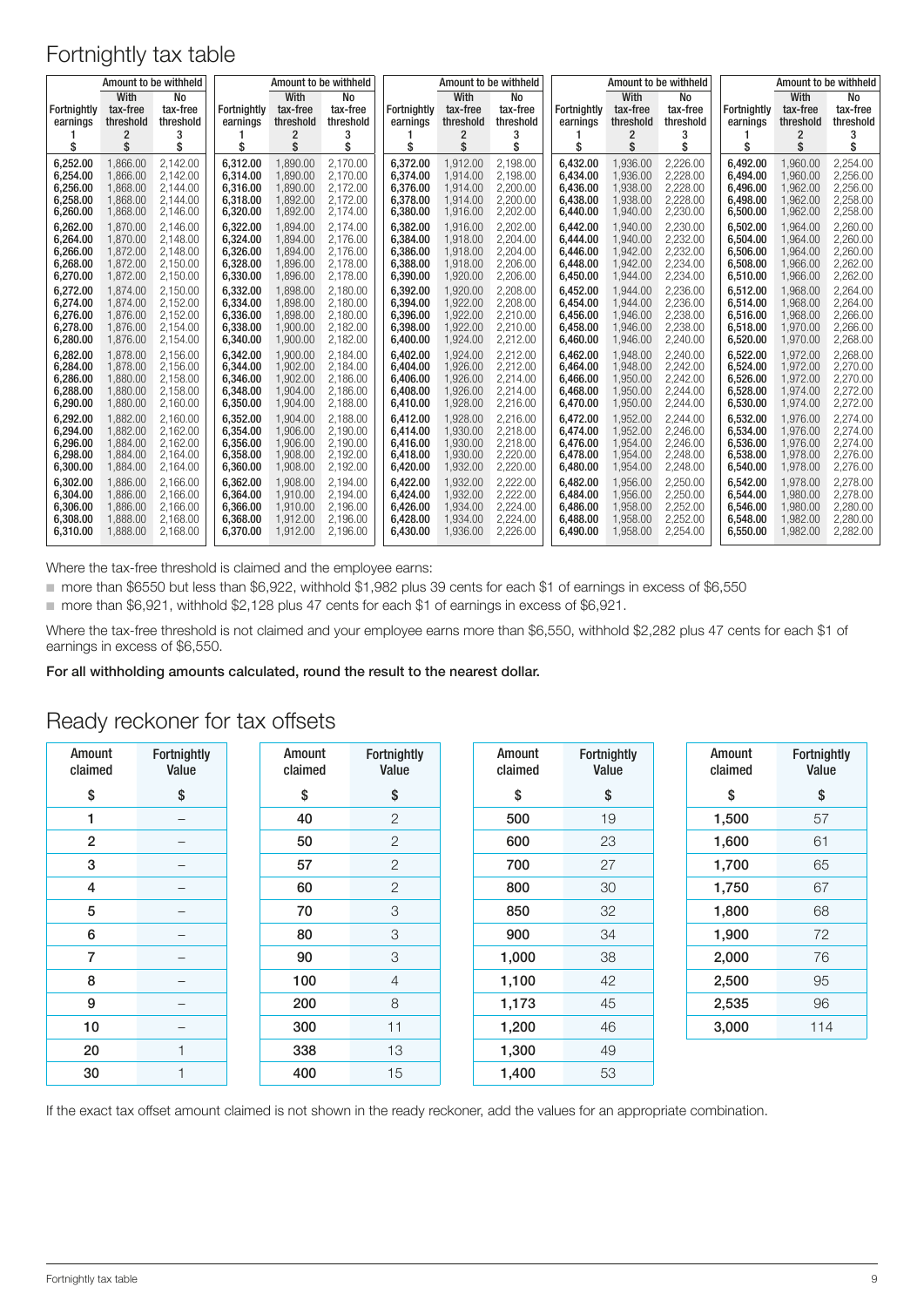## Fortnightly tax table

| Fortnightly earnings | Amount to be withheld | | Fortnightly earnings | Amount to be withheld | | Fortnightly earnings | Amount to be withheld | | Fortnightly earnings | Amount to be withheld | | Fortnightly earnings | Amount to be withheld | |
|---|---|---|---|---|---|---|---|---|---|---|---|---|---|---|
| | With tax-free threshold | No tax-free threshold | | With tax-free threshold | No tax-free threshold | | With tax-free threshold | No tax-free threshold | | With tax-free threshold | No tax-free threshold | | With tax-free threshold | No tax-free threshold |
| 1 | 2 | 3 | 1 | 2 | 3 | 1 | 2 | 3 | 1 | 2 | 3 | 1 | 2 | 3 |
| $ | $ | $ | $ | $ | $ | $ | $ | $ | $ | $ | $ | $ | $ | $ |
| 6,252.00 | 1,866.00 | 2,142.00 | 6,312.00 | 1,890.00 | 2,170.00 | 6,372.00 | 1,912.00 | 2,198.00 | 6,432.00 | 1,936.00 | 2,226.00 | 6,492.00 | 1,960.00 | 2,254.00 |
| 6,254.00 | 1,866.00 | 2,142.00 | 6,314.00 | 1,890.00 | 2,170.00 | 6,374.00 | 1,914.00 | 2,198.00 | 6,434.00 | 1,936.00 | 2,228.00 | 6,494.00 | 1,960.00 | 2,256.00 |
| 6,256.00 | 1,868.00 | 2,144.00 | 6,316.00 | 1,890.00 | 2,172.00 | 6,376.00 | 1,914.00 | 2,200.00 | 6,436.00 | 1,938.00 | 2,228.00 | 6,496.00 | 1,962.00 | 2,256.00 |
| 6,258.00 | 1,868.00 | 2,144.00 | 6,318.00 | 1,892.00 | 2,172.00 | 6,378.00 | 1,914.00 | 2,200.00 | 6,438.00 | 1,938.00 | 2,228.00 | 6,498.00 | 1,962.00 | 2,258.00 |
| 6,260.00 | 1,868.00 | 2,146.00 | 6,320.00 | 1,892.00 | 2,174.00 | 6,380.00 | 1,916.00 | 2,202.00 | 6,440.00 | 1,940.00 | 2,230.00 | 6,500.00 | 1,962.00 | 2,258.00 |
| 6,262.00 | 1,870.00 | 2,146.00 | 6,322.00 | 1,894.00 | 2,174.00 | 6,382.00 | 1,916.00 | 2,202.00 | 6,442.00 | 1,940.00 | 2,230.00 | 6,502.00 | 1,964.00 | 2,260.00 |
| 6,264.00 | 1,870.00 | 2,148.00 | 6,324.00 | 1,894.00 | 2,176.00 | 6,384.00 | 1,918.00 | 2,204.00 | 6,444.00 | 1,940.00 | 2,232.00 | 6,504.00 | 1,964.00 | 2,260.00 |
| 6,266.00 | 1,872.00 | 2,148.00 | 6,326.00 | 1,894.00 | 2,176.00 | 6,386.00 | 1,918.00 | 2,204.00 | 6,446.00 | 1,942.00 | 2,232.00 | 6,506.00 | 1,964.00 | 2,260.00 |
| 6,268.00 | 1,872.00 | 2,150.00 | 6,328.00 | 1,896.00 | 2,178.00 | 6,388.00 | 1,918.00 | 2,206.00 | 6,448.00 | 1,942.00 | 2,234.00 | 6,508.00 | 1,966.00 | 2,262.00 |
| 6,270.00 | 1,872.00 | 2,150.00 | 6,330.00 | 1,896.00 | 2,178.00 | 6,390.00 | 1,920.00 | 2,206.00 | 6,450.00 | 1,944.00 | 2,234.00 | 6,510.00 | 1,966.00 | 2,262.00 |
| 6,272.00 | 1,874.00 | 2,150.00 | 6,332.00 | 1,898.00 | 2,180.00 | 6,392.00 | 1,920.00 | 2,208.00 | 6,452.00 | 1,944.00 | 2,236.00 | 6,512.00 | 1,968.00 | 2,264.00 |
| 6,274.00 | 1,874.00 | 2,152.00 | 6,334.00 | 1,898.00 | 2,180.00 | 6,394.00 | 1,922.00 | 2,208.00 | 6,454.00 | 1,944.00 | 2,236.00 | 6,514.00 | 1,968.00 | 2,264.00 |
| 6,276.00 | 1,876.00 | 2,152.00 | 6,336.00 | 1,898.00 | 2,180.00 | 6,396.00 | 1,922.00 | 2,210.00 | 6,456.00 | 1,946.00 | 2,238.00 | 6,516.00 | 1,968.00 | 2,266.00 |
| 6,278.00 | 1,876.00 | 2,154.00 | 6,338.00 | 1,900.00 | 2,182.00 | 6,398.00 | 1,922.00 | 2,210.00 | 6,458.00 | 1,946.00 | 2,238.00 | 6,518.00 | 1,970.00 | 2,266.00 |
| 6,280.00 | 1,876.00 | 2,154.00 | 6,340.00 | 1,900.00 | 2,182.00 | 6,400.00 | 1,924.00 | 2,212.00 | 6,460.00 | 1,946.00 | 2,240.00 | 6,520.00 | 1,970.00 | 2,268.00 |
| 6,282.00 | 1,878.00 | 2,156.00 | 6,342.00 | 1,900.00 | 2,184.00 | 6,402.00 | 1,924.00 | 2,212.00 | 6,462.00 | 1,948.00 | 2,240.00 | 6,522.00 | 1,972.00 | 2,268.00 |
| 6,284.00 | 1,878.00 | 2,156.00 | 6,344.00 | 1,902.00 | 2,184.00 | 6,404.00 | 1,926.00 | 2,212.00 | 6,464.00 | 1,948.00 | 2,242.00 | 6,524.00 | 1,972.00 | 2,270.00 |
| 6,286.00 | 1,880.00 | 2,158.00 | 6,346.00 | 1,902.00 | 2,186.00 | 6,406.00 | 1,926.00 | 2,214.00 | 6,466.00 | 1,950.00 | 2,242.00 | 6,526.00 | 1,972.00 | 2,270.00 |
| 6,288.00 | 1,880.00 | 2,158.00 | 6,348.00 | 1,904.00 | 2,186.00 | 6,408.00 | 1,926.00 | 2,214.00 | 6,468.00 | 1,950.00 | 2,244.00 | 6,528.00 | 1,974.00 | 2,272.00 |
| 6,290.00 | 1,880.00 | 2,160.00 | 6,350.00 | 1,904.00 | 2,188.00 | 6,410.00 | 1,928.00 | 2,216.00 | 6,470.00 | 1,950.00 | 2,244.00 | 6,530.00 | 1,974.00 | 2,272.00 |
| 6,292.00 | 1,882.00 | 2,160.00 | 6,352.00 | 1,904.00 | 2,188.00 | 6,412.00 | 1,928.00 | 2,216.00 | 6,472.00 | 1,952.00 | 2,244.00 | 6,532.00 | 1,976.00 | 2,274.00 |
| 6,294.00 | 1,882.00 | 2,162.00 | 6,354.00 | 1,906.00 | 2,190.00 | 6,414.00 | 1,930.00 | 2,218.00 | 6,474.00 | 1,952.00 | 2,246.00 | 6,534.00 | 1,976.00 | 2,274.00 |
| 6,296.00 | 1,884.00 | 2,162.00 | 6,356.00 | 1,906.00 | 2,190.00 | 6,416.00 | 1,930.00 | 2,218.00 | 6,476.00 | 1,954.00 | 2,246.00 | 6,536.00 | 1,976.00 | 2,274.00 |
| 6,298.00 | 1,884.00 | 2,164.00 | 6,358.00 | 1,908.00 | 2,192.00 | 6,418.00 | 1,930.00 | 2,220.00 | 6,478.00 | 1,954.00 | 2,248.00 | 6,538.00 | 1,978.00 | 2,276.00 |
| 6,300.00 | 1,884.00 | 2,164.00 | 6,360.00 | 1,908.00 | 2,192.00 | 6,420.00 | 1,932.00 | 2,220.00 | 6,480.00 | 1,954.00 | 2,248.00 | 6,540.00 | 1,978.00 | 2,276.00 |
| 6,302.00 | 1,886.00 | 2,166.00 | 6,362.00 | 1,908.00 | 2,194.00 | 6,422.00 | 1,932.00 | 2,222.00 | 6,482.00 | 1,956.00 | 2,250.00 | 6,542.00 | 1,978.00 | 2,278.00 |
| 6,304.00 | 1,886.00 | 2,166.00 | 6,364.00 | 1,910.00 | 2,194.00 | 6,424.00 | 1,932.00 | 2,222.00 | 6,484.00 | 1,956.00 | 2,250.00 | 6,544.00 | 1,980.00 | 2,278.00 |
| 6,306.00 | 1,886.00 | 2,166.00 | 6,366.00 | 1,910.00 | 2,196.00 | 6,426.00 | 1,934.00 | 2,224.00 | 6,486.00 | 1,958.00 | 2,252.00 | 6,546.00 | 1,980.00 | 2,280.00 |
| 6,308.00 | 1,888.00 | 2,168.00 | 6,368.00 | 1,912.00 | 2,196.00 | 6,428.00 | 1,934.00 | 2,224.00 | 6,488.00 | 1,958.00 | 2,252.00 | 6,548.00 | 1,982.00 | 2,280.00 |
| 6,310.00 | 1,888.00 | 2,168.00 | 6,370.00 | 1,912.00 | 2,196.00 | 6,430.00 | 1,936.00 | 2,226.00 | 6,490.00 | 1,958.00 | 2,254.00 | 6,550.00 | 1,982.00 | 2,282.00 |

Where the tax-free threshold is claimed and the employee earns:

- more than $6550 but less than $6,922, withhold $1,982 plus 39 cents for each $1 of earnings in excess of $6,550
- more than $6,921, withhold $2,128 plus 47 cents for each $1 of earnings in excess of $6,921.

Where the tax-free threshold is not claimed and your employee earns more than $6,550, withhold $2,282 plus 47 cents for each $1 of earnings in excess of $6,550.

**For all withholding amounts calculated, round the result to the nearest dollar.**

## Ready reckoner for tax offsets

| Amount claimed | Fortnightly Value | Amount claimed | Fortnightly Value | Amount claimed | Fortnightly Value | Amount claimed | Fortnightly Value |
|---|---|---|---|---|---|---|---|
| $ | $ | $ | $ | $ | $ | $ | $ |
| 1 | – | 40 | 2 | 500 | 19 | 1,500 | 57 |
| 2 | – | 50 | 2 | 600 | 23 | 1,600 | 61 |
| 3 | – | 57 | 2 | 700 | 27 | 1,700 | 65 |
| 4 | – | 60 | 2 | 800 | 30 | 1,750 | 67 |
| 5 | – | 70 | 3 | 850 | 32 | 1,800 | 68 |
| 6 | – | 80 | 3 | 900 | 34 | 1,900 | 72 |
| 7 | – | 90 | 3 | 1,000 | 38 | 2,000 | 76 |
| 8 | – | 100 | 4 | 1,100 | 42 | 2,500 | 95 |
| 9 | – | 200 | 8 | 1,173 | 45 | 2,535 | 96 |
| 10 | – | 300 | 11 | 1,200 | 46 | 3,000 | 114 |
| 20 | 1 | 338 | 13 | 1,300 | 49 | | |
| 30 | 1 | 400 | 15 | 1,400 | 53 | | |

If the exact tax offset amount claimed is not shown in the ready reckoner, add the values for an appropriate combination.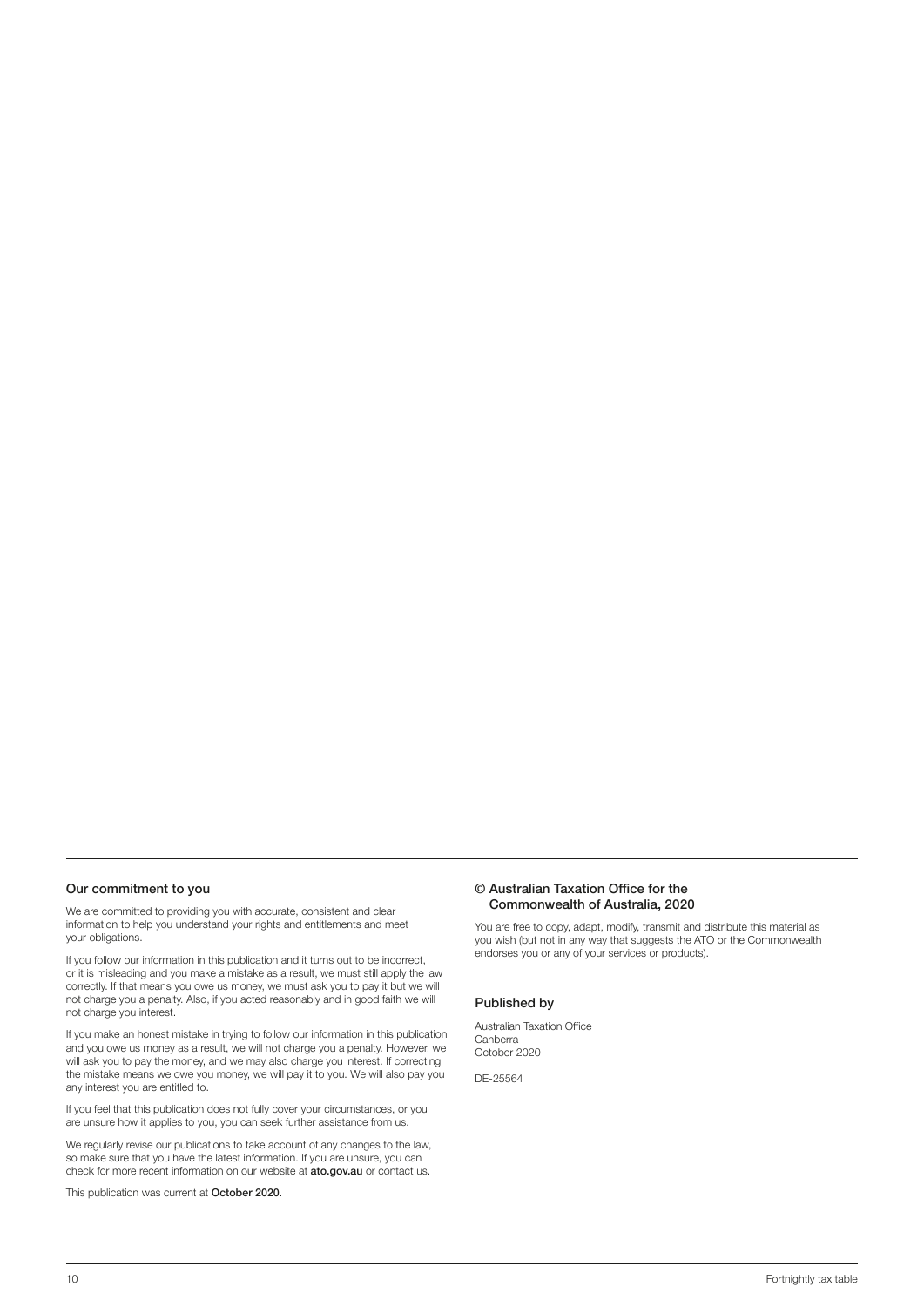## Our commitment to you

We are committed to providing you with accurate, consistent and clear information to help you understand your rights and entitlements and meet your obligations.

If you follow our information in this publication and it turns out to be incorrect, or it is misleading and you make a mistake as a result, we must still apply the law correctly. If that means you owe us money, we must ask you to pay it but we will not charge you a penalty. Also, if you acted reasonably and in good faith we will not charge you interest.

If you make an honest mistake in trying to follow our information in this publication and you owe us money as a result, we will not charge you a penalty. However, we will ask you to pay the money, and we may also charge you interest. If correcting the mistake means we owe you money, we will pay it to you. We will also pay you any interest you are entitled to.

If you feel that this publication does not fully cover your circumstances, or you are unsure how it applies to you, you can seek further assistance from us.

We regularly revise our publications to take account of any changes to the law, so make sure that you have the latest information. If you are unsure, you can check for more recent information on our website at **ato.gov.au** or contact us.

This publication was current at **October 2020**.

## © Australian Taxation Office for the Commonwealth of Australia, 2020

You are free to copy, adapt, modify, transmit and distribute this material as you wish (but not in any way that suggests the ATO or the Commonwealth endorses you or any of your services or products).

## Published by

Australian Taxation Office
Canberra
October 2020

DE-25564